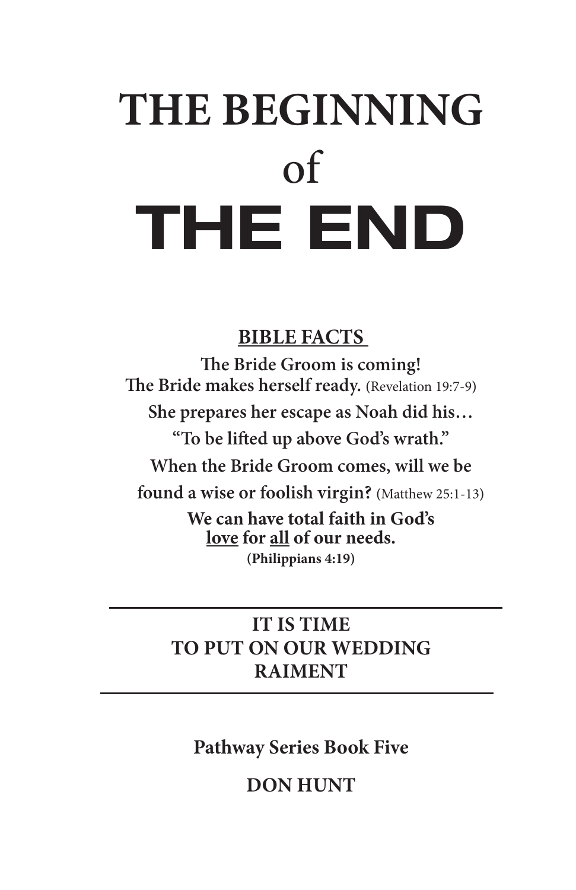# THE BEGINNING of THE END

**BIBLE FACTS**

**The Bride Groom is coming!**
**The Bride makes herself ready.** (Revelation 19:7-9)
**She prepares her escape as Noah did his…**
**"To be lifted up above God's wrath."**
**When the Bride Groom comes, will we be found a wise or foolish virgin?** (Matthew 25:1-13)
**We can have total faith in God's love for all of our needs.**
**(Philippians 4:19)**

---

**IT IS TIME TO PUT ON OUR WEDDING RAIMENT**

---

**Pathway Series Book Five**

**DON HUNT**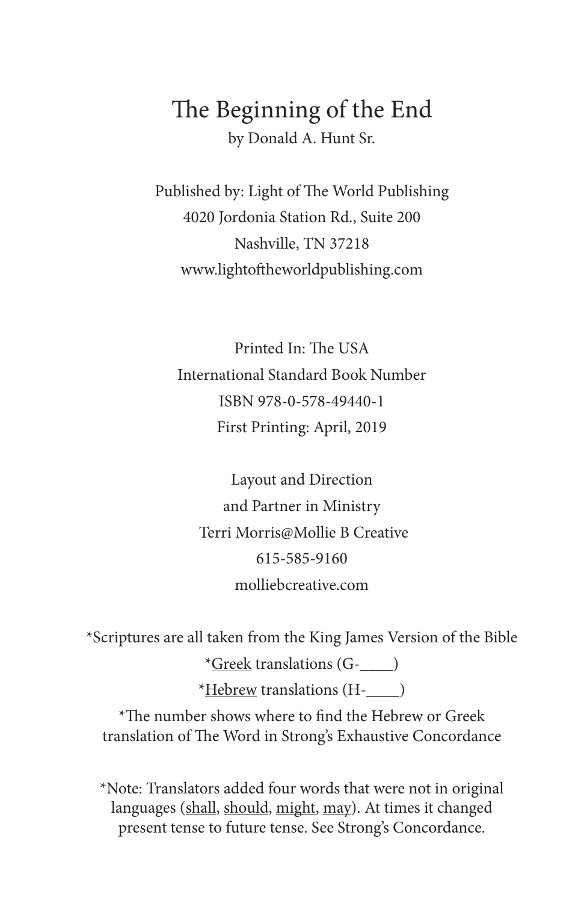# The Beginning of the End

by Donald A. Hunt Sr.

Published by: Light of The World Publishing
4020 Jordonia Station Rd., Suite 200
Nashville, TN 37218
www.lightoftheworldpublishing.com

Printed In: The USA
International Standard Book Number
ISBN 978-0-578-49440-1
First Printing: April, 2019

Layout and Direction
and Partner in Ministry
Terri Morris@Mollie B Creative
615-585-9160
molliebcreative.com

*Scriptures are all taken from the King James Version of the Bible
*<u>Greek</u> translations (G-____)
*<u>Hebrew</u> translations (H-____)
*The number shows where to find the Hebrew or Greek translation of The Word in Strong's Exhaustive Concordance

*Note: Translators added four words that were not in original languages (<u>shall</u>, <u>should</u>, <u>might</u>, <u>may</u>). At times it changed present tense to future tense. See Strong's Concordance.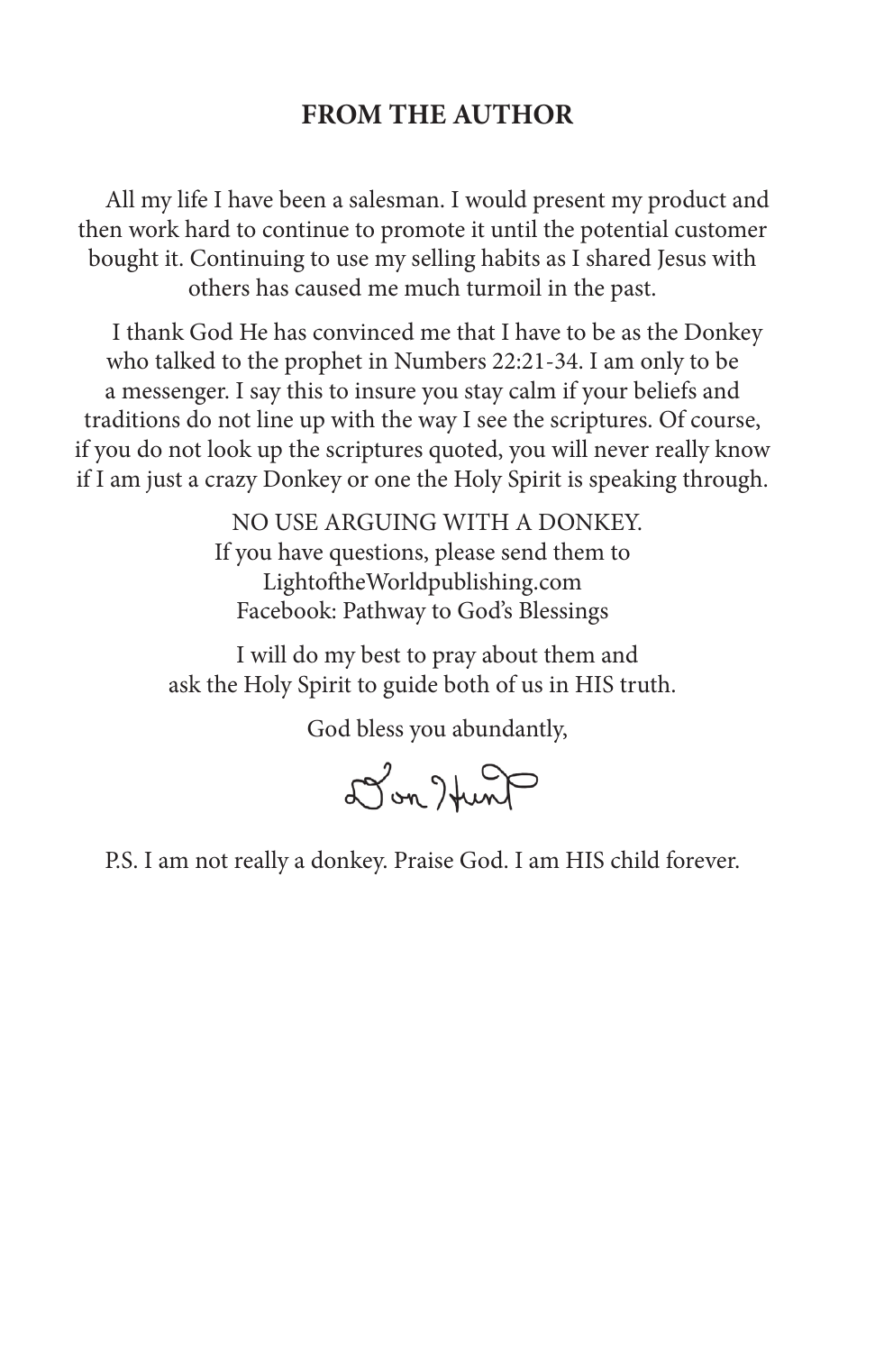## FROM THE AUTHOR

All my life I have been a salesman. I would present my product and then work hard to continue to promote it until the potential customer bought it. Continuing to use my selling habits as I shared Jesus with others has caused me much turmoil in the past.

I thank God He has convinced me that I have to be as the Donkey who talked to the prophet in Numbers 22:21-34. I am only to be a messenger. I say this to insure you stay calm if your beliefs and traditions do not line up with the way I see the scriptures. Of course, if you do not look up the scriptures quoted, you will never really know if I am just a crazy Donkey or one the Holy Spirit is speaking through.

NO USE ARGUING WITH A DONKEY.
If you have questions, please send them to
LightoftheWorldpublishing.com
Facebook: Pathway to God's Blessings

I will do my best to pray about them and ask the Holy Spirit to guide both of us in HIS truth.

God bless you abundantly,

Don Hunt

P.S. I am not really a donkey. Praise God. I am HIS child forever.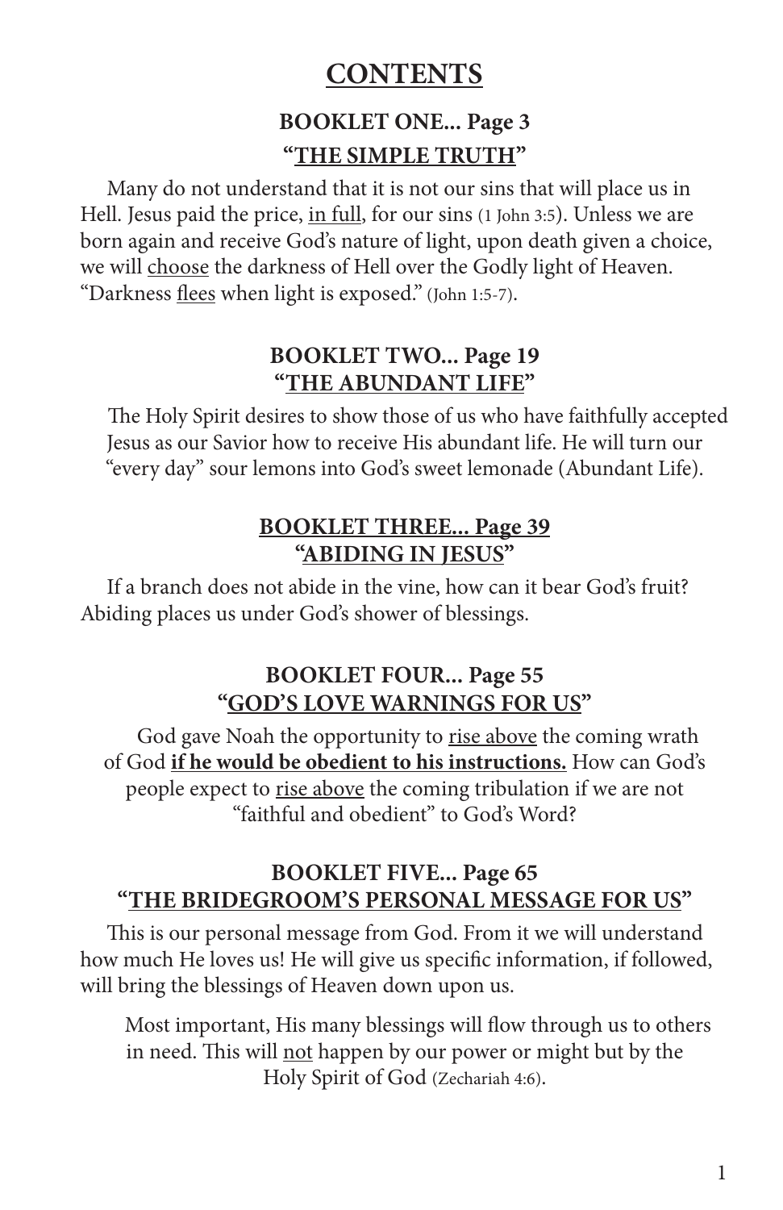# CONTENTS

## BOOKLET ONE... Page 3
## "THE SIMPLE TRUTH"

Many do not understand that it is not our sins that will place us in Hell. Jesus paid the price, in full, for our sins (1 John 3:5). Unless we are born again and receive God's nature of light, upon death given a choice, we will choose the darkness of Hell over the Godly light of Heaven. "Darkness flees when light is exposed." (John 1:5-7).

## BOOKLET TWO... Page 19
## "THE ABUNDANT LIFE"

The Holy Spirit desires to show those of us who have faithfully accepted Jesus as our Savior how to receive His abundant life. He will turn our "every day" sour lemons into God's sweet lemonade (Abundant Life).

## BOOKLET THREE... Page 39
## "ABIDING IN JESUS"

If a branch does not abide in the vine, how can it bear God's fruit? Abiding places us under God's shower of blessings.

## BOOKLET FOUR... Page 55
## "GOD'S LOVE WARNINGS FOR US"

God gave Noah the opportunity to rise above the coming wrath of God **if he would be obedient to his instructions.** How can God's people expect to rise above the coming tribulation if we are not "faithful and obedient" to God's Word?

## BOOKLET FIVE... Page 65
## "THE BRIDEGROOM'S PERSONAL MESSAGE FOR US"

This is our personal message from God. From it we will understand how much He loves us! He will give us specific information, if followed, will bring the blessings of Heaven down upon us.

Most important, His many blessings will flow through us to others in need. This will not happen by our power or might but by the Holy Spirit of God (Zechariah 4:6).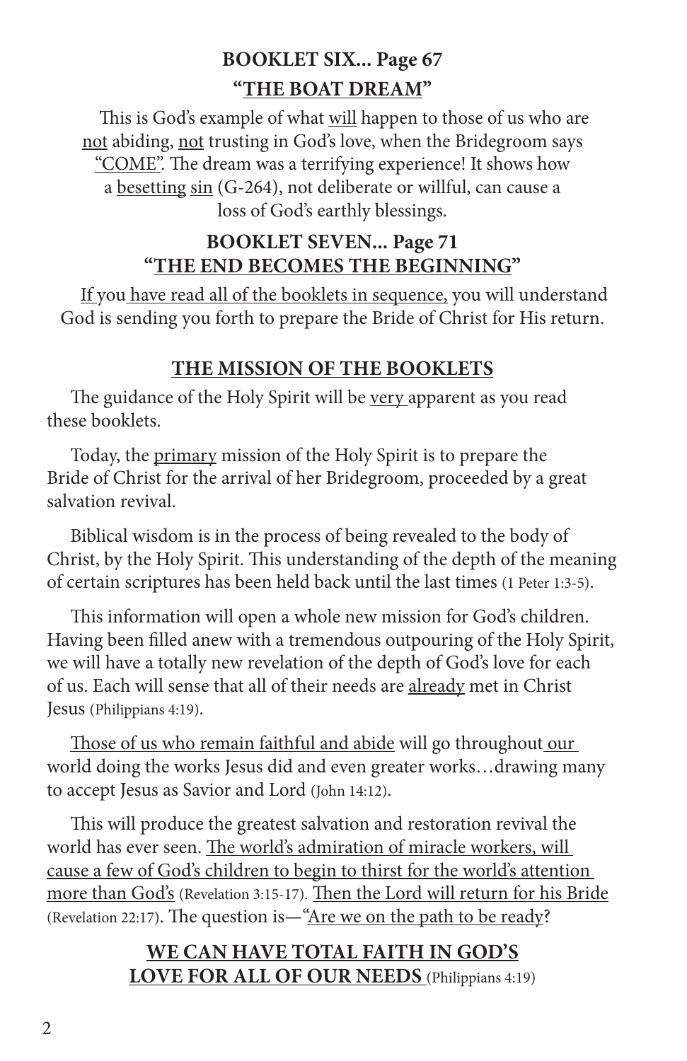**BOOKLET SIX... Page 67**
**"THE BOAT DREAM"**

This is God's example of what will happen to those of us who are not abiding, not trusting in God's love, when the Bridegroom says "COME". The dream was a terrifying experience! It shows how a besetting sin (G-264), not deliberate or willful, can cause a loss of God's earthly blessings.

**BOOKLET SEVEN... Page 71**
**"THE END BECOMES THE BEGINNING"**

If you have read all of the booklets in sequence, you will understand God is sending you forth to prepare the Bride of Christ for His return.

## THE MISSION OF THE BOOKLETS

The guidance of the Holy Spirit will be very apparent as you read these booklets.

Today, the primary mission of the Holy Spirit is to prepare the Bride of Christ for the arrival of her Bridegroom, proceeded by a great salvation revival.

Biblical wisdom is in the process of being revealed to the body of Christ, by the Holy Spirit. This understanding of the depth of the meaning of certain scriptures has been held back until the last times (1 Peter 1:3-5).

This information will open a whole new mission for God's children. Having been filled anew with a tremendous outpouring of the Holy Spirit, we will have a totally new revelation of the depth of God's love for each of us. Each will sense that all of their needs are already met in Christ Jesus (Philippians 4:19).

Those of us who remain faithful and abide will go throughout our world doing the works Jesus did and even greater works…drawing many to accept Jesus as Savior and Lord (John 14:12).

This will produce the greatest salvation and restoration revival the world has ever seen. The world's admiration of miracle workers, will cause a few of God's children to begin to thirst for the world's attention more than God's (Revelation 3:15-17). Then the Lord will return for his Bride (Revelation 22:17). The question is—"Are we on the path to be ready?

**WE CAN HAVE TOTAL FAITH IN GOD'S LOVE FOR ALL OF OUR NEEDS** (Philippians 4:19)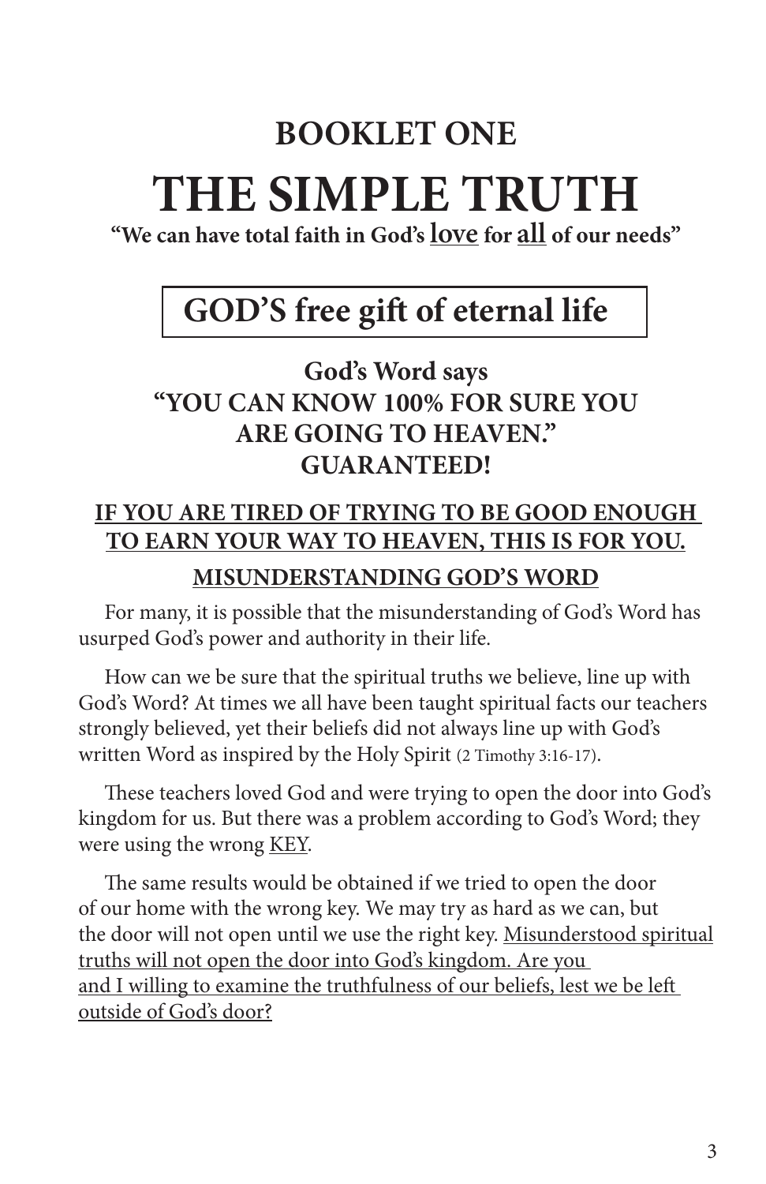## BOOKLET ONE

# THE SIMPLE TRUTH

**"We can have total faith in God's <u>love</u> for <u>all</u> of our needs"**

## GOD'S free gift of eternal life

### God's Word says "YOU CAN KNOW 100% FOR SURE YOU ARE GOING TO HEAVEN." GUARANTEED!

**<u>IF YOU ARE TIRED OF TRYING TO BE GOOD ENOUGH TO EARN YOUR WAY TO HEAVEN, THIS IS FOR YOU.</u>**

**<u>MISUNDERSTANDING GOD'S WORD</u>**

For many, it is possible that the misunderstanding of God's Word has usurped God's power and authority in their life.

How can we be sure that the spiritual truths we believe, line up with God's Word? At times we all have been taught spiritual facts our teachers strongly believed, yet their beliefs did not always line up with God's written Word as inspired by the Holy Spirit (2 Timothy 3:16-17).

These teachers loved God and were trying to open the door into God's kingdom for us. But there was a problem according to God's Word; they were using the wrong <u>KEY</u>.

The same results would be obtained if we tried to open the door of our home with the wrong key. We may try as hard as we can, but the door will not open until we use the right key. <u>Misunderstood spiritual truths will not open the door into God's kingdom. Are you and I willing to examine the truthfulness of our beliefs, lest we be left outside of God's door?</u>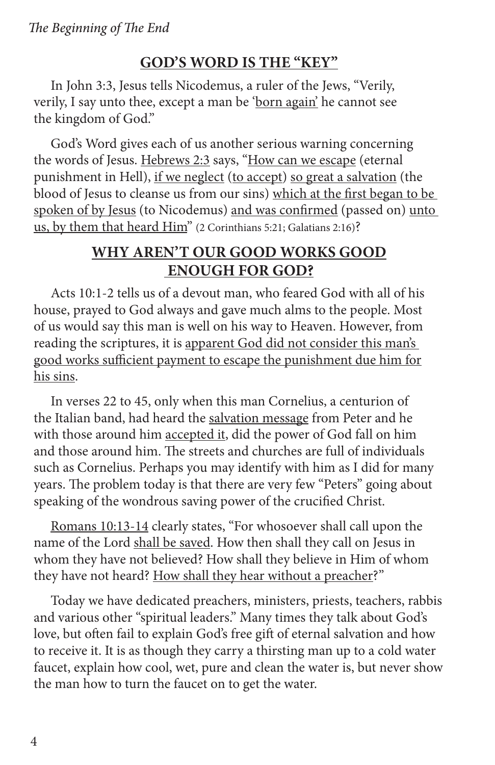## GOD'S WORD IS THE "KEY"

In John 3:3, Jesus tells Nicodemus, a ruler of the Jews, "Verily, verily, I say unto thee, except a man be 'born again' he cannot see the kingdom of God."

God's Word gives each of us another serious warning concerning the words of Jesus. Hebrews 2:3 says, "How can we escape (eternal punishment in Hell), if we neglect (to accept) so great a salvation (the blood of Jesus to cleanse us from our sins) which at the first began to be spoken of by Jesus (to Nicodemus) and was confirmed (passed on) unto us, by them that heard Him" (2 Corinthians 5:21; Galatians 2:16)?

## WHY AREN'T OUR GOOD WORKS GOOD ENOUGH FOR GOD?

Acts 10:1-2 tells us of a devout man, who feared God with all of his house, prayed to God always and gave much alms to the people. Most of us would say this man is well on his way to Heaven. However, from reading the scriptures, it is apparent God did not consider this man's good works sufficient payment to escape the punishment due him for his sins.

In verses 22 to 45, only when this man Cornelius, a centurion of the Italian band, had heard the salvation message from Peter and he with those around him accepted it, did the power of God fall on him and those around him. The streets and churches are full of individuals such as Cornelius. Perhaps you may identify with him as I did for many years. The problem today is that there are very few "Peters" going about speaking of the wondrous saving power of the crucified Christ.

Romans 10:13-14 clearly states, "For whosoever shall call upon the name of the Lord shall be saved. How then shall they call on Jesus in whom they have not believed? How shall they believe in Him of whom they have not heard? How shall they hear without a preacher?"

Today we have dedicated preachers, ministers, priests, teachers, rabbis and various other "spiritual leaders." Many times they talk about God's love, but often fail to explain God's free gift of eternal salvation and how to receive it. It is as though they carry a thirsting man up to a cold water faucet, explain how cool, wet, pure and clean the water is, but never show the man how to turn the faucet on to get the water.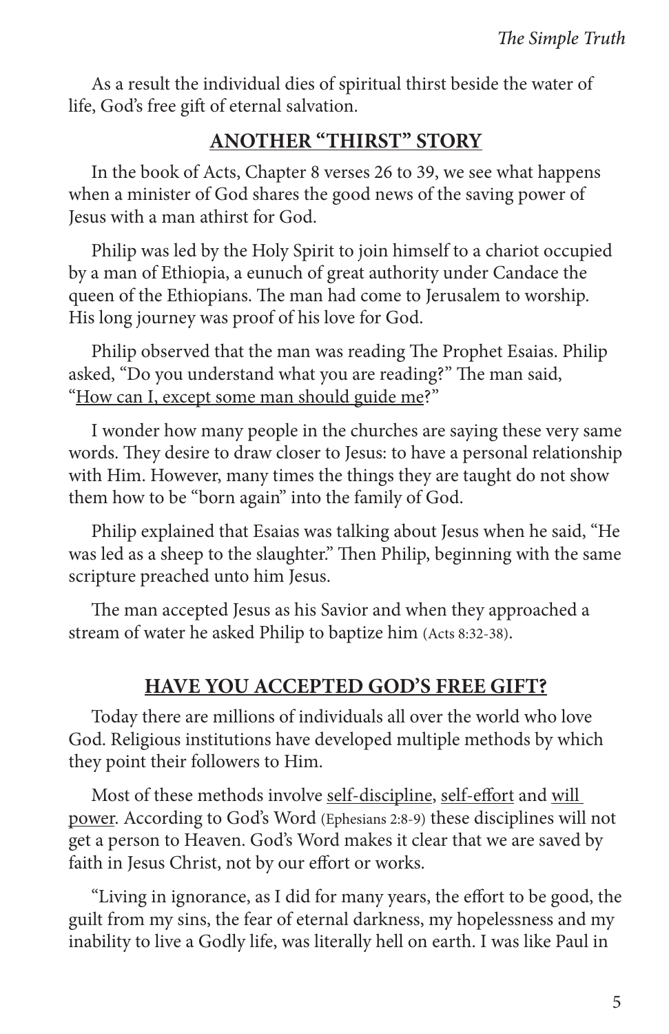As a result the individual dies of spiritual thirst beside the water of life, God's free gift of eternal salvation.

## **ANOTHER "THIRST" STORY**

In the book of Acts, Chapter 8 verses 26 to 39, we see what happens when a minister of God shares the good news of the saving power of Jesus with a man athirst for God.

Philip was led by the Holy Spirit to join himself to a chariot occupied by a man of Ethiopia, a eunuch of great authority under Candace the queen of the Ethiopians. The man had come to Jerusalem to worship. His long journey was proof of his love for God.

Philip observed that the man was reading The Prophet Esaias. Philip asked, "Do you understand what you are reading?" The man said, "<u>How can I, except some man should guide me</u>?"

I wonder how many people in the churches are saying these very same words. They desire to draw closer to Jesus: to have a personal relationship with Him. However, many times the things they are taught do not show them how to be "born again" into the family of God.

Philip explained that Esaias was talking about Jesus when he said, "He was led as a sheep to the slaughter." Then Philip, beginning with the same scripture preached unto him Jesus.

The man accepted Jesus as his Savior and when they approached a stream of water he asked Philip to baptize him (Acts 8:32-38).

## **HAVE YOU ACCEPTED GOD'S FREE GIFT?**

Today there are millions of individuals all over the world who love God. Religious institutions have developed multiple methods by which they point their followers to Him.

Most of these methods involve <u>self-discipline</u>, <u>self-effort</u> and <u>will power</u>. According to God's Word (Ephesians 2:8-9) these disciplines will not get a person to Heaven. God's Word makes it clear that we are saved by faith in Jesus Christ, not by our effort or works.

"Living in ignorance, as I did for many years, the effort to be good, the guilt from my sins, the fear of eternal darkness, my hopelessness and my inability to live a Godly life, was literally hell on earth. I was like Paul in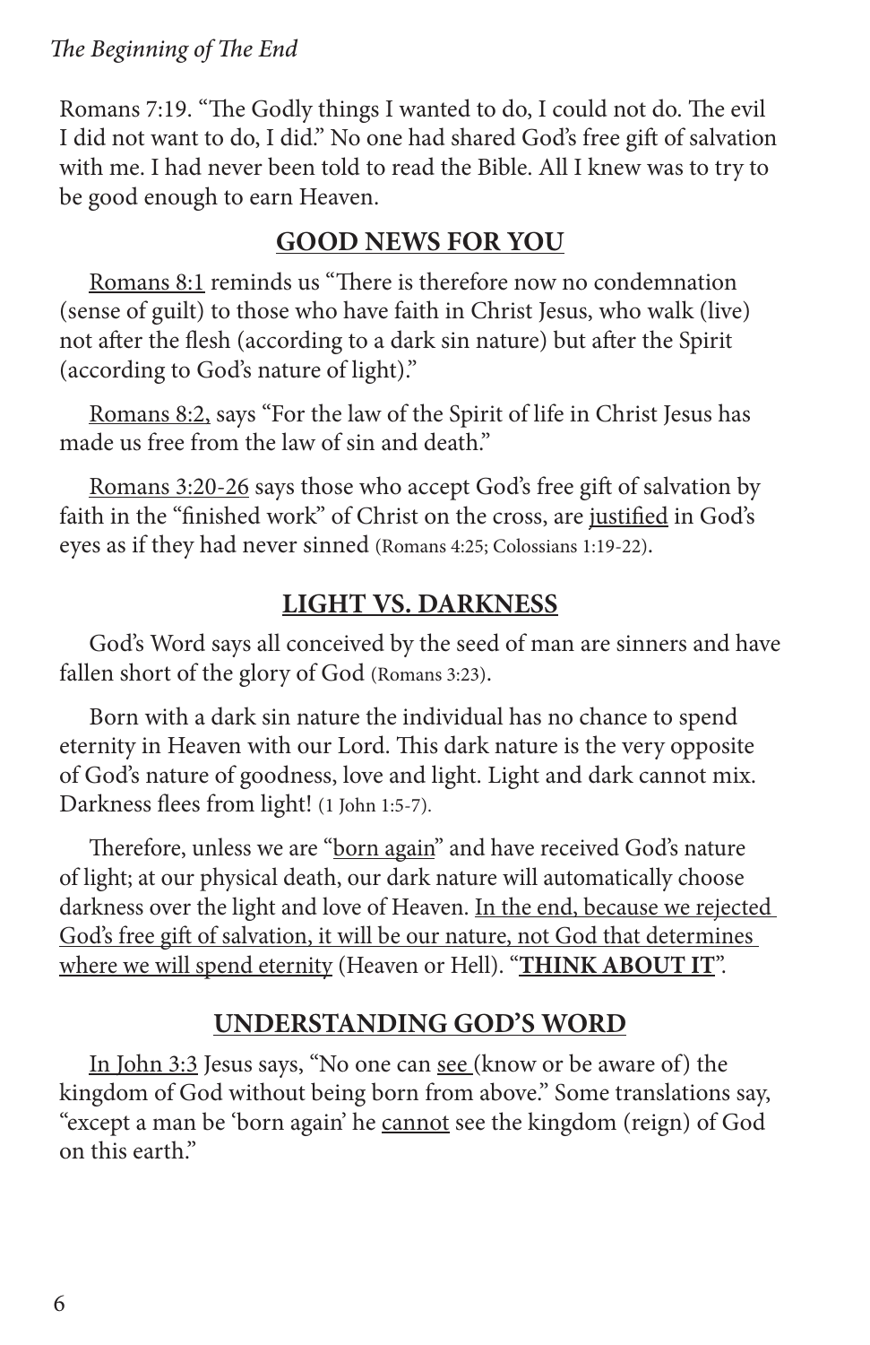Romans 7:19. "The Godly things I wanted to do, I could not do. The evil I did not want to do, I did." No one had shared God's free gift of salvation with me. I had never been told to read the Bible. All I knew was to try to be good enough to earn Heaven.

## GOOD NEWS FOR YOU

Romans 8:1 reminds us "There is therefore now no condemnation (sense of guilt) to those who have faith in Christ Jesus, who walk (live) not after the flesh (according to a dark sin nature) but after the Spirit (according to God's nature of light)."

Romans 8:2, says "For the law of the Spirit of life in Christ Jesus has made us free from the law of sin and death."

Romans 3:20-26 says those who accept God's free gift of salvation by faith in the "finished work" of Christ on the cross, are justified in God's eyes as if they had never sinned (Romans 4:25; Colossians 1:19-22).

## LIGHT VS. DARKNESS

God's Word says all conceived by the seed of man are sinners and have fallen short of the glory of God (Romans 3:23).

Born with a dark sin nature the individual has no chance to spend eternity in Heaven with our Lord. This dark nature is the very opposite of God's nature of goodness, love and light. Light and dark cannot mix. Darkness flees from light! (1 John 1:5-7).

Therefore, unless we are "born again" and have received God's nature of light; at our physical death, our dark nature will automatically choose darkness over the light and love of Heaven. In the end, because we rejected God's free gift of salvation, it will be our nature, not God that determines where we will spend eternity (Heaven or Hell). "**THINK ABOUT IT**".

## UNDERSTANDING GOD'S WORD

In John 3:3 Jesus says, "No one can see (know or be aware of) the kingdom of God without being born from above." Some translations say, "except a man be 'born again' he cannot see the kingdom (reign) of God on this earth."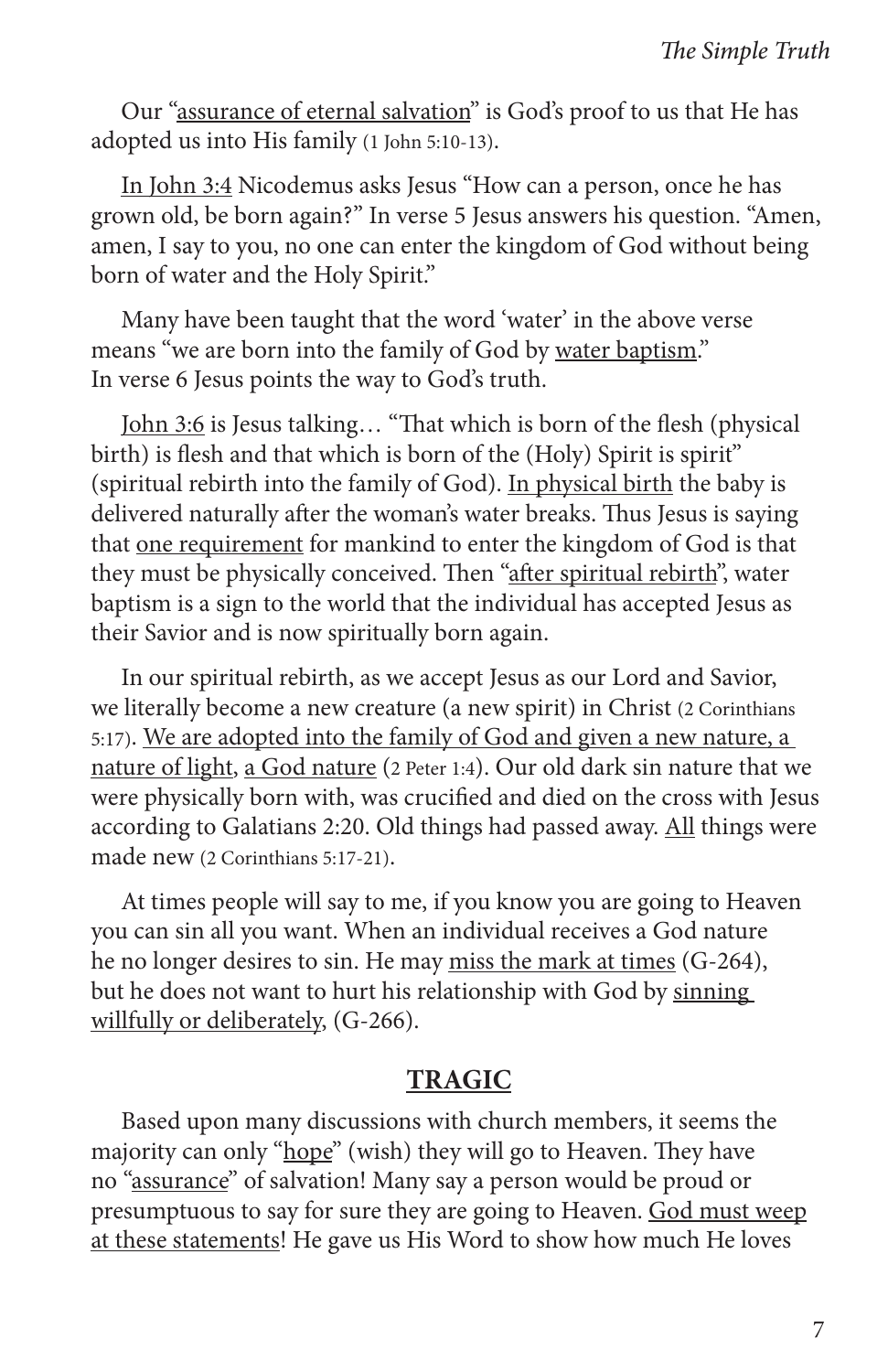Our "<u>assurance of eternal salvation</u>" is God's proof to us that He has adopted us into His family (1 John 5:10-13).

<u>In John 3:4</u> Nicodemus asks Jesus "How can a person, once he has grown old, be born again?" In verse 5 Jesus answers his question. "Amen, amen, I say to you, no one can enter the kingdom of God without being born of water and the Holy Spirit."

Many have been taught that the word 'water' in the above verse means "we are born into the family of God by <u>water baptism</u>." In verse 6 Jesus points the way to God's truth.

<u>John 3:6</u> is Jesus talking… "That which is born of the flesh (physical birth) is flesh and that which is born of the (Holy) Spirit is spirit" (spiritual rebirth into the family of God). <u>In physical birth</u> the baby is delivered naturally after the woman's water breaks. Thus Jesus is saying that <u>one requirement</u> for mankind to enter the kingdom of God is that they must be physically conceived. Then "<u>after spiritual rebirth</u>", water baptism is a sign to the world that the individual has accepted Jesus as their Savior and is now spiritually born again.

In our spiritual rebirth, as we accept Jesus as our Lord and Savior, we literally become a new creature (a new spirit) in Christ (2 Corinthians 5:17). <u>We are adopted into the family of God and given a new nature, a nature of light</u>, <u>a God nature</u> (2 Peter 1:4). Our old dark sin nature that we were physically born with, was crucified and died on the cross with Jesus according to Galatians 2:20. Old things had passed away. <u>All</u> things were made new (2 Corinthians 5:17-21).

At times people will say to me, if you know you are going to Heaven you can sin all you want. When an individual receives a God nature he no longer desires to sin. He may <u>miss the mark at times</u> (G-264), but he does not want to hurt his relationship with God by <u>sinning willfully or deliberately</u>, (G-266).

## TRAGIC

Based upon many discussions with church members, it seems the majority can only "<u>hope</u>" (wish) they will go to Heaven. They have no "<u>assurance</u>" of salvation! Many say a person would be proud or presumptuous to say for sure they are going to Heaven. <u>God must weep at these statements</u>! He gave us His Word to show how much He loves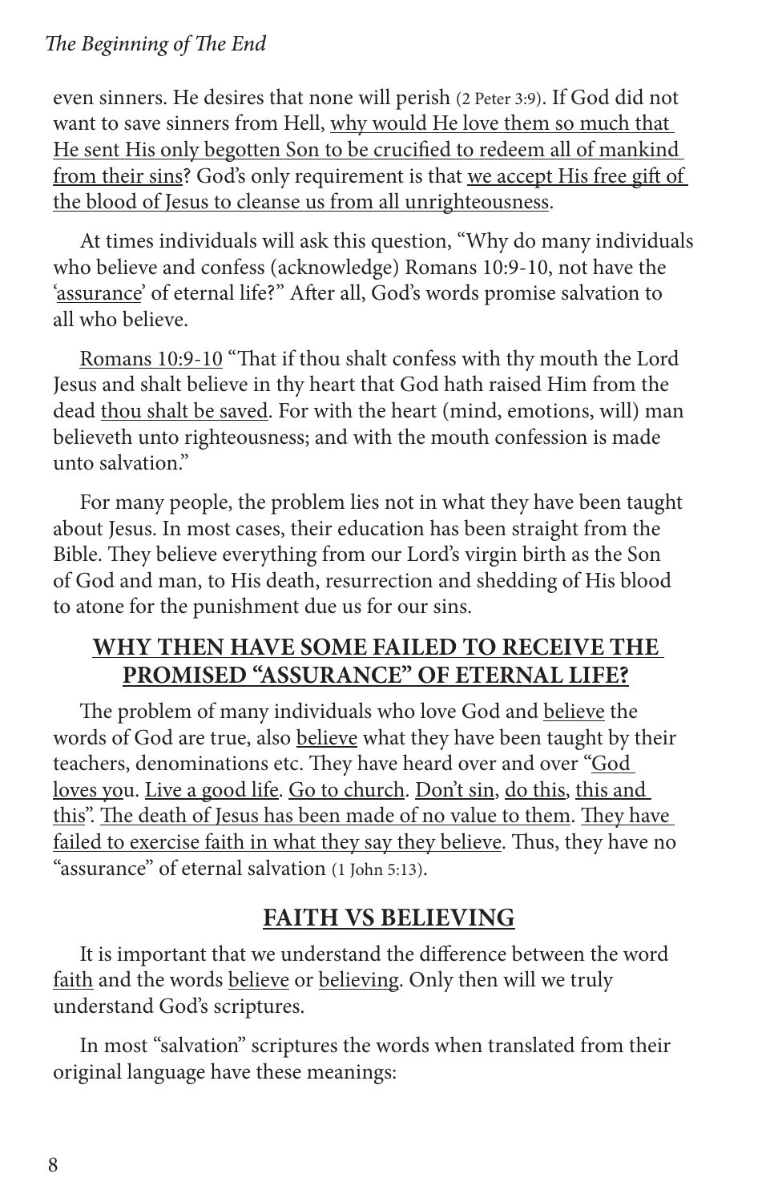even sinners. He desires that none will perish (2 Peter 3:9). If God did not want to save sinners from Hell, <u>why would He love them so much that He sent His only begotten Son to be crucified to redeem all of mankind from their sins</u>? God's only requirement is that <u>we accept His free gift of the blood of Jesus to cleanse us from all unrighteousness</u>.

At times individuals will ask this question, "Why do many individuals who believe and confess (acknowledge) Romans 10:9-10, not have the '<u>assurance</u>' of eternal life?" After all, God's words promise salvation to all who believe.

<u>Romans 10:9-10</u> "That if thou shalt confess with thy mouth the Lord Jesus and shalt believe in thy heart that God hath raised Him from the dead <u>thou shalt be saved</u>. For with the heart (mind, emotions, will) man believeth unto righteousness; and with the mouth confession is made unto salvation."

For many people, the problem lies not in what they have been taught about Jesus. In most cases, their education has been straight from the Bible. They believe everything from our Lord's virgin birth as the Son of God and man, to His death, resurrection and shedding of His blood to atone for the punishment due us for our sins.

## WHY THEN HAVE SOME FAILED TO RECEIVE THE PROMISED "ASSURANCE" OF ETERNAL LIFE?

The problem of many individuals who love God and <u>believe</u> the words of God are true, also <u>believe</u> what they have been taught by their teachers, denominations etc. They have heard over and over "<u>God loves you</u>. <u>Live a good life</u>. <u>Go to church</u>. <u>Don't sin</u>, <u>do this</u>, <u>this and this</u>". <u>The death of Jesus has been made of no value to them</u>. <u>They have failed to exercise faith in what they say they believe</u>. Thus, they have no "assurance" of eternal salvation (1 John 5:13).

## FAITH VS BELIEVING

It is important that we understand the difference between the word <u>faith</u> and the words <u>believe</u> or <u>believing</u>. Only then will we truly understand God's scriptures.

In most "salvation" scriptures the words when translated from their original language have these meanings: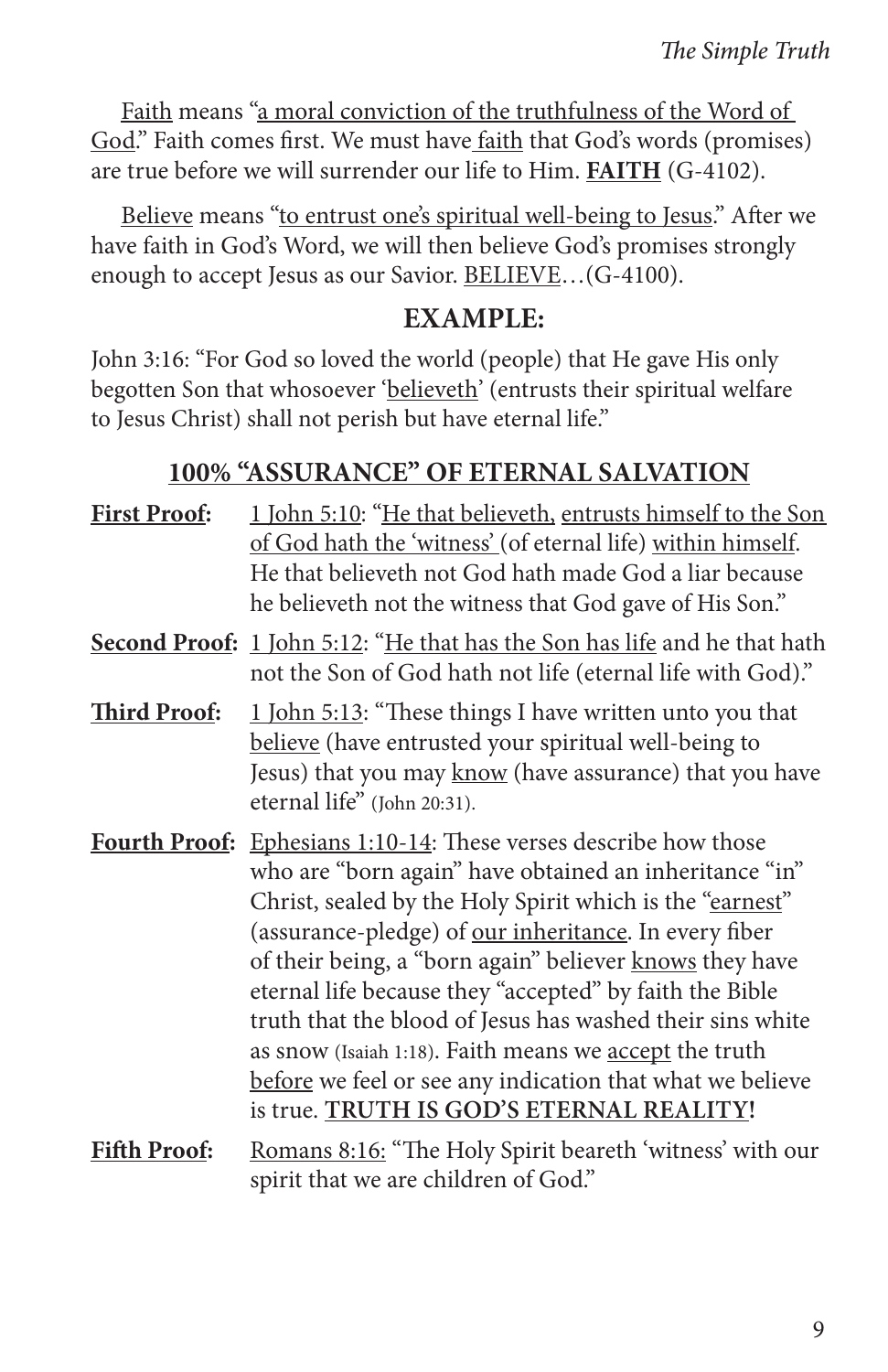Faith means "a moral conviction of the truthfulness of the Word of God." Faith comes first. We must have faith that God's words (promises) are true before we will surrender our life to Him. **FAITH** (G-4102).

Believe means "to entrust one's spiritual well-being to Jesus." After we have faith in God's Word, we will then believe God's promises strongly enough to accept Jesus as our Savior. BELIEVE…(G-4100).

## EXAMPLE:

John 3:16: "For God so loved the world (people) that He gave His only begotten Son that whosoever 'believeth' (entrusts their spiritual welfare to Jesus Christ) shall not perish but have eternal life."

## 100% "ASSURANCE" OF ETERNAL SALVATION

**First Proof:** 1 John 5:10: "He that believeth, entrusts himself to the Son of God hath the 'witness' (of eternal life) within himself. He that believeth not God hath made God a liar because he believeth not the witness that God gave of His Son."

**Second Proof:** 1 John 5:12: "He that has the Son has life and he that hath not the Son of God hath not life (eternal life with God)."

**Third Proof:** 1 John 5:13: "These things I have written unto you that believe (have entrusted your spiritual well-being to Jesus) that you may know (have assurance) that you have eternal life" (John 20:31).

**Fourth Proof:** Ephesians 1:10-14: These verses describe how those who are "born again" have obtained an inheritance "in" Christ, sealed by the Holy Spirit which is the "earnest" (assurance-pledge) of our inheritance. In every fiber of their being, a "born again" believer knows they have eternal life because they "accepted" by faith the Bible truth that the blood of Jesus has washed their sins white as snow (Isaiah 1:18). Faith means we accept the truth before we feel or see any indication that what we believe is true. **TRUTH IS GOD'S ETERNAL REALITY!**

**Fifth Proof:** Romans 8:16: "The Holy Spirit beareth 'witness' with our spirit that we are children of God."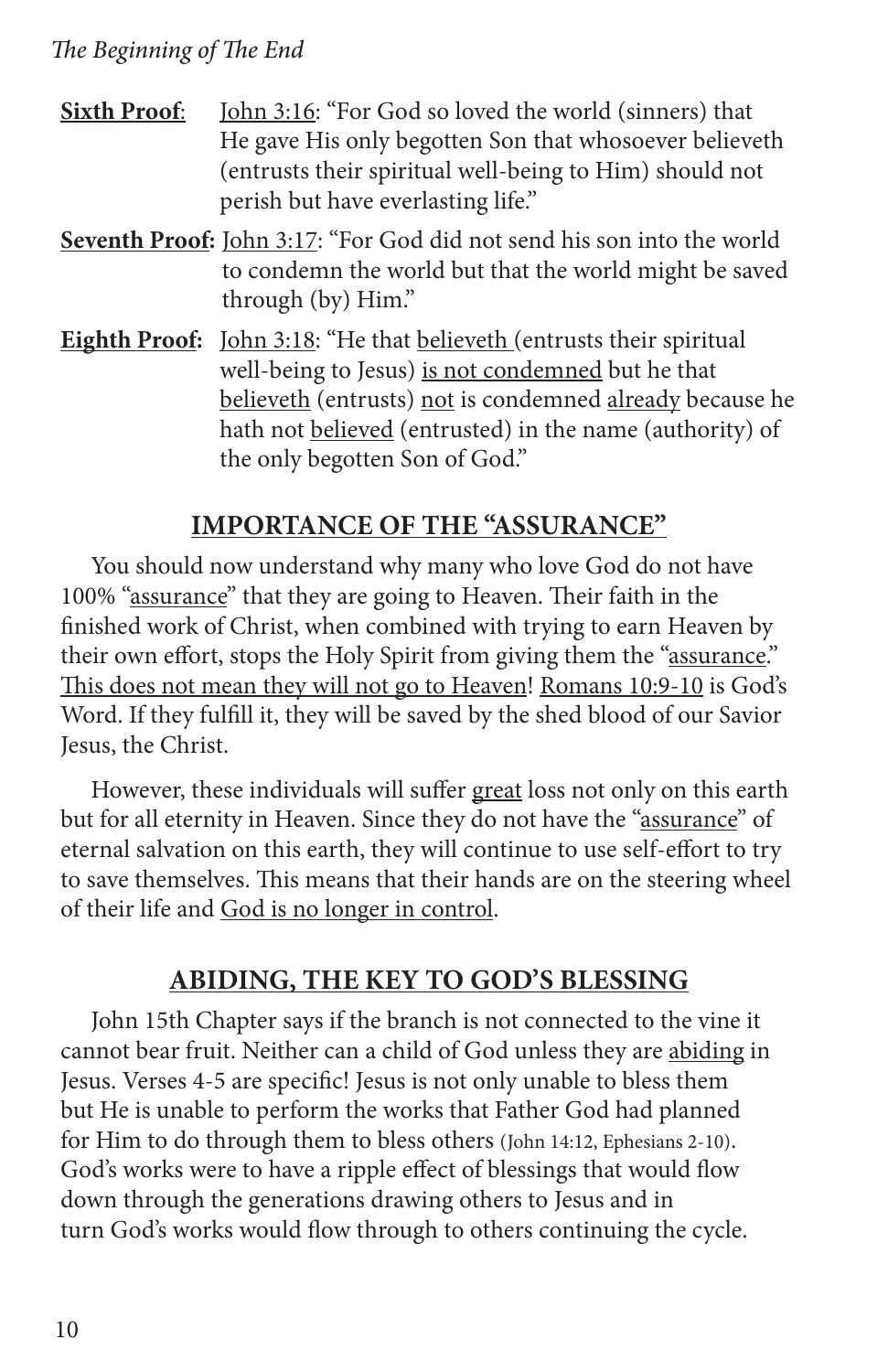**Sixth Proof**: John 3:16: "For God so loved the world (sinners) that He gave His only begotten Son that whosoever believeth (entrusts their spiritual well-being to Him) should not perish but have everlasting life."

**Seventh Proof:** John 3:17: "For God did not send his son into the world to condemn the world but that the world might be saved through (by) Him."

**Eighth Proof:** John 3:18: "He that believeth (entrusts their spiritual well-being to Jesus) is not condemned but he that believeth (entrusts) not is condemned already because he hath not believed (entrusted) in the name (authority) of the only begotten Son of God."

## IMPORTANCE OF THE "ASSURANCE"

You should now understand why many who love God do not have 100% "assurance" that they are going to Heaven. Their faith in the finished work of Christ, when combined with trying to earn Heaven by their own effort, stops the Holy Spirit from giving them the "assurance." This does not mean they will not go to Heaven! Romans 10:9-10 is God's Word. If they fulfill it, they will be saved by the shed blood of our Savior Jesus, the Christ.

However, these individuals will suffer great loss not only on this earth but for all eternity in Heaven. Since they do not have the "assurance" of eternal salvation on this earth, they will continue to use self-effort to try to save themselves. This means that their hands are on the steering wheel of their life and God is no longer in control.

## ABIDING, THE KEY TO GOD'S BLESSING

John 15th Chapter says if the branch is not connected to the vine it cannot bear fruit. Neither can a child of God unless they are abiding in Jesus. Verses 4-5 are specific! Jesus is not only unable to bless them but He is unable to perform the works that Father God had planned for Him to do through them to bless others (John 14:12, Ephesians 2-10). God's works were to have a ripple effect of blessings that would flow down through the generations drawing others to Jesus and in turn God's works would flow through to others continuing the cycle.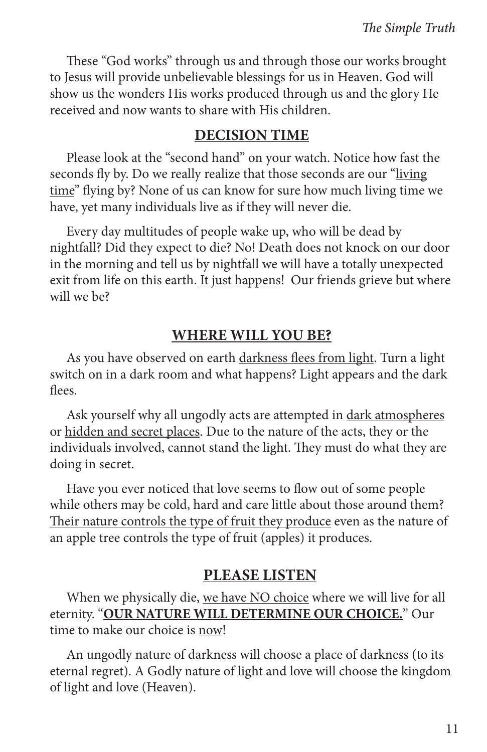These "God works" through us and through those our works brought to Jesus will provide unbelievable blessings for us in Heaven. God will show us the wonders His works produced through us and the glory He received and now wants to share with His children.

## DECISION TIME

Please look at the "second hand" on your watch. Notice how fast the seconds fly by. Do we really realize that those seconds are our "living time" flying by? None of us can know for sure how much living time we have, yet many individuals live as if they will never die.

Every day multitudes of people wake up, who will be dead by nightfall? Did they expect to die? No! Death does not knock on our door in the morning and tell us by nightfall we will have a totally unexpected exit from life on this earth. It just happens! Our friends grieve but where will we be?

## WHERE WILL YOU BE?

As you have observed on earth darkness flees from light. Turn a light switch on in a dark room and what happens? Light appears and the dark flees.

Ask yourself why all ungodly acts are attempted in dark atmospheres or hidden and secret places. Due to the nature of the acts, they or the individuals involved, cannot stand the light. They must do what they are doing in secret.

Have you ever noticed that love seems to flow out of some people while others may be cold, hard and care little about those around them? Their nature controls the type of fruit they produce even as the nature of an apple tree controls the type of fruit (apples) it produces.

## PLEASE LISTEN

When we physically die, we have NO choice where we will live for all eternity. "**OUR NATURE WILL DETERMINE OUR CHOICE.**" Our time to make our choice is now!

An ungodly nature of darkness will choose a place of darkness (to its eternal regret). A Godly nature of light and love will choose the kingdom of light and love (Heaven).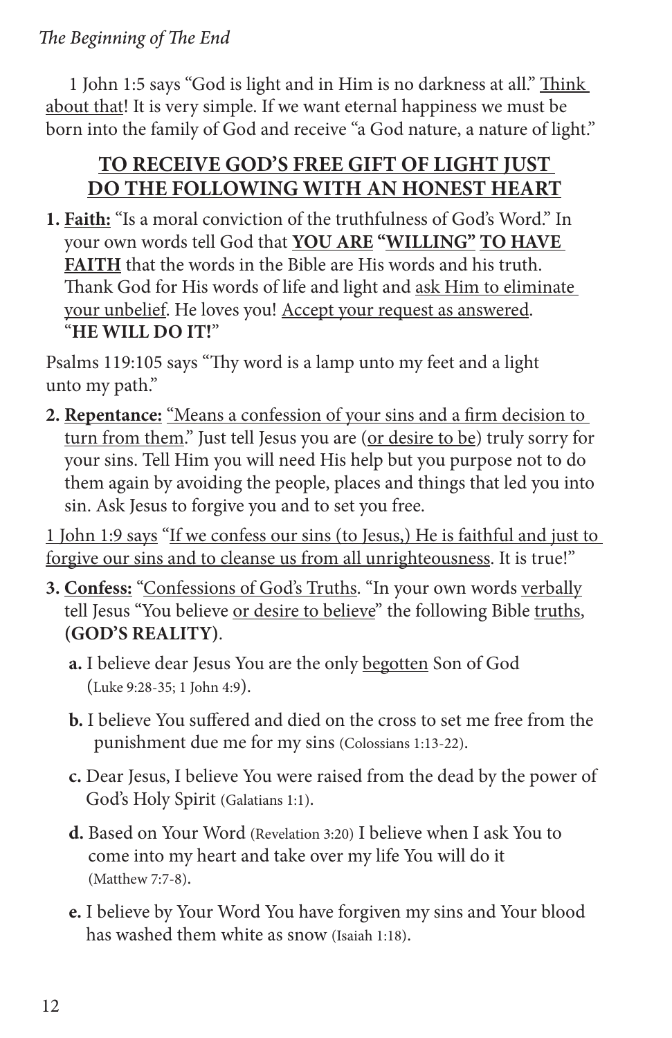1 John 1:5 says "God is light and in Him is no darkness at all." <u>Think about that</u>! It is very simple. If we want eternal happiness we must be born into the family of God and receive "a God nature, a nature of light."

## <u>TO RECEIVE GOD'S FREE GIFT OF LIGHT JUST DO THE FOLLOWING WITH AN HONEST HEART</u>

**1. <u>Faith:</u>** "Is a moral conviction of the truthfulness of God's Word." In your own words tell God that **<u>YOU ARE</u> "<u>WILLING</u>" <u>TO HAVE FAITH</u>** that the words in the Bible are His words and his truth. Thank God for His words of life and light and <u>ask Him to eliminate your unbelief</u>. He loves you! <u>Accept your request as answered</u>. "**HE WILL DO IT!**"

Psalms 119:105 says "Thy word is a lamp unto my feet and a light unto my path."

**2. <u>Repentance:</u>** "<u>Means a confession of your sins and a firm decision to turn from them</u>." Just tell Jesus you are (<u>or desire to be</u>) truly sorry for your sins. Tell Him you will need His help but you purpose not to do them again by avoiding the people, places and things that led you into sin. Ask Jesus to forgive you and to set you free.

<u>1 John 1:9 says</u> "<u>If we confess our sins (to Jesus,) He is faithful and just to forgive our sins and to cleanse us from all unrighteousness</u>. It is true!"

**3. <u>Confess:</u>** "<u>Confessions of God's Truths</u>. "In your own words <u>verbally</u> tell Jesus "You believe <u>or desire to believe</u>" the following Bible <u>truths</u>, **(GOD'S REALITY)**.

**a.** I believe dear Jesus You are the only <u>begotten</u> Son of God (Luke 9:28-35; 1 John 4:9).

**b.** I believe You suffered and died on the cross to set me free from the punishment due me for my sins (Colossians 1:13-22).

**c.** Dear Jesus, I believe You were raised from the dead by the power of God's Holy Spirit (Galatians 1:1).

**d.** Based on Your Word (Revelation 3:20) I believe when I ask You to come into my heart and take over my life You will do it (Matthew 7:7-8).

**e.** I believe by Your Word You have forgiven my sins and Your blood has washed them white as snow (Isaiah 1:18).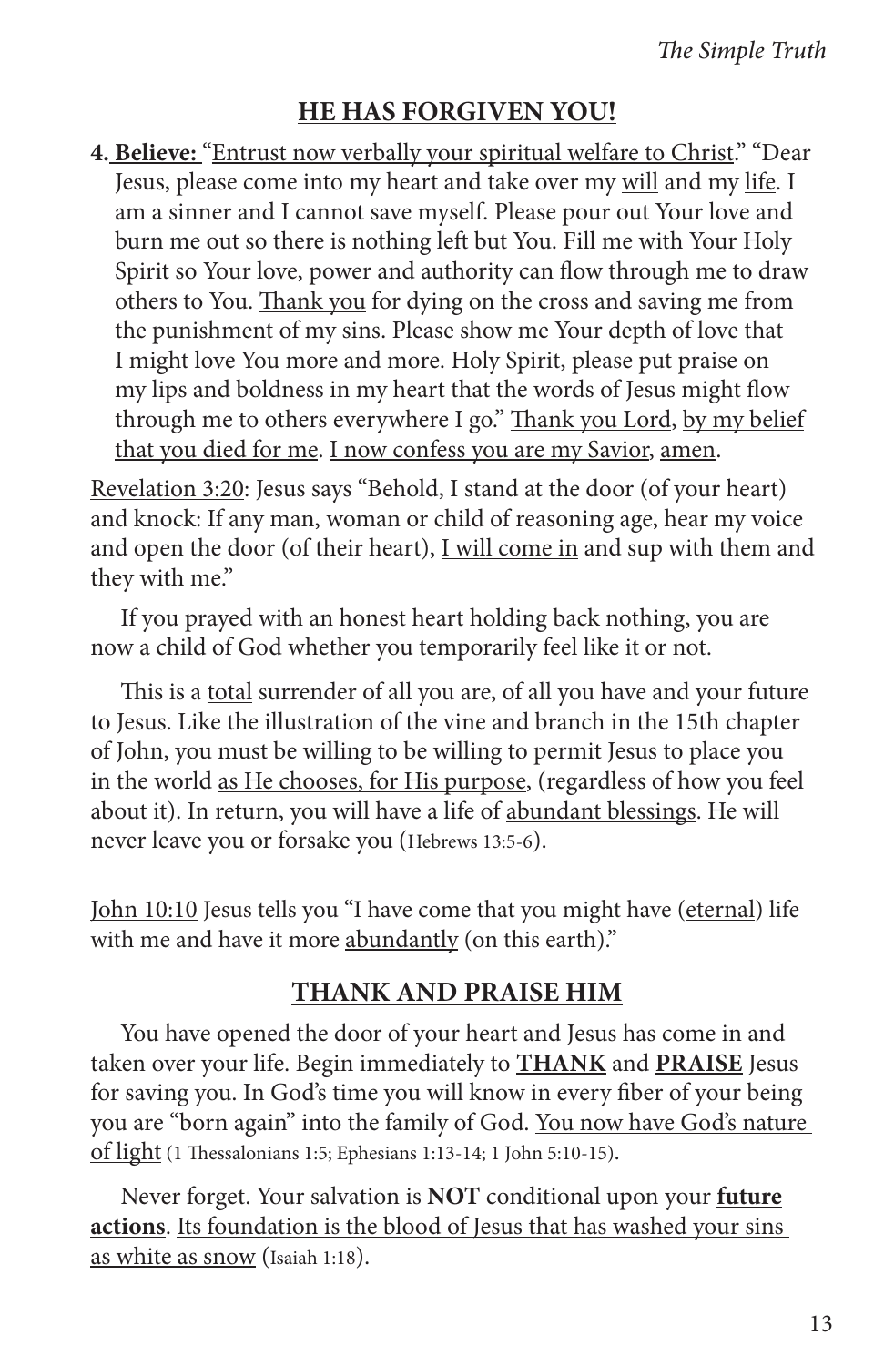## HE HAS FORGIVEN YOU!

**4. Believe:** "Entrust now verbally your spiritual welfare to Christ." "Dear Jesus, please come into my heart and take over my will and my life. I am a sinner and I cannot save myself. Please pour out Your love and burn me out so there is nothing left but You. Fill me with Your Holy Spirit so Your love, power and authority can flow through me to draw others to You. Thank you for dying on the cross and saving me from the punishment of my sins. Please show me Your depth of love that I might love You more and more. Holy Spirit, please put praise on my lips and boldness in my heart that the words of Jesus might flow through me to others everywhere I go." Thank you Lord, by my belief that you died for me. I now confess you are my Savior, amen.

Revelation 3:20: Jesus says "Behold, I stand at the door (of your heart) and knock: If any man, woman or child of reasoning age, hear my voice and open the door (of their heart), I will come in and sup with them and they with me."

If you prayed with an honest heart holding back nothing, you are now a child of God whether you temporarily feel like it or not.

This is a total surrender of all you are, of all you have and your future to Jesus. Like the illustration of the vine and branch in the 15th chapter of John, you must be willing to be willing to permit Jesus to place you in the world as He chooses, for His purpose, (regardless of how you feel about it). In return, you will have a life of abundant blessings. He will never leave you or forsake you (Hebrews 13:5-6).

John 10:10 Jesus tells you "I have come that you might have (eternal) life with me and have it more abundantly (on this earth)."

## THANK AND PRAISE HIM

You have opened the door of your heart and Jesus has come in and taken over your life. Begin immediately to **THANK** and **PRAISE** Jesus for saving you. In God's time you will know in every fiber of your being you are "born again" into the family of God. You now have God's nature of light (1 Thessalonians 1:5; Ephesians 1:13-14; 1 John 5:10-15).

Never forget. Your salvation is **NOT** conditional upon your **future actions**. Its foundation is the blood of Jesus that has washed your sins as white as snow (Isaiah 1:18).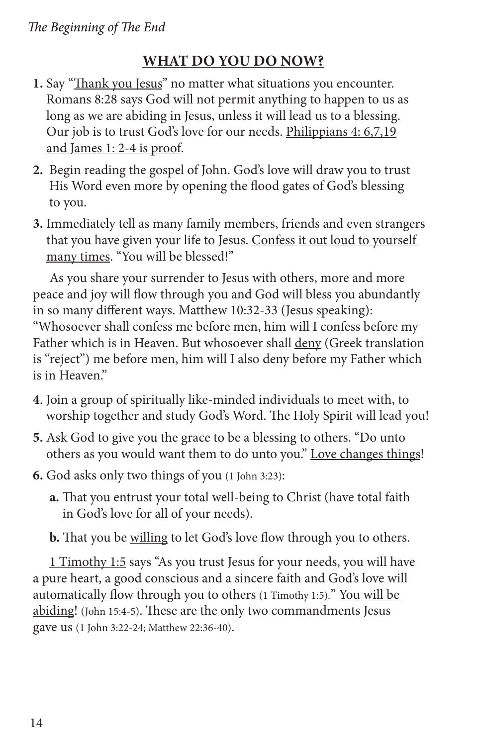## WHAT DO YOU DO NOW?

1. Say "Thank you Jesus" no matter what situations you encounter. Romans 8:28 says God will not permit anything to happen to us as long as we are abiding in Jesus, unless it will lead us to a blessing. Our job is to trust God's love for our needs. Philippians 4: 6,7,19 and James 1: 2-4 is proof.
2. Begin reading the gospel of John. God's love will draw you to trust His Word even more by opening the flood gates of God's blessing to you.
3. Immediately tell as many family members, friends and even strangers that you have given your life to Jesus. Confess it out loud to yourself many times. "You will be blessed!"

As you share your surrender to Jesus with others, more and more peace and joy will flow through you and God will bless you abundantly in so many different ways. Matthew 10:32-33 (Jesus speaking): "Whosoever shall confess me before men, him will I confess before my Father which is in Heaven. But whosoever shall deny (Greek translation is "reject") me before men, him will I also deny before my Father which is in Heaven."

4. Join a group of spiritually like-minded individuals to meet with, to worship together and study God's Word. The Holy Spirit will lead you!
5. Ask God to give you the grace to be a blessing to others. "Do unto others as you would want them to do unto you." Love changes things!
6. God asks only two things of you (1 John 3:23):
   - a. That you entrust your total well-being to Christ (have total faith in God's love for all of your needs).
   - b. That you be willing to let God's love flow through you to others.

1 Timothy 1:5 says "As you trust Jesus for your needs, you will have a pure heart, a good conscious and a sincere faith and God's love will automatically flow through you to others (1 Timothy 1:5)." You will be abiding! (John 15:4-5). These are the only two commandments Jesus gave us (1 John 3:22-24; Matthew 22:36-40).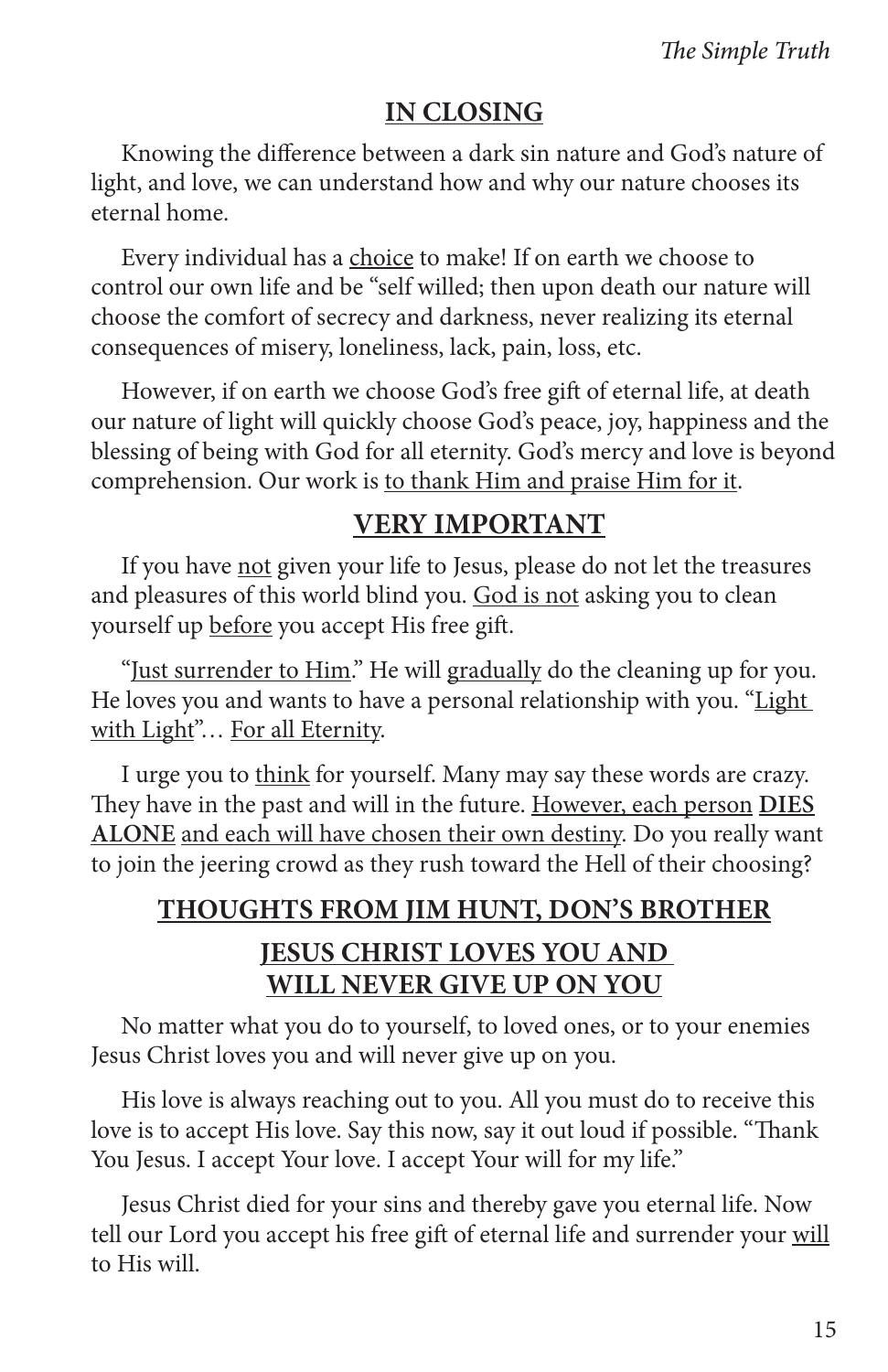## IN CLOSING

Knowing the difference between a dark sin nature and God's nature of light, and love, we can understand how and why our nature chooses its eternal home.

Every individual has a choice to make! If on earth we choose to control our own life and be "self willed; then upon death our nature will choose the comfort of secrecy and darkness, never realizing its eternal consequences of misery, loneliness, lack, pain, loss, etc.

However, if on earth we choose God's free gift of eternal life, at death our nature of light will quickly choose God's peace, joy, happiness and the blessing of being with God for all eternity. God's mercy and love is beyond comprehension. Our work is to thank Him and praise Him for it.

## VERY IMPORTANT

If you have not given your life to Jesus, please do not let the treasures and pleasures of this world blind you. God is not asking you to clean yourself up before you accept His free gift.

"Just surrender to Him." He will gradually do the cleaning up for you. He loves you and wants to have a personal relationship with you. "Light with Light"… For all Eternity.

I urge you to think for yourself. Many may say these words are crazy. They have in the past and will in the future. However, each person **DIES ALONE** and each will have chosen their own destiny. Do you really want to join the jeering crowd as they rush toward the Hell of their choosing?

## THOUGHTS FROM JIM HUNT, DON'S BROTHER

## JESUS CHRIST LOVES YOU AND WILL NEVER GIVE UP ON YOU

No matter what you do to yourself, to loved ones, or to your enemies Jesus Christ loves you and will never give up on you.

His love is always reaching out to you. All you must do to receive this love is to accept His love. Say this now, say it out loud if possible. "Thank You Jesus. I accept Your love. I accept Your will for my life."

Jesus Christ died for your sins and thereby gave you eternal life. Now tell our Lord you accept his free gift of eternal life and surrender your will to His will.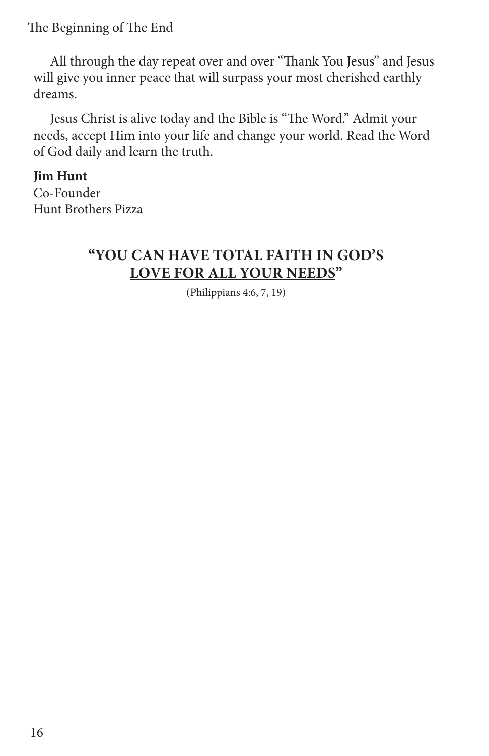All through the day repeat over and over "Thank You Jesus" and Jesus will give you inner peace that will surpass your most cherished earthly dreams.

Jesus Christ is alive today and the Bible is "The Word." Admit your needs, accept Him into your life and change your world. Read the Word of God daily and learn the truth.

**Jim Hunt**
Co-Founder
Hunt Brothers Pizza

## "YOU CAN HAVE TOTAL FAITH IN GOD'S LOVE FOR ALL YOUR NEEDS"

(Philippians 4:6, 7, 19)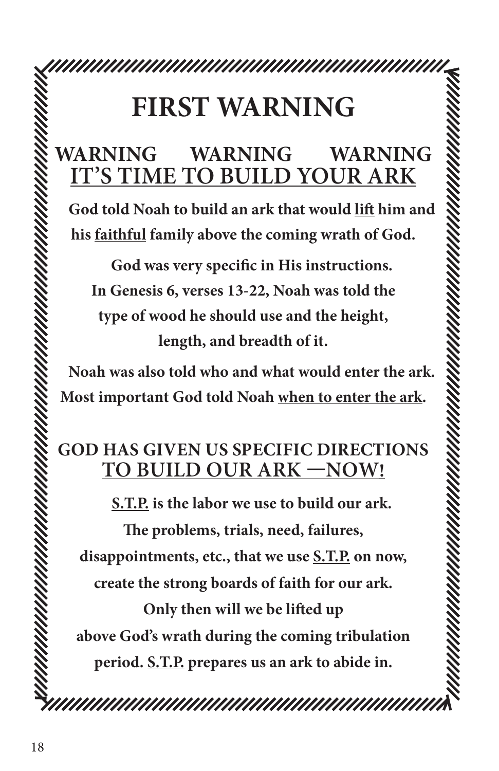# FIRST WARNING

## WARNING WARNING WARNING
## <u>IT'S TIME TO BUILD YOUR ARK</u>

**God told Noah to build an ark that would <u>lift</u> him and his <u>faithful</u> family above the coming wrath of God.**

**God was very specific in His instructions. In Genesis 6, verses 13-22, Noah was told the type of wood he should use and the height, length, and breadth of it.**

**Noah was also told who and what would enter the ark. Most important God told Noah <u>when to enter the ark</u>.**

## GOD HAS GIVEN US SPECIFIC DIRECTIONS
## <u>TO BUILD OUR ARK —NOW!</u>

**<u>S.T.P.</u> is the labor we use to build our ark. The problems, trials, need, failures, disappointments, etc., that we use <u>S.T.P.</u> on now, create the strong boards of faith for our ark. Only then will we be lifted up above God's wrath during the coming tribulation period. <u>S.T.P.</u> prepares us an ark to abide in.**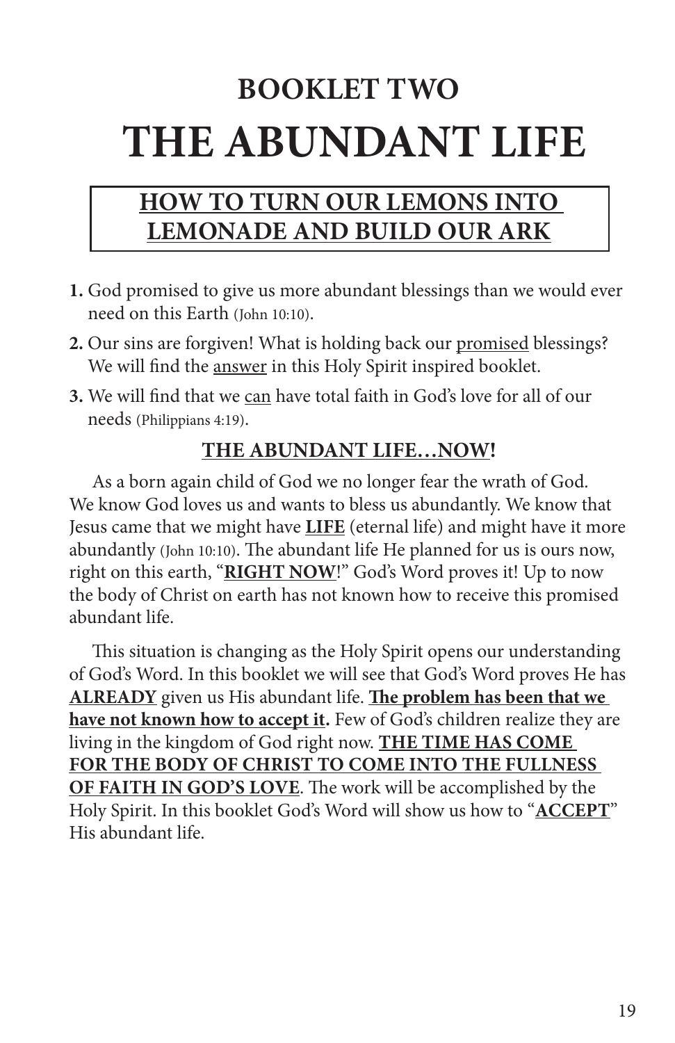## BOOKLET TWO

# THE ABUNDANT LIFE

## <u>HOW TO TURN OUR LEMONS INTO LEMONADE AND BUILD OUR ARK</u>

1. God promised to give us more abundant blessings than we would ever need on this Earth (John 10:10).
2. Our sins are forgiven! What is holding back our <u>promised</u> blessings? We will find the <u>answer</u> in this Holy Spirit inspired booklet.
3. We will find that we <u>can</u> have total faith in God's love for all of our needs (Philippians 4:19).

### <u>THE ABUNDANT LIFE…NOW!</u>

As a born again child of God we no longer fear the wrath of God. We know God loves us and wants to bless us abundantly. We know that Jesus came that we might have **<u>LIFE</u>** (eternal life) and might have it more abundantly (John 10:10). The abundant life He planned for us is ours now, right on this earth, "**<u>RIGHT NOW</u>**!" God's Word proves it! Up to now the body of Christ on earth has not known how to receive this promised abundant life.

This situation is changing as the Holy Spirit opens our understanding of God's Word. In this booklet we will see that God's Word proves He has **<u>ALREADY</u>** given us His abundant life. **<u>The problem has been that we have not known how to accept it</u>.** Few of God's children realize they are living in the kingdom of God right now. **<u>THE TIME HAS COME FOR THE BODY OF CHRIST TO COME INTO THE FULLNESS OF FAITH IN GOD'S LOVE</u>**. The work will be accomplished by the Holy Spirit. In this booklet God's Word will show us how to "**<u>ACCEPT</u>**" His abundant life.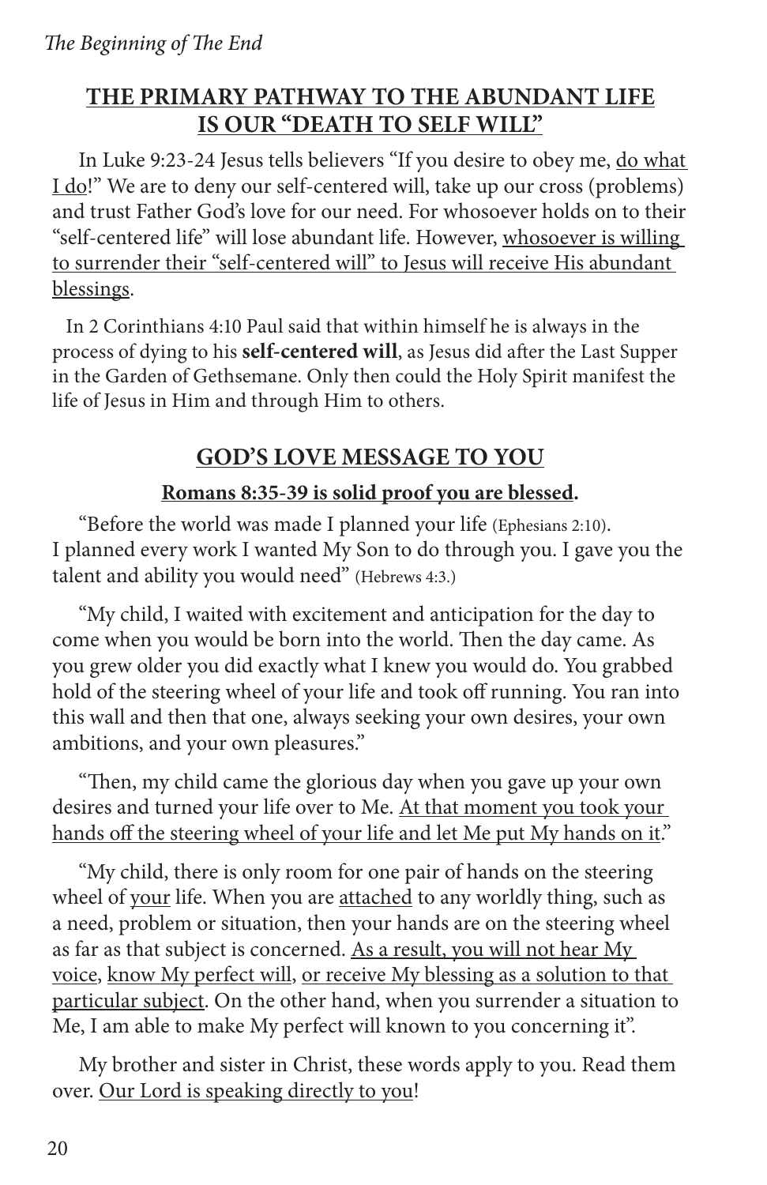## THE PRIMARY PATHWAY TO THE ABUNDANT LIFE IS OUR "DEATH TO SELF WILL"

In Luke 9:23-24 Jesus tells believers "If you desire to obey me, do what I do!" We are to deny our self-centered will, take up our cross (problems) and trust Father God's love for our need. For whosoever holds on to their "self-centered life" will lose abundant life. However, whosoever is willing to surrender their "self-centered will" to Jesus will receive His abundant blessings.

In 2 Corinthians 4:10 Paul said that within himself he is always in the process of dying to his **self-centered will**, as Jesus did after the Last Supper in the Garden of Gethsemane. Only then could the Holy Spirit manifest the life of Jesus in Him and through Him to others.

## GOD'S LOVE MESSAGE TO YOU

**Romans 8:35-39 is solid proof you are blessed.**

"Before the world was made I planned your life (Ephesians 2:10). I planned every work I wanted My Son to do through you. I gave you the talent and ability you would need" (Hebrews 4:3.)

"My child, I waited with excitement and anticipation for the day to come when you would be born into the world. Then the day came. As you grew older you did exactly what I knew you would do. You grabbed hold of the steering wheel of your life and took off running. You ran into this wall and then that one, always seeking your own desires, your own ambitions, and your own pleasures."

"Then, my child came the glorious day when you gave up your own desires and turned your life over to Me. At that moment you took your hands off the steering wheel of your life and let Me put My hands on it."

"My child, there is only room for one pair of hands on the steering wheel of your life. When you are attached to any worldly thing, such as a need, problem or situation, then your hands are on the steering wheel as far as that subject is concerned. As a result, you will not hear My voice, know My perfect will, or receive My blessing as a solution to that particular subject. On the other hand, when you surrender a situation to Me, I am able to make My perfect will known to you concerning it".

My brother and sister in Christ, these words apply to you. Read them over. Our Lord is speaking directly to you!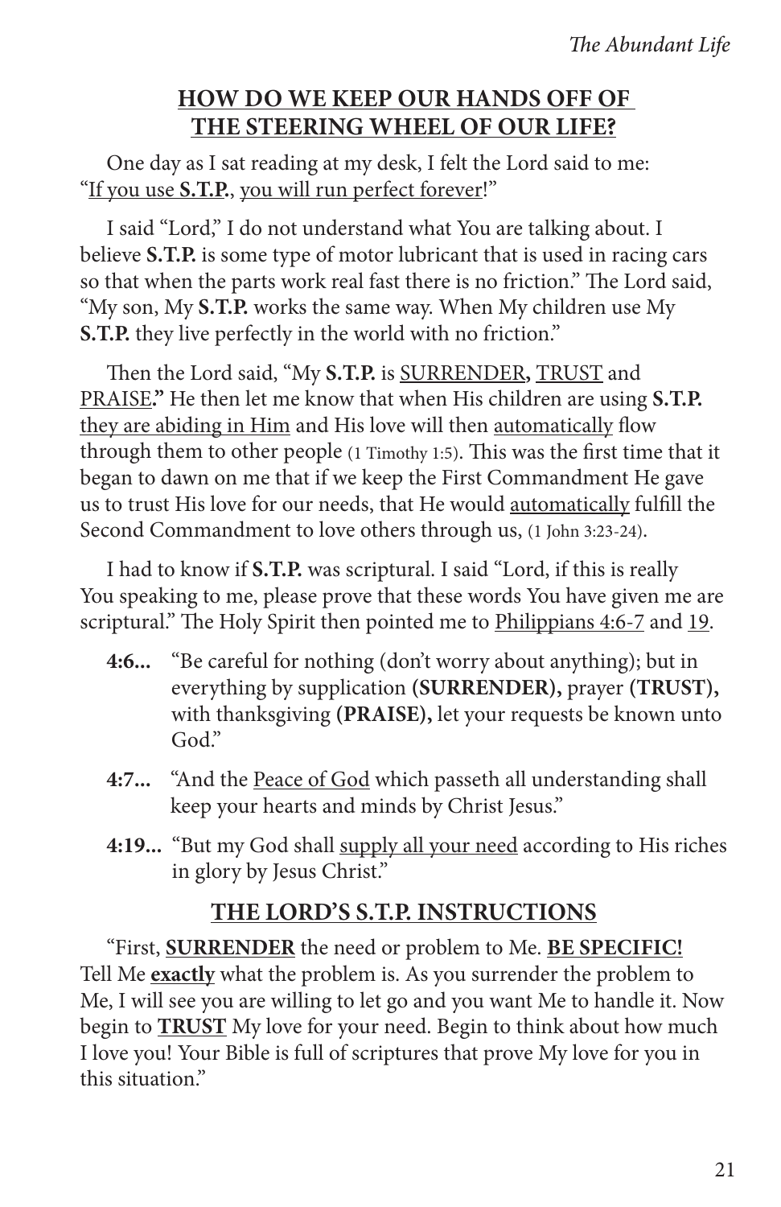## HOW DO WE KEEP OUR HANDS OFF OF THE STEERING WHEEL OF OUR LIFE?

One day as I sat reading at my desk, I felt the Lord said to me: "If you use **S.T.P.**, you will run perfect forever!"

I said "Lord," I do not understand what You are talking about. I believe **S.T.P.** is some type of motor lubricant that is used in racing cars so that when the parts work real fast there is no friction." The Lord said, "My son, My **S.T.P.** works the same way. When My children use My **S.T.P.** they live perfectly in the world with no friction."

Then the Lord said, "My **S.T.P.** is SURRENDER**,** TRUST and PRAISE**."** He then let me know that when His children are using **S.T.P.** they are abiding in Him and His love will then automatically flow through them to other people (1 Timothy 1:5). This was the first time that it began to dawn on me that if we keep the First Commandment He gave us to trust His love for our needs, that He would automatically fulfill the Second Commandment to love others through us, (1 John 3:23-24).

I had to know if **S.T.P.** was scriptural. I said "Lord, if this is really You speaking to me, please prove that these words You have given me are scriptural." The Holy Spirit then pointed me to Philippians 4:6-7 and 19.

**4:6...** "Be careful for nothing (don't worry about anything); but in everything by supplication **(SURRENDER),** prayer **(TRUST),** with thanksgiving **(PRAISE),** let your requests be known unto God."

**4:7...** "And the Peace of God which passeth all understanding shall keep your hearts and minds by Christ Jesus."

**4:19...** "But my God shall supply all your need according to His riches in glory by Jesus Christ."

## THE LORD'S S.T.P. INSTRUCTIONS

"First, **SURRENDER** the need or problem to Me. **BE SPECIFIC!** Tell Me **exactly** what the problem is. As you surrender the problem to Me, I will see you are willing to let go and you want Me to handle it. Now begin to **TRUST** My love for your need. Begin to think about how much I love you! Your Bible is full of scriptures that prove My love for you in this situation."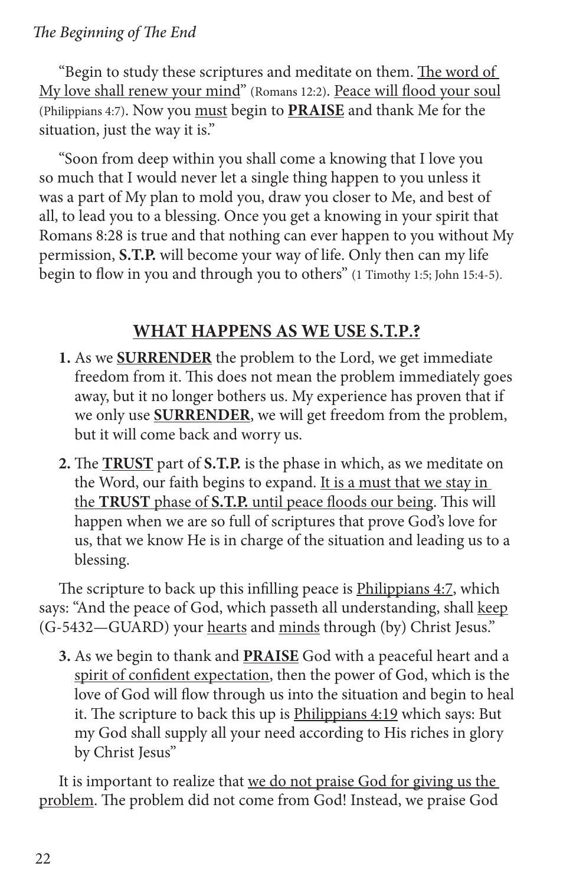"Begin to study these scriptures and meditate on them. <u>The word of My love shall renew your mind</u>" (Romans 12:2). <u>Peace will flood your soul</u> (Philippians 4:7). Now you <u>must</u> begin to <u>**PRAISE**</u> and thank Me for the situation, just the way it is."

"Soon from deep within you shall come a knowing that I love you so much that I would never let a single thing happen to you unless it was a part of My plan to mold you, draw you closer to Me, and best of all, to lead you to a blessing. Once you get a knowing in your spirit that Romans 8:28 is true and that nothing can ever happen to you without My permission, **S.T.P.** will become your way of life. Only then can my life begin to flow in you and through you to others" (1 Timothy 1:5; John 15:4-5).

## <u>WHAT HAPPENS AS WE USE S.T.P.?</u>

1. As we <u>**SURRENDER**</u> the problem to the Lord, we get immediate freedom from it. This does not mean the problem immediately goes away, but it no longer bothers us. My experience has proven that if we only use <u>**SURRENDER**</u>, we will get freedom from the problem, but it will come back and worry us.
2. The <u>**TRUST**</u> part of **S.T.P.** is the phase in which, as we meditate on the Word, our faith begins to expand. <u>It is a must that we stay in the **TRUST** phase of **S.T.P.** until peace floods our being</u>. This will happen when we are so full of scriptures that prove God's love for us, that we know He is in charge of the situation and leading us to a blessing.

The scripture to back up this infilling peace is <u>Philippians 4:7</u>, which says: "And the peace of God, which passeth all understanding, shall <u>keep</u> (G-5432—GUARD) your <u>hearts</u> and <u>minds</u> through (by) Christ Jesus."

3. As we begin to thank and <u>**PRAISE**</u> God with a peaceful heart and a <u>spirit of confident expectation</u>, then the power of God, which is the love of God will flow through us into the situation and begin to heal it. The scripture to back this up is <u>Philippians 4:19</u> which says: But my God shall supply all your need according to His riches in glory by Christ Jesus"

It is important to realize that <u>we do not praise God for giving us the problem</u>. The problem did not come from God! Instead, we praise God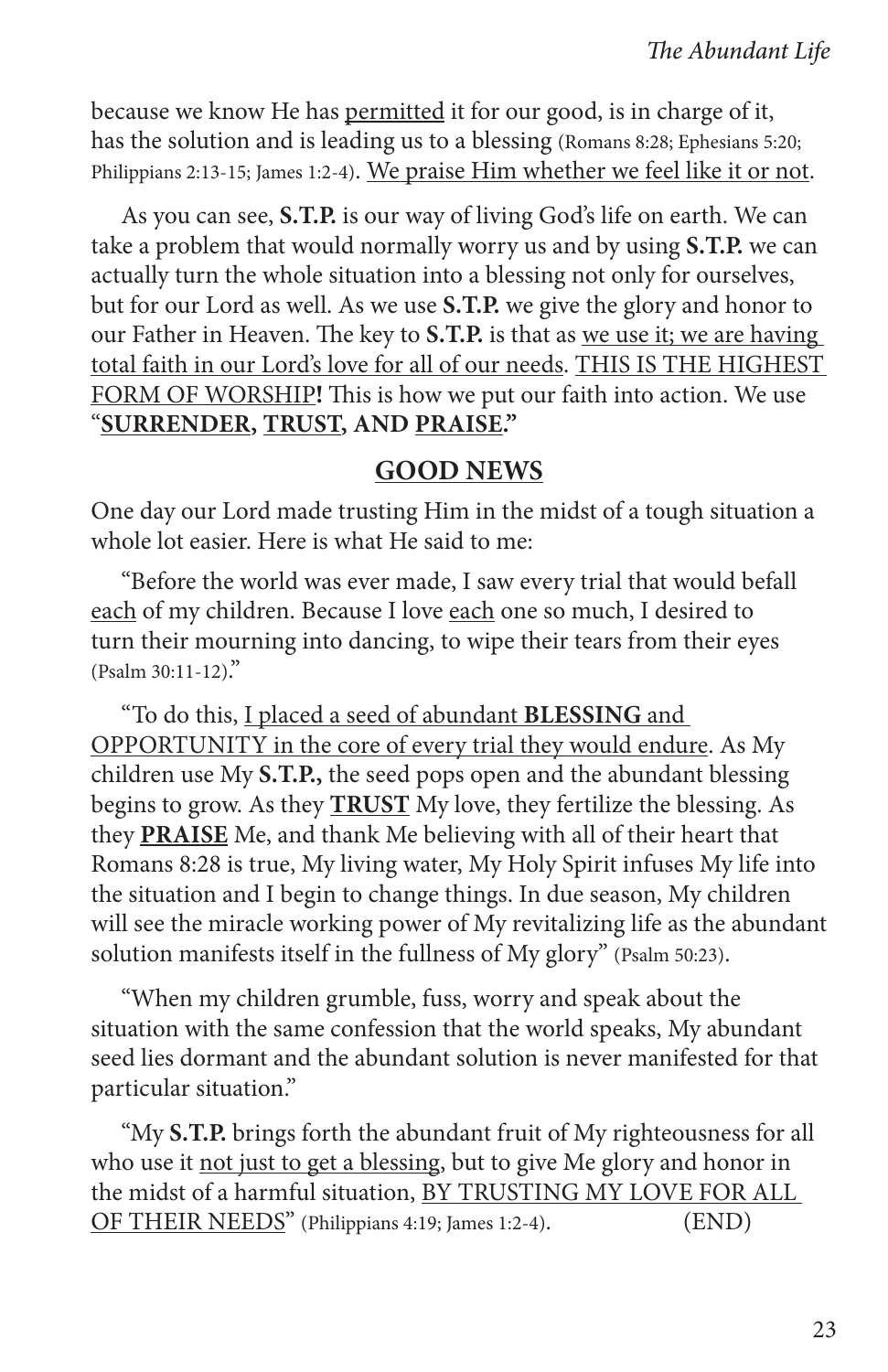because we know He has <u>permitted</u> it for our good, is in charge of it, has the solution and is leading us to a blessing (Romans 8:28; Ephesians 5:20; Philippians 2:13-15; James 1:2-4). <u>We praise Him whether we feel like it or not</u>.

As you can see, **S.T.P.** is our way of living God's life on earth. We can take a problem that would normally worry us and by using **S.T.P.** we can actually turn the whole situation into a blessing not only for ourselves, but for our Lord as well. As we use **S.T.P.** we give the glory and honor to our Father in Heaven. The key to **S.T.P.** is that as <u>we use it; we are having total faith in our Lord's love for all of our needs</u>. <u>THIS IS THE HIGHEST FORM OF WORSHIP</u>**!** This is how we put our faith into action. We use "**<u>SURRENDER</u>, <u>TRUST</u>, AND <u>PRAISE</u>.**"

## <u>GOOD NEWS</u>

One day our Lord made trusting Him in the midst of a tough situation a whole lot easier. Here is what He said to me:

"Before the world was ever made, I saw every trial that would befall <u>each</u> of my children. Because I love <u>each</u> one so much, I desired to turn their mourning into dancing, to wipe their tears from their eyes (Psalm 30:11-12)."

"To do this, <u>I placed a seed of abundant **BLESSING** and OPPORTUNITY in the core of every trial they would endure</u>. As My children use My **S.T.P.,** the seed pops open and the abundant blessing begins to grow. As they **<u>TRUST</u>** My love, they fertilize the blessing. As they **<u>PRAISE</u>** Me, and thank Me believing with all of their heart that Romans 8:28 is true, My living water, My Holy Spirit infuses My life into the situation and I begin to change things. In due season, My children will see the miracle working power of My revitalizing life as the abundant solution manifests itself in the fullness of My glory" (Psalm 50:23).

"When my children grumble, fuss, worry and speak about the situation with the same confession that the world speaks, My abundant seed lies dormant and the abundant solution is never manifested for that particular situation."

"My **S.T.P.** brings forth the abundant fruit of My righteousness for all who use it <u>not just to get a blessing</u>, but to give Me glory and honor in the midst of a harmful situation, <u>BY TRUSTING MY LOVE FOR ALL OF THEIR NEEDS</u>" (Philippians 4:19; James 1:2-4). (END)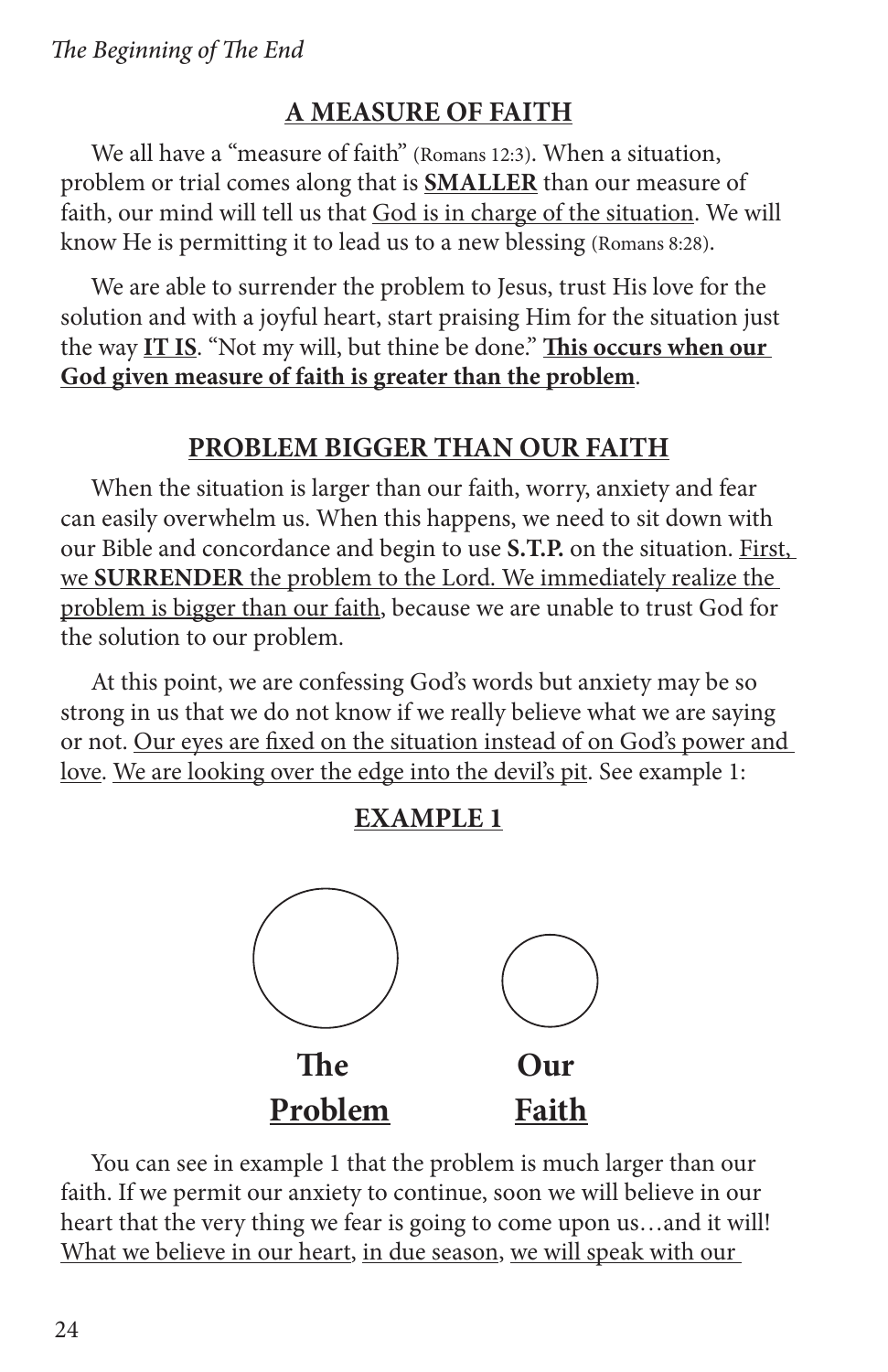## A MEASURE OF FAITH

We all have a "measure of faith" (Romans 12:3). When a situation, problem or trial comes along that is **SMALLER** than our measure of faith, our mind will tell us that God is in charge of the situation. We will know He is permitting it to lead us to a new blessing (Romans 8:28).

We are able to surrender the problem to Jesus, trust His love for the solution and with a joyful heart, start praising Him for the situation just the way **IT IS**. "Not my will, but thine be done." **This occurs when our God given measure of faith is greater than the problem**.

## PROBLEM BIGGER THAN OUR FAITH

When the situation is larger than our faith, worry, anxiety and fear can easily overwhelm us. When this happens, we need to sit down with our Bible and concordance and begin to use **S.T.P.** on the situation. First, we **SURRENDER** the problem to the Lord. We immediately realize the problem is bigger than our faith, because we are unable to trust God for the solution to our problem.

At this point, we are confessing God's words but anxiety may be so strong in us that we do not know if we really believe what we are saying or not. Our eyes are fixed on the situation instead of on God's power and love. We are looking over the edge into the devil's pit. See example 1:

### EXAMPLE 1

**The Problem** **Our Faith**

You can see in example 1 that the problem is much larger than our faith. If we permit our anxiety to continue, soon we will believe in our heart that the very thing we fear is going to come upon us…and it will! What we believe in our heart, in due season, we will speak with our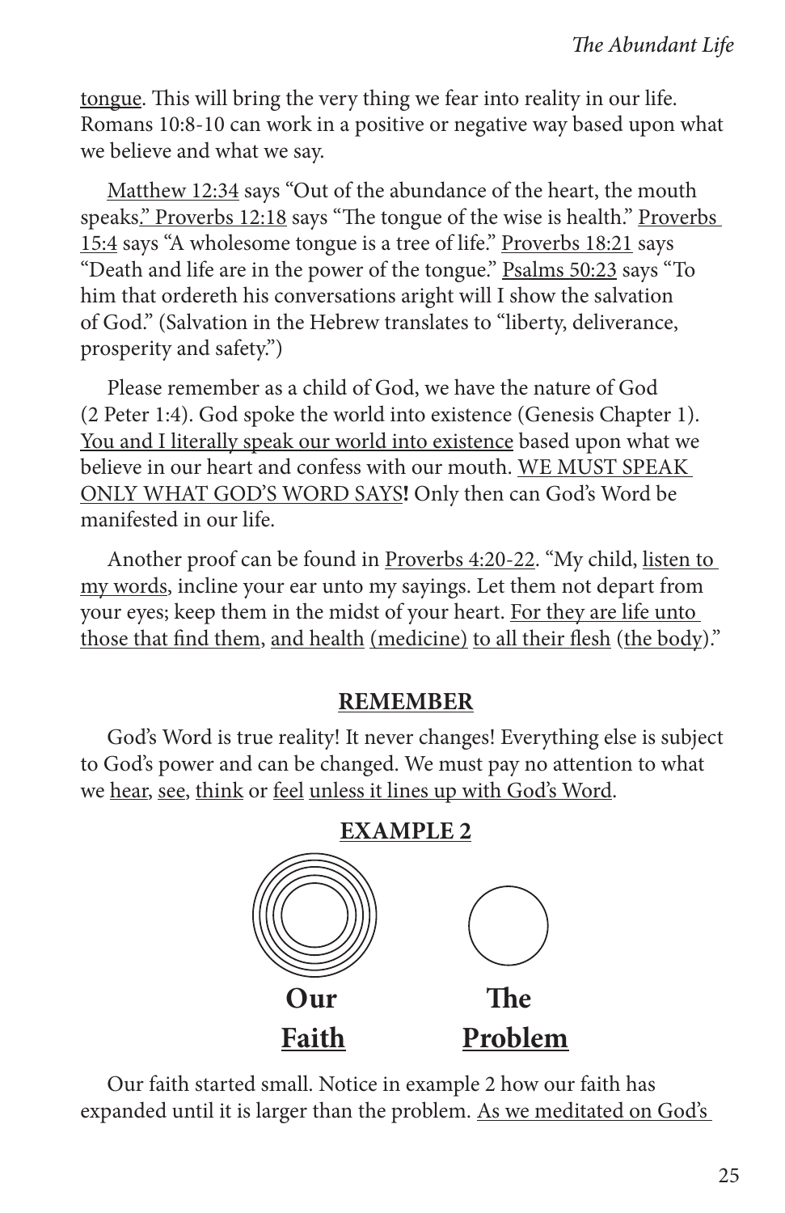tongue. This will bring the very thing we fear into reality in our life. Romans 10:8-10 can work in a positive or negative way based upon what we believe and what we say.

Matthew 12:34 says "Out of the abundance of the heart, the mouth speaks." Proverbs 12:18 says "The tongue of the wise is health." Proverbs 15:4 says "A wholesome tongue is a tree of life." Proverbs 18:21 says "Death and life are in the power of the tongue." Psalms 50:23 says "To him that ordereth his conversations aright will I show the salvation of God." (Salvation in the Hebrew translates to "liberty, deliverance, prosperity and safety.")

Please remember as a child of God, we have the nature of God (2 Peter 1:4). God spoke the world into existence (Genesis Chapter 1). You and I literally speak our world into existence based upon what we believe in our heart and confess with our mouth. WE MUST SPEAK ONLY WHAT GOD'S WORD SAYS**!** Only then can God's Word be manifested in our life.

Another proof can be found in Proverbs 4:20-22. "My child, listen to my words, incline your ear unto my sayings. Let them not depart from your eyes; keep them in the midst of your heart. For they are life unto those that find them, and health (medicine) to all their flesh (the body)."

**REMEMBER**

God's Word is true reality! It never changes! Everything else is subject to God's power and can be changed. We must pay no attention to what we hear, see, think or feel unless it lines up with God's Word.

**EXAMPLE 2**

**Our Faith** | **The Problem**

Our faith started small. Notice in example 2 how our faith has expanded until it is larger than the problem. As we meditated on God's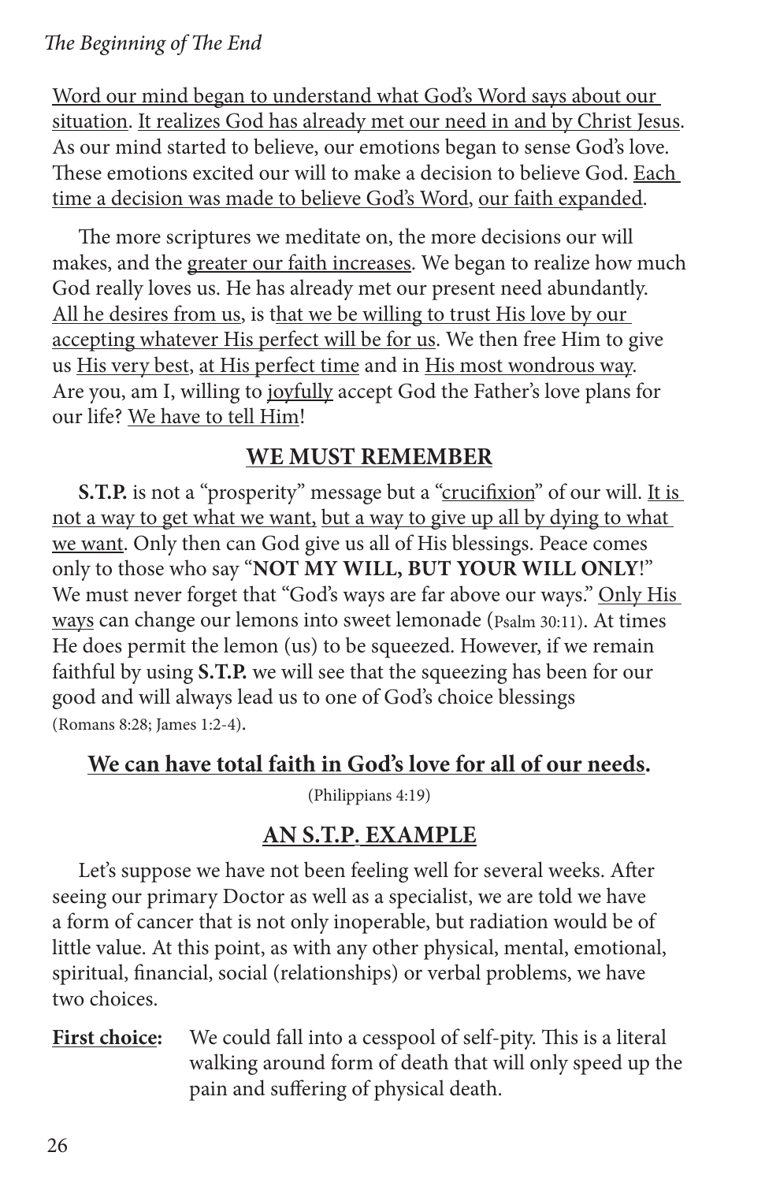Word our mind began to understand what God's Word says about our situation. It realizes God has already met our need in and by Christ Jesus. As our mind started to believe, our emotions began to sense God's love. These emotions excited our will to make a decision to believe God. Each time a decision was made to believe God's Word, our faith expanded.

The more scriptures we meditate on, the more decisions our will makes, and the greater our faith increases. We began to realize how much God really loves us. He has already met our present need abundantly. All he desires from us, is that we be willing to trust His love by our accepting whatever His perfect will be for us. We then free Him to give us His very best, at His perfect time and in His most wondrous way. Are you, am I, willing to joyfully accept God the Father's love plans for our life? We have to tell Him!

## WE MUST REMEMBER

**S.T.P.** is not a "prosperity" message but a "crucifixion" of our will. It is not a way to get what we want, but a way to give up all by dying to what we want. Only then can God give us all of His blessings. Peace comes only to those who say "**NOT MY WILL, BUT YOUR WILL ONLY**!" We must never forget that "God's ways are far above our ways." Only His ways can change our lemons into sweet lemonade (Psalm 30:11). At times He does permit the lemon (us) to be squeezed. However, if we remain faithful by using **S.T.P.** we will see that the squeezing has been for our good and will always lead us to one of God's choice blessings (Romans 8:28; James 1:2-4).

**We can have total faith in God's love for all of our needs.**

(Philippians 4:19)

## AN S.T.P. EXAMPLE

Let's suppose we have not been feeling well for several weeks. After seeing our primary Doctor as well as a specialist, we are told we have a form of cancer that is not only inoperable, but radiation would be of little value. At this point, as with any other physical, mental, emotional, spiritual, financial, social (relationships) or verbal problems, we have two choices.

**First choice:** We could fall into a cesspool of self-pity. This is a literal walking around form of death that will only speed up the pain and suffering of physical death.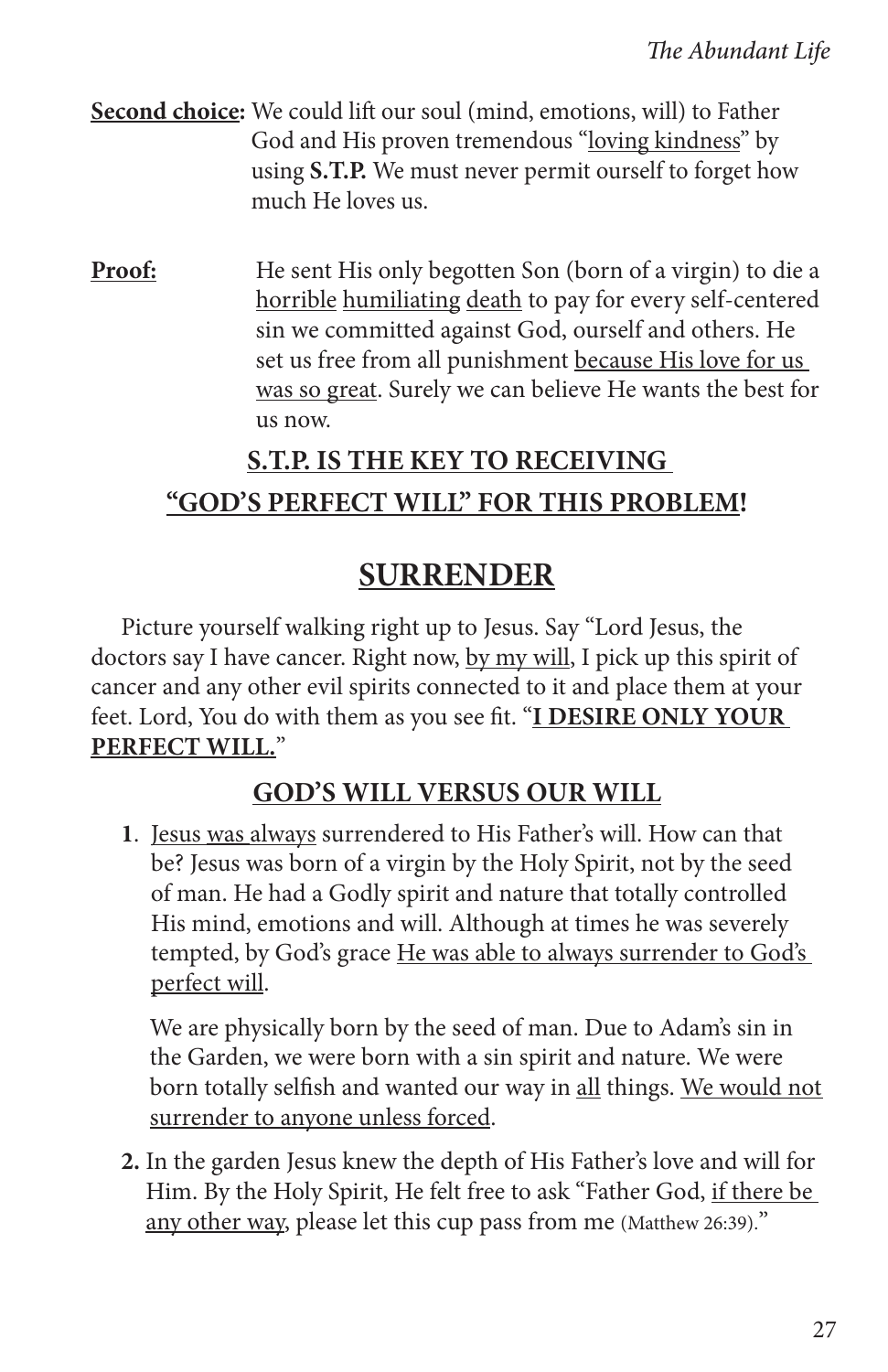**Second choice:** We could lift our soul (mind, emotions, will) to Father God and His proven tremendous "loving kindness" by using **S.T.P.** We must never permit ourself to forget how much He loves us.

**Proof:** He sent His only begotten Son (born of a virgin) to die a horrible humiliating death to pay for every self-centered sin we committed against God, ourself and others. He set us free from all punishment because His love for us was so great. Surely we can believe He wants the best for us now.

**S.T.P. IS THE KEY TO RECEIVING "GOD'S PERFECT WILL" FOR THIS PROBLEM!**

## SURRENDER

Picture yourself walking right up to Jesus. Say "Lord Jesus, the doctors say I have cancer. Right now, by my will, I pick up this spirit of cancer and any other evil spirits connected to it and place them at your feet. Lord, You do with them as you see fit. "**I DESIRE ONLY YOUR PERFECT WILL.**"

### GOD'S WILL VERSUS OUR WILL

1. Jesus was always surrendered to His Father's will. How can that be? Jesus was born of a virgin by the Holy Spirit, not by the seed of man. He had a Godly spirit and nature that totally controlled His mind, emotions and will. Although at times he was severely tempted, by God's grace He was able to always surrender to God's perfect will.

   We are physically born by the seed of man. Due to Adam's sin in the Garden, we were born with a sin spirit and nature. We were born totally selfish and wanted our way in all things. We would not surrender to anyone unless forced.

2. In the garden Jesus knew the depth of His Father's love and will for Him. By the Holy Spirit, He felt free to ask "Father God, if there be any other way, please let this cup pass from me (Matthew 26:39)."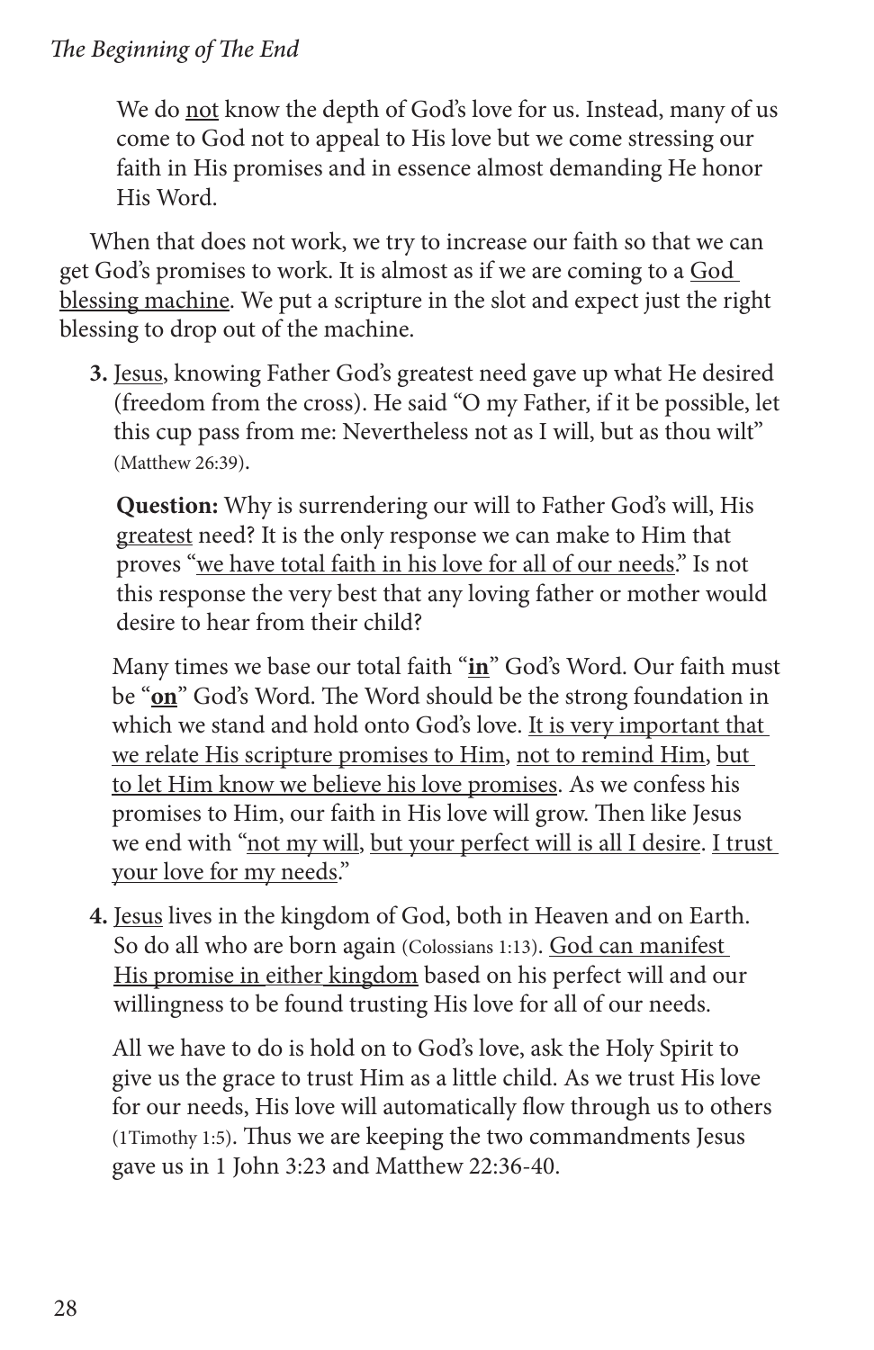We do <u>not</u> know the depth of God's love for us. Instead, many of us come to God not to appeal to His love but we come stressing our faith in His promises and in essence almost demanding He honor His Word.

When that does not work, we try to increase our faith so that we can get God's promises to work. It is almost as if we are coming to a <u>God blessing machine</u>. We put a scripture in the slot and expect just the right blessing to drop out of the machine.

**3.** <u>Jesus</u>, knowing Father God's greatest need gave up what He desired (freedom from the cross). He said "O my Father, if it be possible, let this cup pass from me: Nevertheless not as I will, but as thou wilt" (Matthew 26:39).

**Question:** Why is surrendering our will to Father God's will, His <u>greatest</u> need? It is the only response we can make to Him that proves "<u>we have total faith in his love for all of our needs</u>." Is not this response the very best that any loving father or mother would desire to hear from their child?

Many times we base our total faith "**<u>in</u>**" God's Word. Our faith must be "**<u>on</u>**" God's Word. The Word should be the strong foundation in which we stand and hold onto God's love. <u>It is very important that we relate His scripture promises to Him</u>, <u>not to remind Him</u>, <u>but to let Him know we believe his love promises</u>. As we confess his promises to Him, our faith in His love will grow. Then like Jesus we end with "<u>not my will</u>, <u>but your perfect will is all I desire</u>. <u>I trust your love for my needs</u>."

**4.** <u>Jesus</u> lives in the kingdom of God, both in Heaven and on Earth. So do all who are born again (Colossians 1:13). <u>God can manifest His promise in either kingdom</u> based on his perfect will and our willingness to be found trusting His love for all of our needs.

All we have to do is hold on to God's love, ask the Holy Spirit to give us the grace to trust Him as a little child. As we trust His love for our needs, His love will automatically flow through us to others (1Timothy 1:5). Thus we are keeping the two commandments Jesus gave us in 1 John 3:23 and Matthew 22:36-40.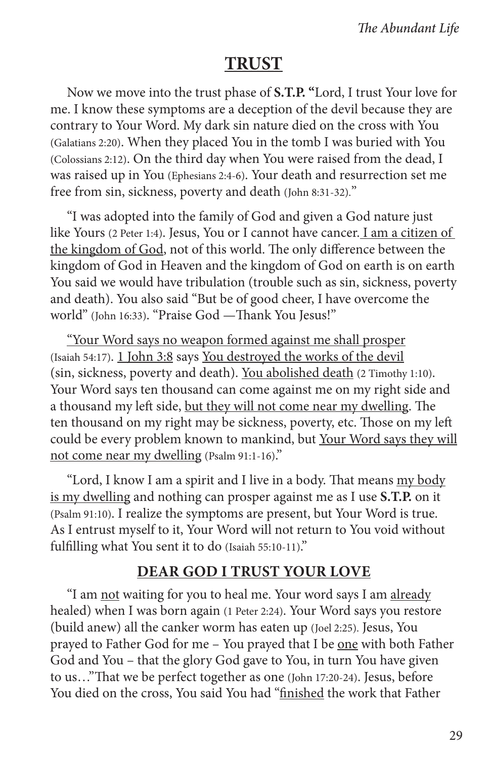## TRUST

Now we move into the trust phase of **S.T.P. "**Lord, I trust Your love for me. I know these symptoms are a deception of the devil because they are contrary to Your Word. My dark sin nature died on the cross with You (Galatians 2:20). When they placed You in the tomb I was buried with You (Colossians 2:12). On the third day when You were raised from the dead, I was raised up in You (Ephesians 2:4-6). Your death and resurrection set me free from sin, sickness, poverty and death (John 8:31-32)."

"I was adopted into the family of God and given a God nature just like Yours (2 Peter 1:4). Jesus, You or I cannot have cancer. <u>I am a citizen of the kingdom of God</u>, not of this world. The only difference between the kingdom of God in Heaven and the kingdom of God on earth is on earth You said we would have tribulation (trouble such as sin, sickness, poverty and death). You also said "But be of good cheer, I have overcome the world" (John 16:33). "Praise God —Thank You Jesus!"

<u>"Your Word says no weapon formed against me shall prosper</u> (Isaiah 54:17). <u>1 John 3:8</u> says <u>You destroyed the works of the devil</u> (sin, sickness, poverty and death). <u>You abolished death</u> (2 Timothy 1:10). Your Word says ten thousand can come against me on my right side and a thousand my left side, <u>but they will not come near my dwelling</u>. The ten thousand on my right may be sickness, poverty, etc. Those on my left could be every problem known to mankind, but <u>Your Word says they will not come near my dwelling</u> (Psalm 91:1-16)."

"Lord, I know I am a spirit and I live in a body. That means <u>my body is my dwelling</u> and nothing can prosper against me as I use **S.T.P.** on it (Psalm 91:10). I realize the symptoms are present, but Your Word is true. As I entrust myself to it, Your Word will not return to You void without fulfilling what You sent it to do (Isaiah 55:10-11)."

### DEAR GOD I TRUST YOUR LOVE

"I am <u>not</u> waiting for you to heal me. Your word says I am <u>already</u> healed) when I was born again (1 Peter 2:24). Your Word says you restore (build anew) all the canker worm has eaten up (Joel 2:25). Jesus, You prayed to Father God for me – You prayed that I be <u>one</u> with both Father God and You – that the glory God gave to You, in turn You have given to us…"That we be perfect together as one (John 17:20-24). Jesus, before You died on the cross, You said You had "<u>finished</u> the work that Father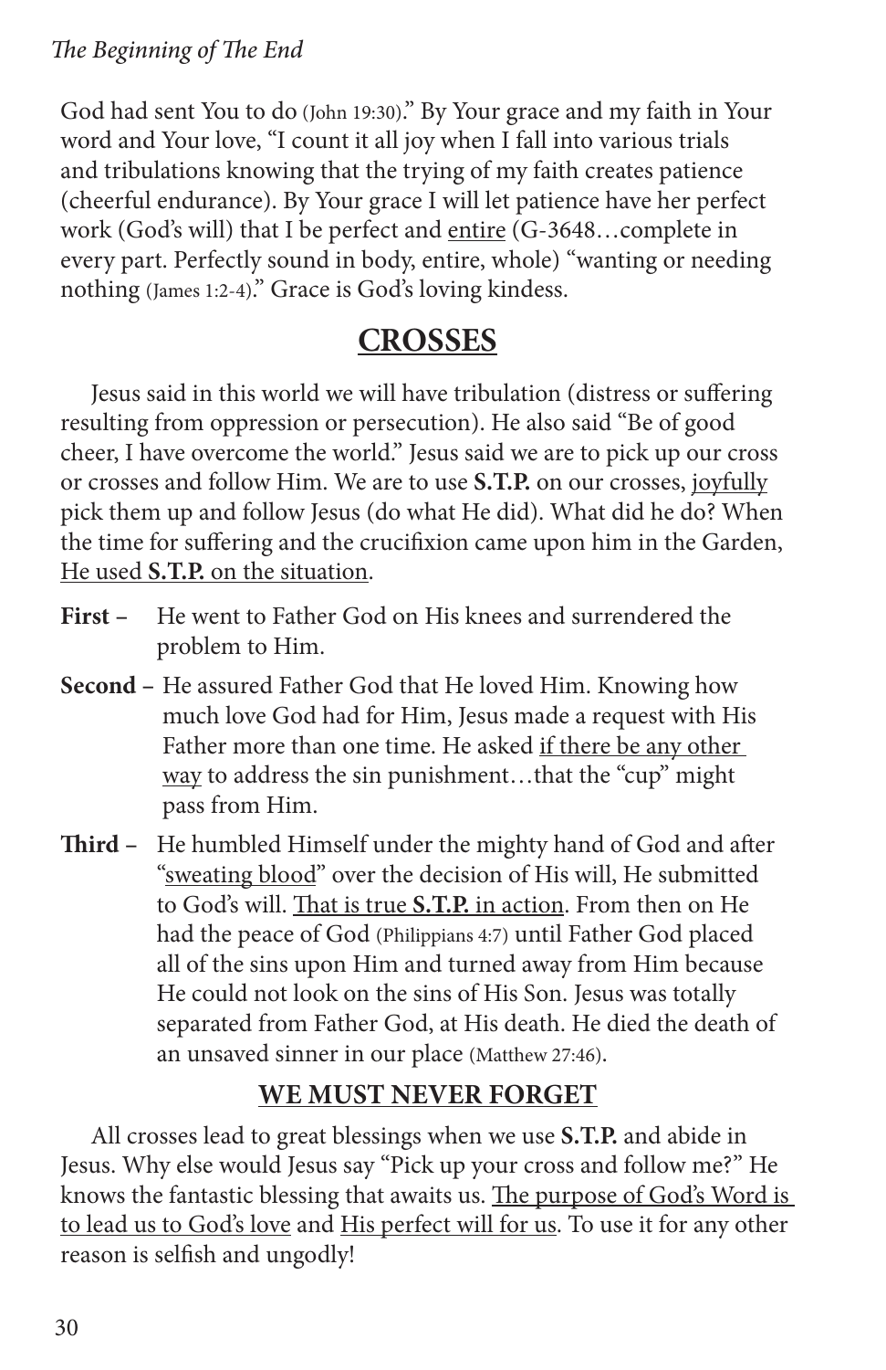God had sent You to do (John 19:30)." By Your grace and my faith in Your word and Your love, "I count it all joy when I fall into various trials and tribulations knowing that the trying of my faith creates patience (cheerful endurance). By Your grace I will let patience have her perfect work (God's will) that I be perfect and <u>entire</u> (G-3648…complete in every part. Perfectly sound in body, entire, whole) "wanting or needing nothing (James 1:2-4)." Grace is God's loving kindess.

## <u>CROSSES</u>

Jesus said in this world we will have tribulation (distress or suffering resulting from oppression or persecution). He also said "Be of good cheer, I have overcome the world." Jesus said we are to pick up our cross or crosses and follow Him. We are to use **S.T.P.** on our crosses, <u>joyfully</u> pick them up and follow Jesus (do what He did). What did he do? When the time for suffering and the crucifixion came upon him in the Garden, <u>He used **S.T.P.** on the situation</u>.

**First –** He went to Father God on His knees and surrendered the problem to Him.

**Second –** He assured Father God that He loved Him. Knowing how much love God had for Him, Jesus made a request with His Father more than one time. He asked <u>if there be any other way</u> to address the sin punishment…that the "cup" might pass from Him.

**Third –** He humbled Himself under the mighty hand of God and after "<u>sweating blood</u>" over the decision of His will, He submitted to God's will. <u>That is true **S.T.P.** in action</u>. From then on He had the peace of God (Philippians 4:7) until Father God placed all of the sins upon Him and turned away from Him because He could not look on the sins of His Son. Jesus was totally separated from Father God, at His death. He died the death of an unsaved sinner in our place (Matthew 27:46).

### <u>WE MUST NEVER FORGET</u>

All crosses lead to great blessings when we use **S.T.P.** and abide in Jesus. Why else would Jesus say "Pick up your cross and follow me?" He knows the fantastic blessing that awaits us. <u>The purpose of God's Word is to lead us to God's love</u> and <u>His perfect will for us</u>. To use it for any other reason is selfish and ungodly!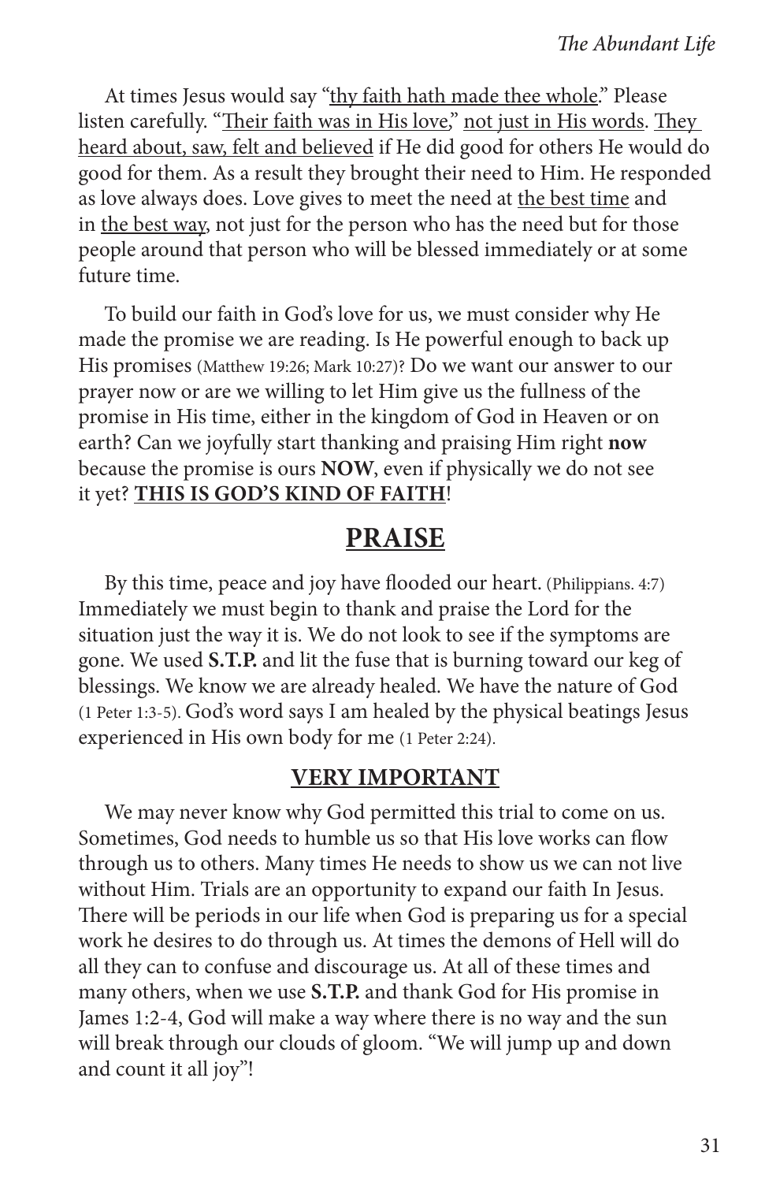At times Jesus would say "thy faith hath made thee whole." Please listen carefully. "Their faith was in His love," not just in His words. They heard about, saw, felt and believed if He did good for others He would do good for them. As a result they brought their need to Him. He responded as love always does. Love gives to meet the need at the best time and in the best way, not just for the person who has the need but for those people around that person who will be blessed immediately or at some future time.

To build our faith in God's love for us, we must consider why He made the promise we are reading. Is He powerful enough to back up His promises (Matthew 19:26; Mark 10:27)? Do we want our answer to our prayer now or are we willing to let Him give us the fullness of the promise in His time, either in the kingdom of God in Heaven or on earth? Can we joyfully start thanking and praising Him right **now** because the promise is ours **NOW**, even if physically we do not see it yet? **THIS IS GOD'S KIND OF FAITH**!

## PRAISE

By this time, peace and joy have flooded our heart. (Philippians. 4:7) Immediately we must begin to thank and praise the Lord for the situation just the way it is. We do not look to see if the symptoms are gone. We used **S.T.P.** and lit the fuse that is burning toward our keg of blessings. We know we are already healed. We have the nature of God (1 Peter 1:3-5). God's word says I am healed by the physical beatings Jesus experienced in His own body for me (1 Peter 2:24).

### VERY IMPORTANT

We may never know why God permitted this trial to come on us. Sometimes, God needs to humble us so that His love works can flow through us to others. Many times He needs to show us we can not live without Him. Trials are an opportunity to expand our faith In Jesus. There will be periods in our life when God is preparing us for a special work he desires to do through us. At times the demons of Hell will do all they can to confuse and discourage us. At all of these times and many others, when we use **S.T.P.** and thank God for His promise in James 1:2-4, God will make a way where there is no way and the sun will break through our clouds of gloom. "We will jump up and down and count it all joy"!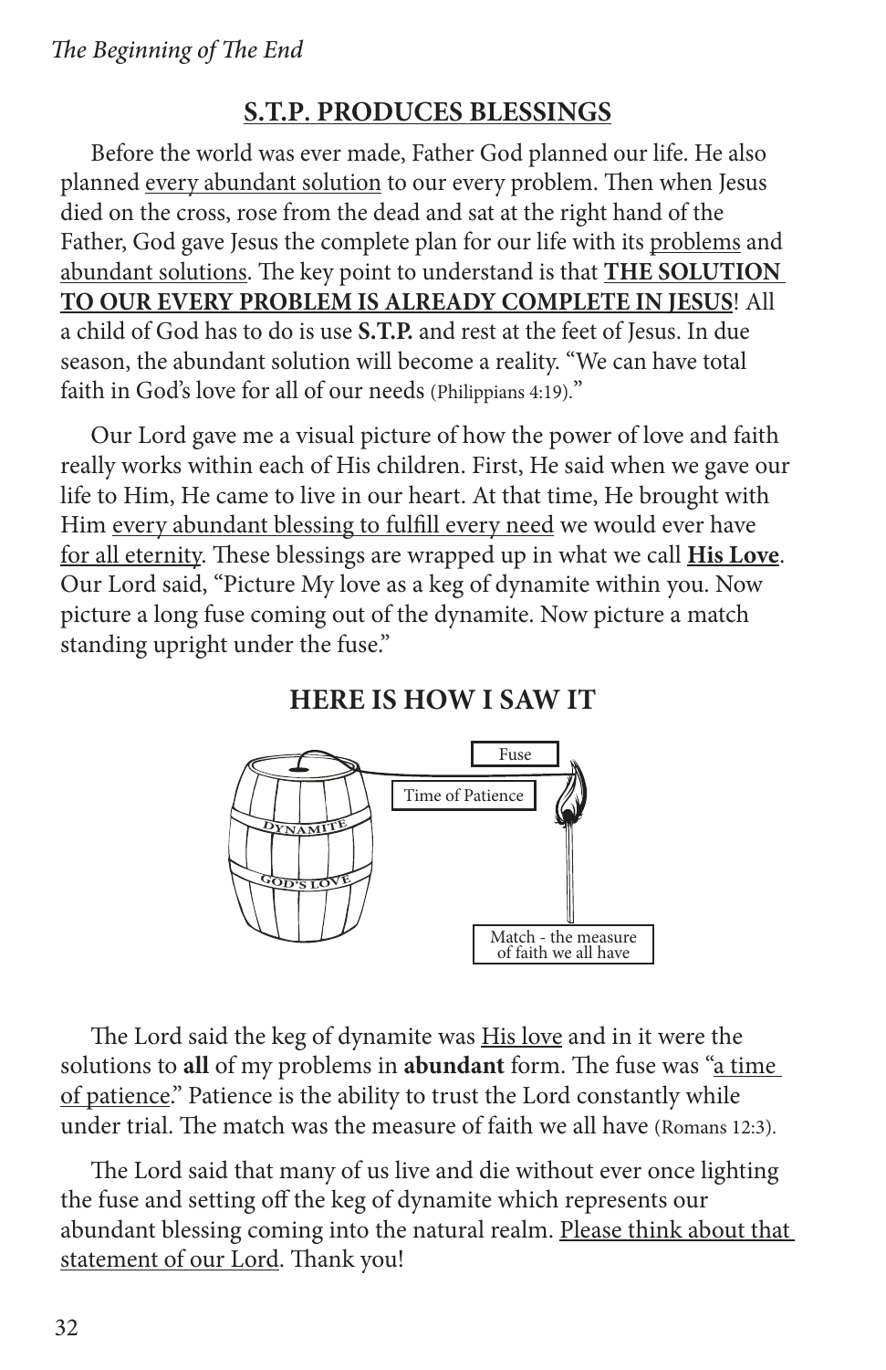## S.T.P. PRODUCES BLESSINGS

Before the world was ever made, Father God planned our life. He also planned <u>every abundant solution</u> to our every problem. Then when Jesus died on the cross, rose from the dead and sat at the right hand of the Father, God gave Jesus the complete plan for our life with its <u>problems</u> and <u>abundant solutions</u>. The key point to understand is that **<u>THE SOLUTION TO OUR EVERY PROBLEM IS ALREADY COMPLETE IN JESUS</u>**! All a child of God has to do is use **S.T.P.** and rest at the feet of Jesus. In due season, the abundant solution will become a reality. "We can have total faith in God's love for all of our needs (Philippians 4:19)."

Our Lord gave me a visual picture of how the power of love and faith really works within each of His children. First, He said when we gave our life to Him, He came to live in our heart. At that time, He brought with Him <u>every abundant blessing to fulfill every need</u> we would ever have <u>for all eternity</u>. These blessings are wrapped up in what we call **<u>His Love</u>**. Our Lord said, "Picture My love as a keg of dynamite within you. Now picture a long fuse coming out of the dynamite. Now picture a match standing upright under the fuse."

### HERE IS HOW I SAW IT

DYNAMITE
GOD'S LOVE
Fuse
Time of Patience
Match - the measure of faith we all have

The Lord said the keg of dynamite was <u>His love</u> and in it were the solutions to **all** of my problems in **abundant** form. The fuse was "<u>a time of patience</u>." Patience is the ability to trust the Lord constantly while under trial. The match was the measure of faith we all have (Romans 12:3).

The Lord said that many of us live and die without ever once lighting the fuse and setting off the keg of dynamite which represents our abundant blessing coming into the natural realm. <u>Please think about that statement of our Lord</u>. Thank you!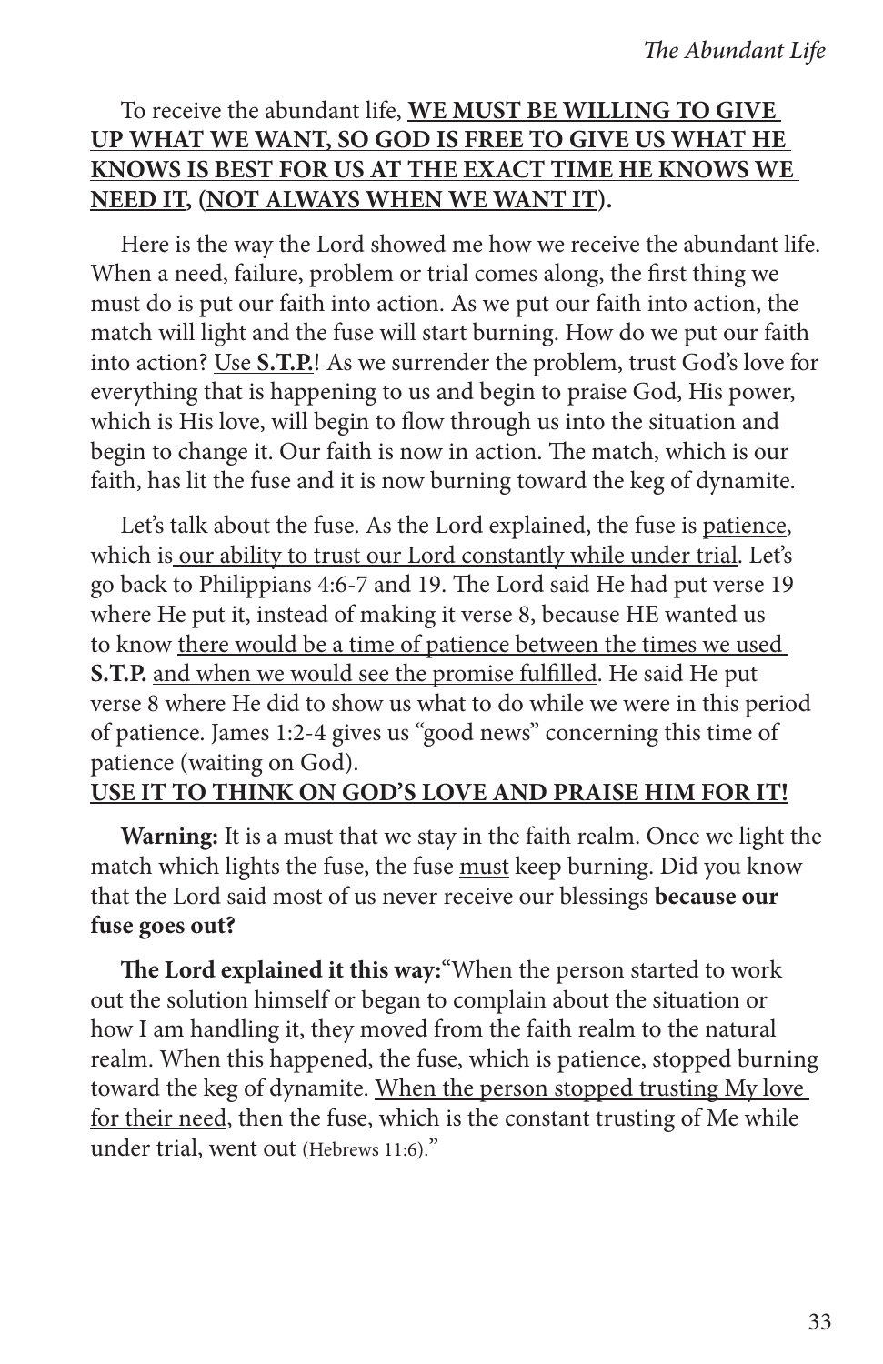To receive the abundant life, **<u>WE MUST BE WILLING TO GIVE UP WHAT WE WANT, SO GOD IS FREE TO GIVE US WHAT HE KNOWS IS BEST FOR US AT THE EXACT TIME HE KNOWS WE NEED IT</u>, (<u>NOT ALWAYS WHEN WE WANT IT</u>).**

Here is the way the Lord showed me how we receive the abundant life. When a need, failure, problem or trial comes along, the first thing we must do is put our faith into action. As we put our faith into action, the match will light and the fuse will start burning. How do we put our faith into action? <u>Use **S.T.P.**</u>! As we surrender the problem, trust God's love for everything that is happening to us and begin to praise God, His power, which is His love, will begin to flow through us into the situation and begin to change it. Our faith is now in action. The match, which is our faith, has lit the fuse and it is now burning toward the keg of dynamite.

Let's talk about the fuse. As the Lord explained, the fuse is <u>patience</u>, which is <u>our ability to trust our Lord constantly while under trial</u>. Let's go back to Philippians 4:6-7 and 19. The Lord said He had put verse 19 where He put it, instead of making it verse 8, because HE wanted us to know <u>there would be a time of patience between the times we used **S.T.P.** and when we would see the promise fulfilled</u>. He said He put verse 8 where He did to show us what to do while we were in this period of patience. James 1:2-4 gives us "good news" concerning this time of patience (waiting on God).

**<u>USE IT TO THINK ON GOD'S LOVE AND PRAISE HIM FOR IT!</u>**

**Warning:** It is a must that we stay in the <u>faith</u> realm. Once we light the match which lights the fuse, the fuse <u>must</u> keep burning. Did you know that the Lord said most of us never receive our blessings **because our fuse goes out?**

**The Lord explained it this way:** "When the person started to work out the solution himself or began to complain about the situation or how I am handling it, they moved from the faith realm to the natural realm. When this happened, the fuse, which is patience, stopped burning toward the keg of dynamite. <u>When the person stopped trusting My love for their need</u>, then the fuse, which is the constant trusting of Me while under trial, went out (Hebrews 11:6)."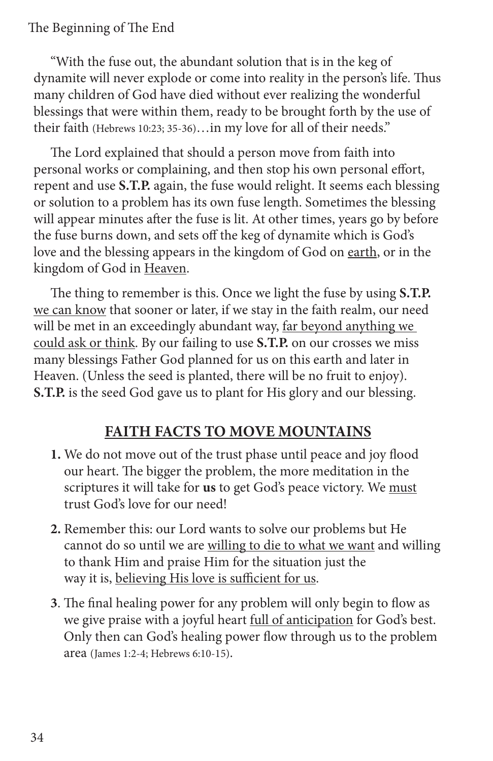"With the fuse out, the abundant solution that is in the keg of dynamite will never explode or come into reality in the person's life. Thus many children of God have died without ever realizing the wonderful blessings that were within them, ready to be brought forth by the use of their faith (Hebrews 10:23; 35-36)…in my love for all of their needs."

The Lord explained that should a person move from faith into personal works or complaining, and then stop his own personal effort, repent and use **S.T.P.** again, the fuse would relight. It seems each blessing or solution to a problem has its own fuse length. Sometimes the blessing will appear minutes after the fuse is lit. At other times, years go by before the fuse burns down, and sets off the keg of dynamite which is God's love and the blessing appears in the kingdom of God on <u>earth</u>, or in the kingdom of God in <u>Heaven</u>.

The thing to remember is this. Once we light the fuse by using **S.T.P.** <u>we can know</u> that sooner or later, if we stay in the faith realm, our need will be met in an exceedingly abundant way, <u>far beyond anything we could ask or think</u>. By our failing to use **S.T.P.** on our crosses we miss many blessings Father God planned for us on this earth and later in Heaven. (Unless the seed is planted, there will be no fruit to enjoy). **S.T.P.** is the seed God gave us to plant for His glory and our blessing.

## FAITH FACTS TO MOVE MOUNTAINS

**1.** We do not move out of the trust phase until peace and joy flood our heart. The bigger the problem, the more meditation in the scriptures it will take for **us** to get God's peace victory. We <u>must</u> trust God's love for our need!

**2.** Remember this: our Lord wants to solve our problems but He cannot do so until we are <u>willing to die to what we want</u> and willing to thank Him and praise Him for the situation just the way it is, <u>believing His love is sufficient for us</u>.

**3**. The final healing power for any problem will only begin to flow as we give praise with a joyful heart <u>full of anticipation</u> for God's best. Only then can God's healing power flow through us to the problem area (James 1:2-4; Hebrews 6:10-15).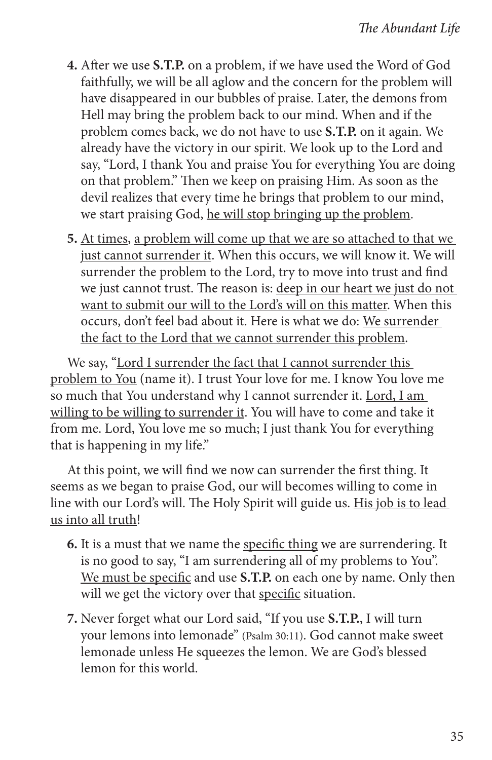4. After we use **S.T.P.** on a problem, if we have used the Word of God faithfully, we will be all aglow and the concern for the problem will have disappeared in our bubbles of praise. Later, the demons from Hell may bring the problem back to our mind. When and if the problem comes back, we do not have to use **S.T.P.** on it again. We already have the victory in our spirit. We look up to the Lord and say, "Lord, I thank You and praise You for everything You are doing on that problem." Then we keep on praising Him. As soon as the devil realizes that every time he brings that problem to our mind, we start praising God, <u>he will stop bringing up the problem</u>.

5. <u>At times</u>, <u>a problem will come up that we are so attached to that we just cannot surrender it</u>. When this occurs, we will know it. We will surrender the problem to the Lord, try to move into trust and find we just cannot trust. The reason is: <u>deep in our heart we just do not want to submit our will to the Lord's will on this matter</u>. When this occurs, don't feel bad about it. Here is what we do: <u>We surrender the fact to the Lord that we cannot surrender this problem</u>.

We say, "<u>Lord I surrender the fact that I cannot surrender this problem to You</u> (name it). I trust Your love for me. I know You love me so much that You understand why I cannot surrender it. <u>Lord, I am willing to be willing to surrender it</u>. You will have to come and take it from me. Lord, You love me so much; I just thank You for everything that is happening in my life."

At this point, we will find we now can surrender the first thing. It seems as we began to praise God, our will becomes willing to come in line with our Lord's will. The Holy Spirit will guide us. <u>His job is to lead us into all truth</u>!

6. It is a must that we name the <u>specific thing</u> we are surrendering. It is no good to say, "I am surrendering all of my problems to You". <u>We must be specific</u> and use **S.T.P.** on each one by name. Only then will we get the victory over that <u>specific</u> situation.

7. Never forget what our Lord said, "If you use **S.T.P.**, I will turn your lemons into lemonade" (Psalm 30:11). God cannot make sweet lemonade unless He squeezes the lemon. We are God's blessed lemon for this world.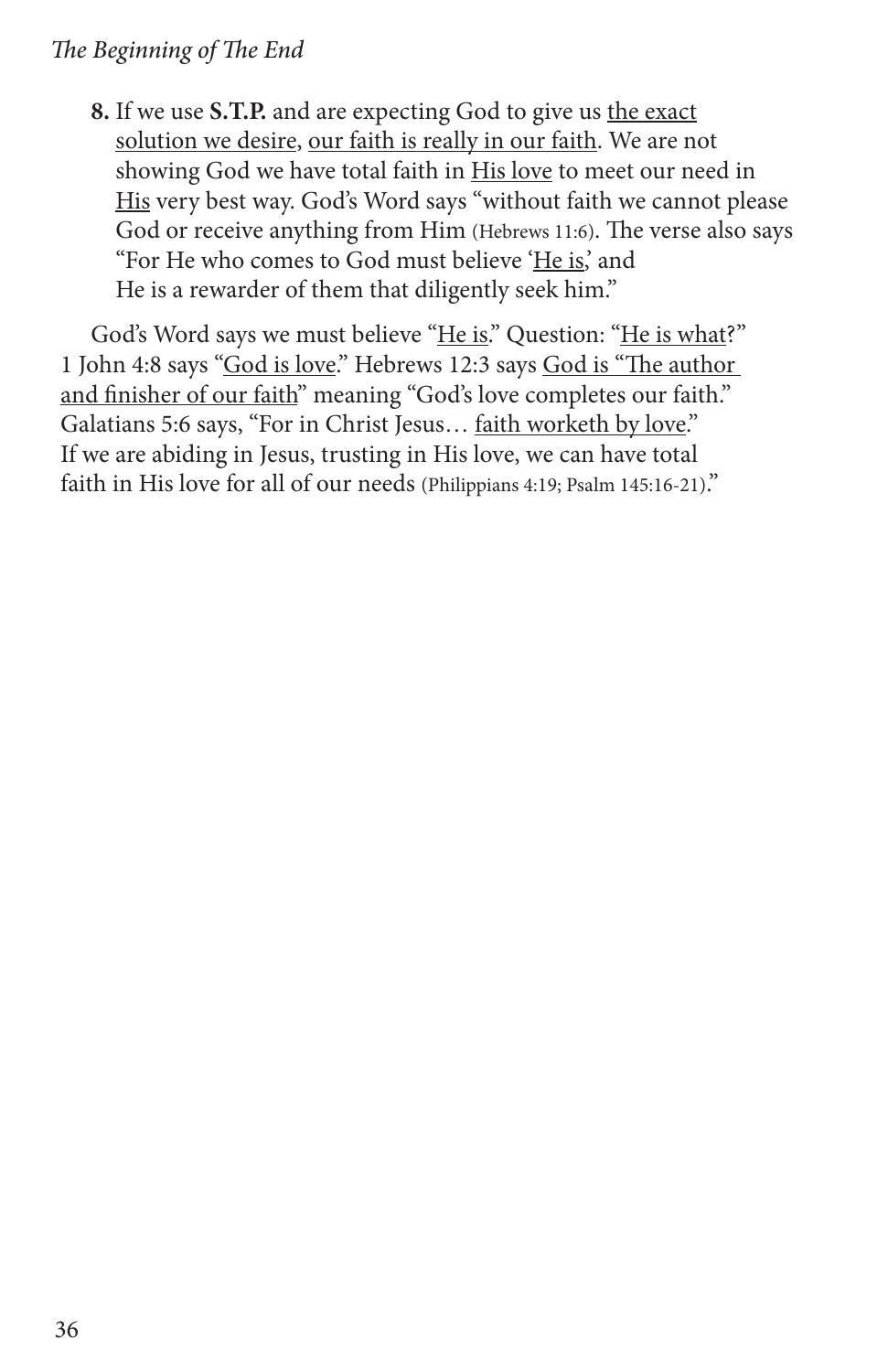8. If we use **S.T.P.** and are expecting God to give us <u>the exact solution we desire</u>, <u>our faith is really in our faith</u>. We are not showing God we have total faith in <u>His love</u> to meet our need in <u>His</u> very best way. God's Word says "without faith we cannot please God or receive anything from Him (Hebrews 11:6). The verse also says "For He who comes to God must believe '<u>He is</u>,' and He is a rewarder of them that diligently seek him."

God's Word says we must believe "<u>He is</u>." Question: "<u>He is what</u>?" 1 John 4:8 says "<u>God is love</u>." Hebrews 12:3 says <u>God is "The author and finisher of our faith</u>" meaning "God's love completes our faith." Galatians 5:6 says, "For in Christ Jesus… <u>faith worketh by love</u>." If we are abiding in Jesus, trusting in His love, we can have total faith in His love for all of our needs (Philippians 4:19; Psalm 145:16-21)."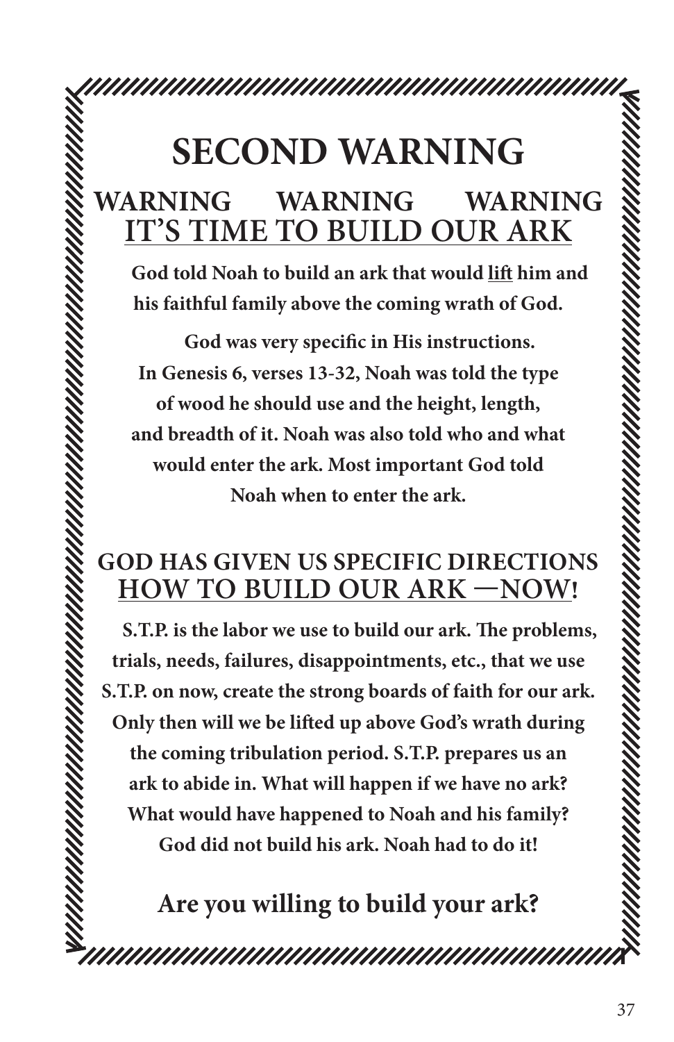# SECOND WARNING

## WARNING WARNING WARNING

## <u>IT'S TIME TO BUILD OUR ARK</u>

**God told Noah to build an ark that would <u>lift</u> him and his faithful family above the coming wrath of God.**

**God was very specific in His instructions. In Genesis 6, verses 13-32, Noah was told the type of wood he should use and the height, length, and breadth of it. Noah was also told who and what would enter the ark. Most important God told Noah when to enter the ark.**

## GOD HAS GIVEN US SPECIFIC DIRECTIONS <u>HOW TO BUILD OUR ARK —NOW</u>!

**S.T.P. is the labor we use to build our ark. The problems, trials, needs, failures, disappointments, etc., that we use S.T.P. on now, create the strong boards of faith for our ark. Only then will we be lifted up above God's wrath during the coming tribulation period. S.T.P. prepares us an ark to abide in. What will happen if we have no ark? What would have happened to Noah and his family? God did not build his ark. Noah had to do it!**

**Are you willing to build your ark?**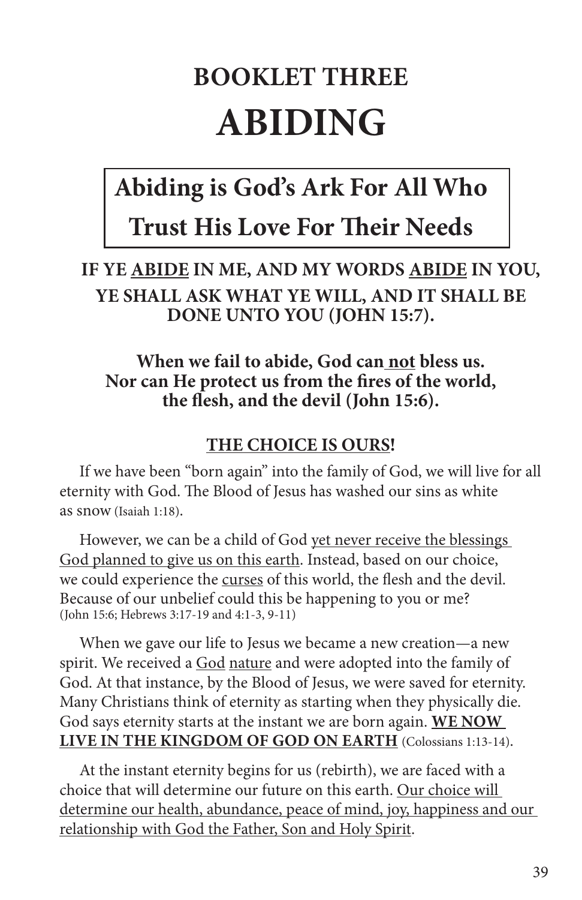# BOOKLET THREE

# ABIDING

## Abiding is God's Ark For All Who Trust His Love For Their Needs

**IF YE <u>ABIDE</u> IN ME, AND MY WORDS <u>ABIDE</u> IN YOU, YE SHALL ASK WHAT YE WILL, AND IT SHALL BE DONE UNTO YOU (JOHN 15:7).**

**When we fail to abide, God can <u>not</u> bless us. Nor can He protect us from the fires of the world, the flesh, and the devil (John 15:6).**

**<u>THE CHOICE IS OURS</u>!**

If we have been "born again" into the family of God, we will live for all eternity with God. The Blood of Jesus has washed our sins as white as snow (Isaiah 1:18).

However, we can be a child of God <u>yet never receive the blessings God planned to give us on this earth</u>. Instead, based on our choice, we could experience the <u>curses</u> of this world, the flesh and the devil. Because of our unbelief could this be happening to you or me? (John 15:6; Hebrews 3:17-19 and 4:1-3, 9-11)

When we gave our life to Jesus we became a new creation—a new spirit. We received a <u>God</u> <u>nature</u> and were adopted into the family of God. At that instance, by the Blood of Jesus, we were saved for eternity. Many Christians think of eternity as starting when they physically die. God says eternity starts at the instant we are born again. **<u>WE NOW LIVE IN THE KINGDOM OF GOD ON EARTH</u>** (Colossians 1:13-14).

At the instant eternity begins for us (rebirth), we are faced with a choice that will determine our future on this earth. <u>Our choice will determine our health, abundance, peace of mind, joy, happiness and our relationship with God the Father, Son and Holy Spirit</u>.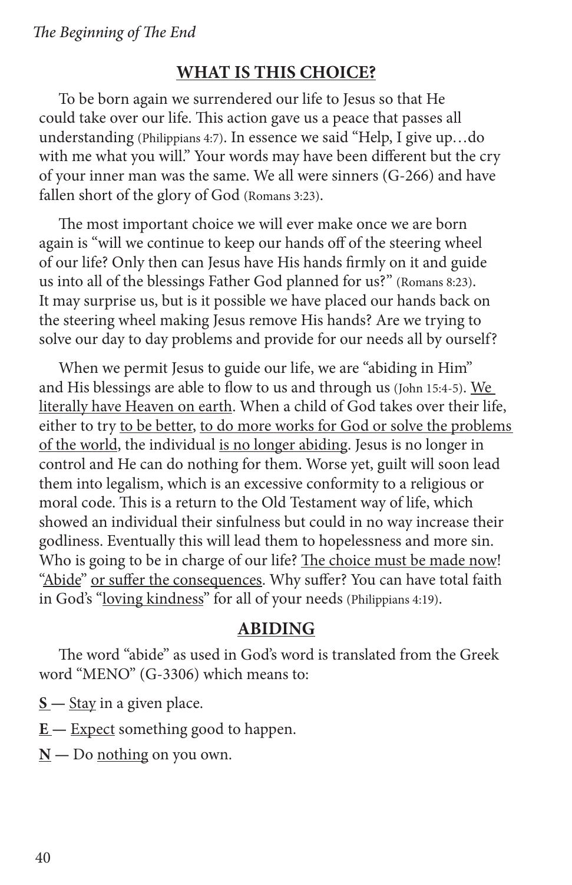## WHAT IS THIS CHOICE?

To be born again we surrendered our life to Jesus so that He could take over our life. This action gave us a peace that passes all understanding (Philippians 4:7). In essence we said "Help, I give up…do with me what you will." Your words may have been different but the cry of your inner man was the same. We all were sinners (G-266) and have fallen short of the glory of God (Romans 3:23).

The most important choice we will ever make once we are born again is "will we continue to keep our hands off of the steering wheel of our life? Only then can Jesus have His hands firmly on it and guide us into all of the blessings Father God planned for us?" (Romans 8:23). It may surprise us, but is it possible we have placed our hands back on the steering wheel making Jesus remove His hands? Are we trying to solve our day to day problems and provide for our needs all by ourself?

When we permit Jesus to guide our life, we are "abiding in Him" and His blessings are able to flow to us and through us (John 15:4-5). <u>We literally have Heaven on earth</u>. When a child of God takes over their life, either to try <u>to be better</u>, <u>to do more works for God or solve the problems of the world</u>, the individual <u>is no longer abiding</u>. Jesus is no longer in control and He can do nothing for them. Worse yet, guilt will soon lead them into legalism, which is an excessive conformity to a religious or moral code. This is a return to the Old Testament way of life, which showed an individual their sinfulness but could in no way increase their godliness. Eventually this will lead them to hopelessness and more sin. Who is going to be in charge of our life? <u>The choice must be made now</u>! "<u>Abide</u>" <u>or suffer the consequences</u>. Why suffer? You can have total faith in God's "<u>loving kindness</u>" for all of your needs (Philippians 4:19).

## ABIDING

The word "abide" as used in God's word is translated from the Greek word "MENO" (G-3306) which means to:

**<u>S</u> —** <u>Stay</u> in a given place.

**<u>E</u> —** <u>Expect</u> something good to happen.

**<u>N</u> —** Do <u>nothing</u> on you own.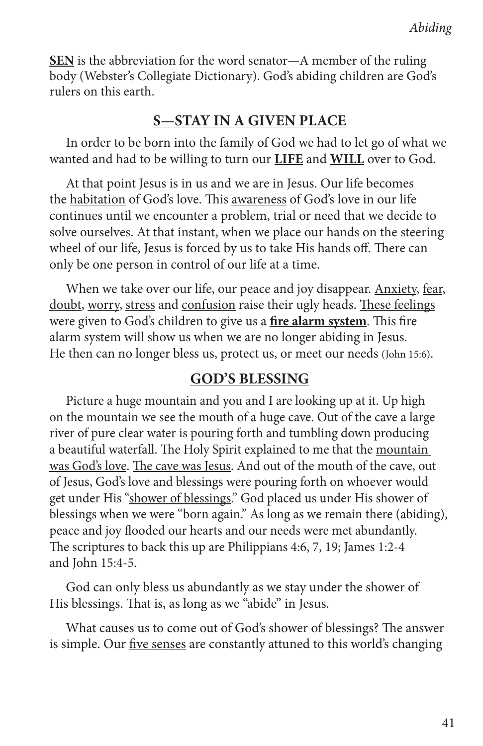**SEN** is the abbreviation for the word senator—A member of the ruling body (Webster's Collegiate Dictionary). God's abiding children are God's rulers on this earth.

## S—STAY IN A GIVEN PLACE

In order to be born into the family of God we had to let go of what we wanted and had to be willing to turn our **LIFE** and **WILL** over to God.

At that point Jesus is in us and we are in Jesus. Our life becomes the habitation of God's love. This awareness of God's love in our life continues until we encounter a problem, trial or need that we decide to solve ourselves. At that instant, when we place our hands on the steering wheel of our life, Jesus is forced by us to take His hands off. There can only be one person in control of our life at a time.

When we take over our life, our peace and joy disappear. Anxiety, fear, doubt, worry, stress and confusion raise their ugly heads. These feelings were given to God's children to give us a **fire alarm system**. This fire alarm system will show us when we are no longer abiding in Jesus. He then can no longer bless us, protect us, or meet our needs (John 15:6).

## GOD'S BLESSING

Picture a huge mountain and you and I are looking up at it. Up high on the mountain we see the mouth of a huge cave. Out of the cave a large river of pure clear water is pouring forth and tumbling down producing a beautiful waterfall. The Holy Spirit explained to me that the mountain was God's love. The cave was Jesus. And out of the mouth of the cave, out of Jesus, God's love and blessings were pouring forth on whoever would get under His "shower of blessings." God placed us under His shower of blessings when we were "born again." As long as we remain there (abiding), peace and joy flooded our hearts and our needs were met abundantly. The scriptures to back this up are Philippians 4:6, 7, 19; James 1:2-4 and John 15:4-5.

God can only bless us abundantly as we stay under the shower of His blessings. That is, as long as we "abide" in Jesus.

What causes us to come out of God's shower of blessings? The answer is simple. Our five senses are constantly attuned to this world's changing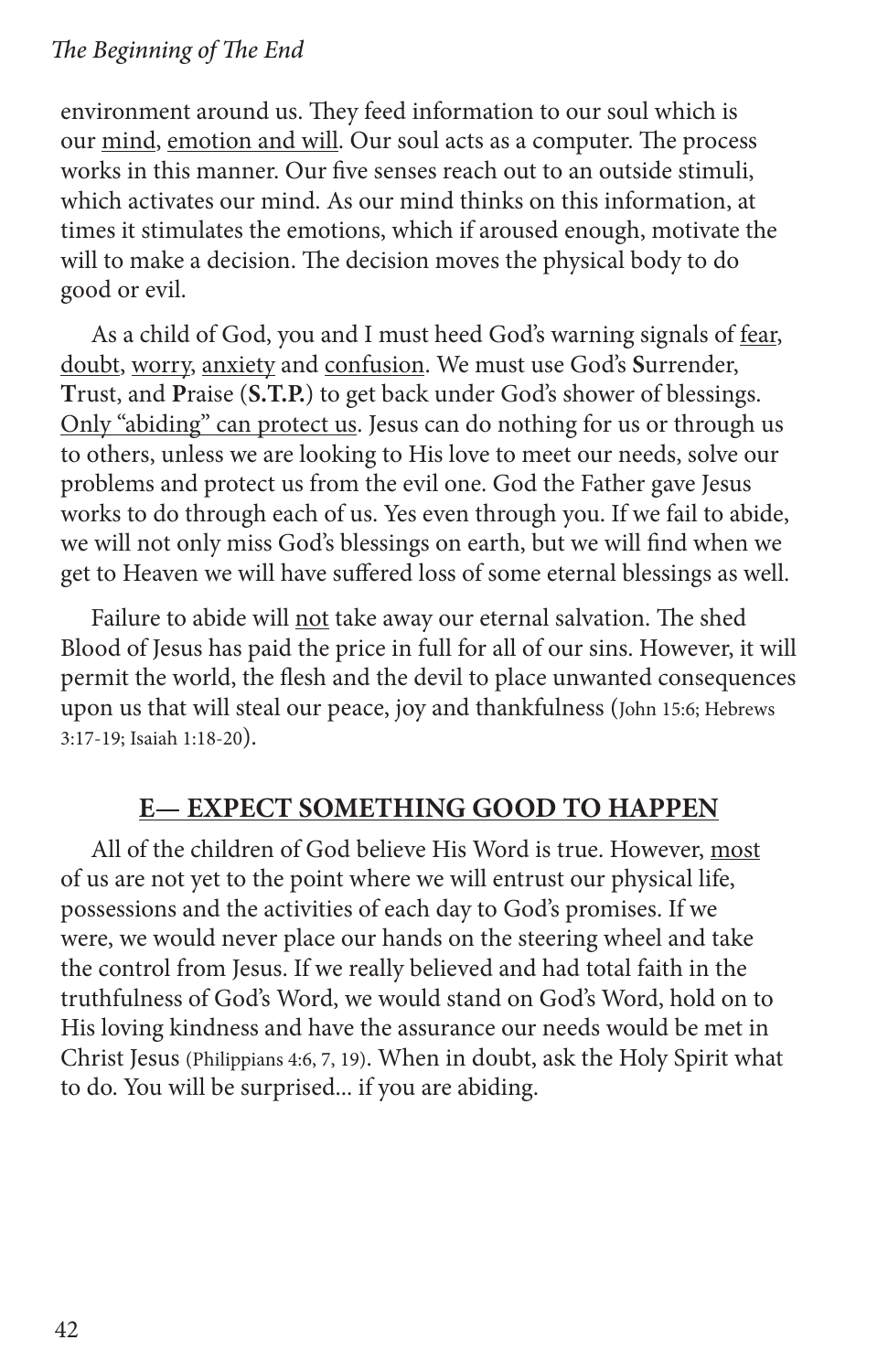environment around us. They feed information to our soul which is our <u>mind</u>, <u>emotion and will</u>. Our soul acts as a computer. The process works in this manner. Our five senses reach out to an outside stimuli, which activates our mind. As our mind thinks on this information, at times it stimulates the emotions, which if aroused enough, motivate the will to make a decision. The decision moves the physical body to do good or evil.

As a child of God, you and I must heed God's warning signals of <u>fear</u>, <u>doubt</u>, <u>worry</u>, <u>anxiety</u> and <u>confusion</u>. We must use God's **S**urrender, **T**rust, and **P**raise (**S.T.P.**) to get back under God's shower of blessings. <u>Only "abiding" can protect us</u>. Jesus can do nothing for us or through us to others, unless we are looking to His love to meet our needs, solve our problems and protect us from the evil one. God the Father gave Jesus works to do through each of us. Yes even through you. If we fail to abide, we will not only miss God's blessings on earth, but we will find when we get to Heaven we will have suffered loss of some eternal blessings as well.

Failure to abide will <u>not</u> take away our eternal salvation. The shed Blood of Jesus has paid the price in full for all of our sins. However, it will permit the world, the flesh and the devil to place unwanted consequences upon us that will steal our peace, joy and thankfulness (John 15:6; Hebrews 3:17-19; Isaiah 1:18-20).

## <u>E— EXPECT SOMETHING GOOD TO HAPPEN</u>

All of the children of God believe His Word is true. However, <u>most</u> of us are not yet to the point where we will entrust our physical life, possessions and the activities of each day to God's promises. If we were, we would never place our hands on the steering wheel and take the control from Jesus. If we really believed and had total faith in the truthfulness of God's Word, we would stand on God's Word, hold on to His loving kindness and have the assurance our needs would be met in Christ Jesus (Philippians 4:6, 7, 19). When in doubt, ask the Holy Spirit what to do. You will be surprised... if you are abiding.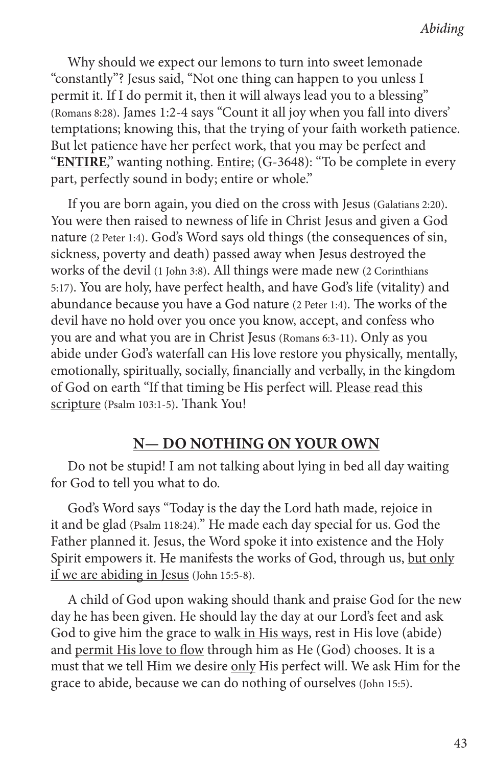Why should we expect our lemons to turn into sweet lemonade "constantly"? Jesus said, "Not one thing can happen to you unless I permit it. If I do permit it, then it will always lead you to a blessing" (Romans 8:28). James 1:2-4 says "Count it all joy when you fall into divers' temptations; knowing this, that the trying of your faith worketh patience. But let patience have her perfect work, that you may be perfect and "**<u>ENTIRE</u>**," wanting nothing. <u>Entire</u>; (G-3648): "To be complete in every part, perfectly sound in body; entire or whole."

If you are born again, you died on the cross with Jesus (Galatians 2:20). You were then raised to newness of life in Christ Jesus and given a God nature (2 Peter 1:4). God's Word says old things (the consequences of sin, sickness, poverty and death) passed away when Jesus destroyed the works of the devil (1 John 3:8). All things were made new (2 Corinthians 5:17). You are holy, have perfect health, and have God's life (vitality) and abundance because you have a God nature (2 Peter 1:4). The works of the devil have no hold over you once you know, accept, and confess who you are and what you are in Christ Jesus (Romans 6:3-11). Only as you abide under God's waterfall can His love restore you physically, mentally, emotionally, spiritually, socially, financially and verbally, in the kingdom of God on earth "If that timing be His perfect will. <u>Please read this scripture</u> (Psalm 103:1-5). Thank You!

## <u>N— DO NOTHING ON YOUR OWN</u>

Do not be stupid! I am not talking about lying in bed all day waiting for God to tell you what to do.

God's Word says "Today is the day the Lord hath made, rejoice in it and be glad (Psalm 118:24)." He made each day special for us. God the Father planned it. Jesus, the Word spoke it into existence and the Holy Spirit empowers it. He manifests the works of God, through us, <u>but only if we are abiding in Jesus</u> (John 15:5-8).

A child of God upon waking should thank and praise God for the new day he has been given. He should lay the day at our Lord's feet and ask God to give him the grace to <u>walk in His ways</u>, rest in His love (abide) and <u>permit His love to flow</u> through him as He (God) chooses. It is a must that we tell Him we desire <u>only</u> His perfect will. We ask Him for the grace to abide, because we can do nothing of ourselves (John 15:5).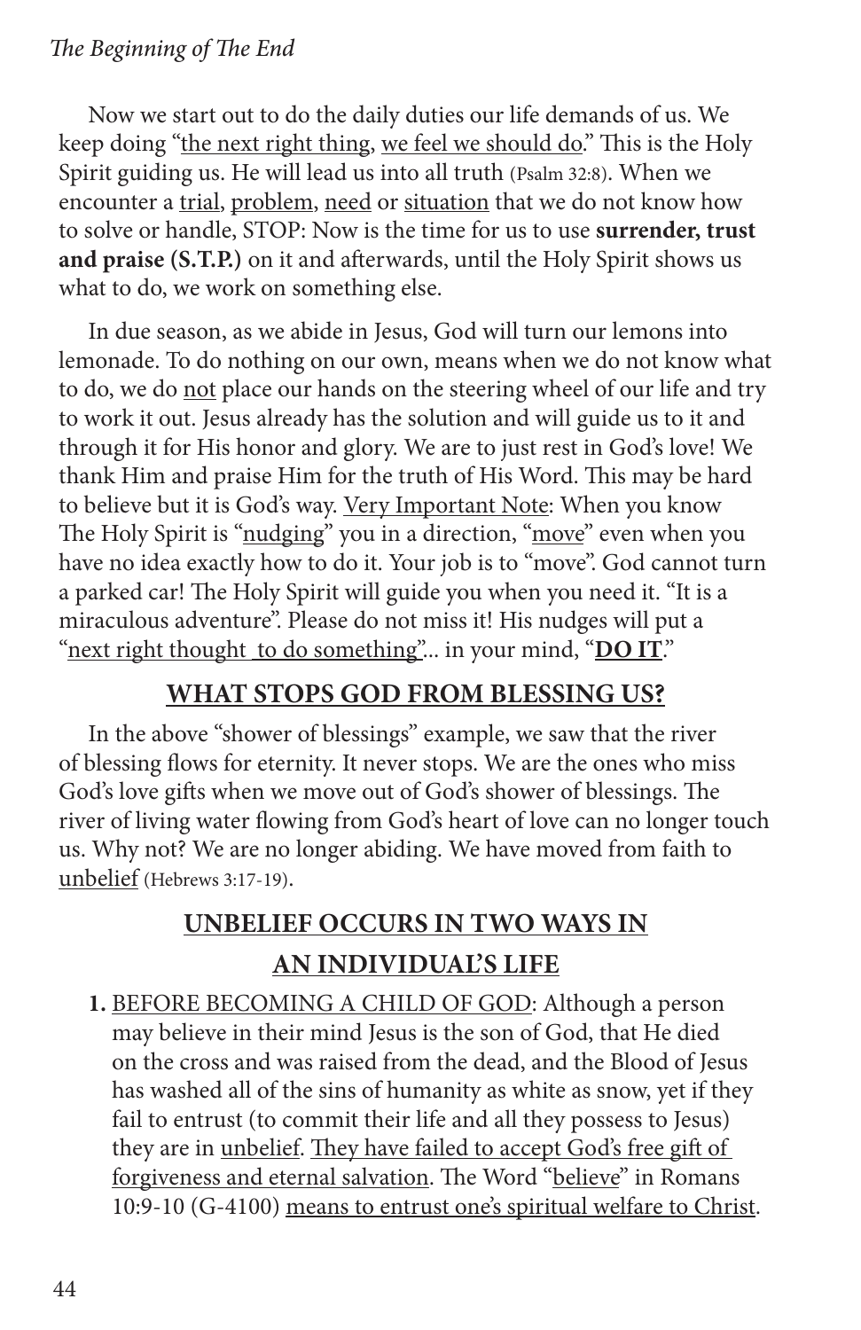Now we start out to do the daily duties our life demands of us. We keep doing "<u>the next right thing</u>, <u>we feel we should do</u>." This is the Holy Spirit guiding us. He will lead us into all truth (Psalm 32:8). When we encounter a <u>trial</u>, <u>problem</u>, <u>need</u> or <u>situation</u> that we do not know how to solve or handle, STOP: Now is the time for us to use **surrender, trust and praise (S.T.P.)** on it and afterwards, until the Holy Spirit shows us what to do, we work on something else.

In due season, as we abide in Jesus, God will turn our lemons into lemonade. To do nothing on our own, means when we do not know what to do, we do <u>not</u> place our hands on the steering wheel of our life and try to work it out. Jesus already has the solution and will guide us to it and through it for His honor and glory. We are to just rest in God's love! We thank Him and praise Him for the truth of His Word. This may be hard to believe but it is God's way. <u>Very Important Note</u>: When you know The Holy Spirit is "<u>nudging</u>" you in a direction, "<u>move</u>" even when you have no idea exactly how to do it. Your job is to "move". God cannot turn a parked car! The Holy Spirit will guide you when you need it. "It is a miraculous adventure". Please do not miss it! His nudges will put a "<u>next right thought to do something</u>"... in your mind, "**<u>DO IT</u>**."

## <u>WHAT STOPS GOD FROM BLESSING US?</u>

In the above "shower of blessings" example, we saw that the river of blessing flows for eternity. It never stops. We are the ones who miss God's love gifts when we move out of God's shower of blessings. The river of living water flowing from God's heart of love can no longer touch us. Why not? We are no longer abiding. We have moved from faith to <u>unbelief</u> (Hebrews 3:17-19).

## <u>UNBELIEF OCCURS IN TWO WAYS IN AN INDIVIDUAL'S LIFE</u>

1. <u>BEFORE BECOMING A CHILD OF GOD</u>: Although a person may believe in their mind Jesus is the son of God, that He died on the cross and was raised from the dead, and the Blood of Jesus has washed all of the sins of humanity as white as snow, yet if they fail to entrust (to commit their life and all they possess to Jesus) they are in <u>unbelief</u>. <u>They have failed to accept God's free gift of forgiveness and eternal salvation</u>. The Word "<u>believe</u>" in Romans 10:9-10 (G-4100) <u>means to entrust one's spiritual welfare to Christ</u>.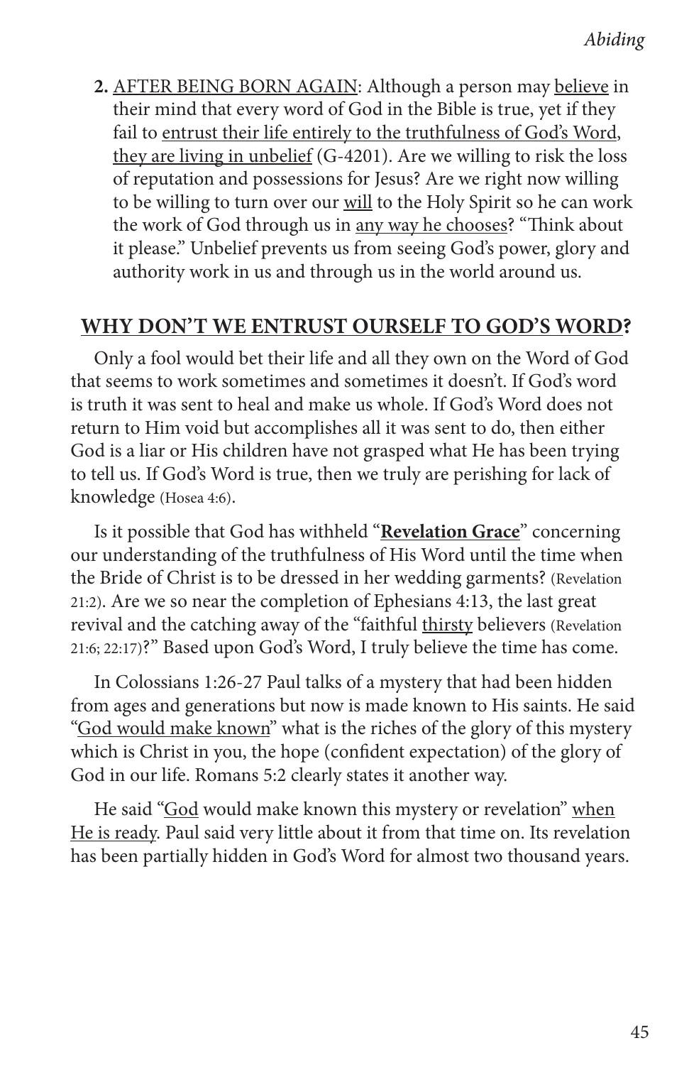2. <u>AFTER BEING BORN AGAIN</u>: Although a person may <u>believe</u> in their mind that every word of God in the Bible is true, yet if they fail to <u>entrust their life entirely to the truthfulness of God's Word</u>, <u>they are living in unbelief</u> (G-4201). Are we willing to risk the loss of reputation and possessions for Jesus? Are we right now willing to be willing to turn over our <u>will</u> to the Holy Spirit so he can work the work of God through us in <u>any way he chooses</u>? "Think about it please." Unbelief prevents us from seeing God's power, glory and authority work in us and through us in the world around us.

## <u>WHY DON'T WE ENTRUST OURSELF TO GOD'S WORD</u>?

Only a fool would bet their life and all they own on the Word of God that seems to work sometimes and sometimes it doesn't. If God's word is truth it was sent to heal and make us whole. If God's Word does not return to Him void but accomplishes all it was sent to do, then either God is a liar or His children have not grasped what He has been trying to tell us. If God's Word is true, then we truly are perishing for lack of knowledge (Hosea 4:6).

Is it possible that God has withheld "**<u>Revelation Grace</u>**" concerning our understanding of the truthfulness of His Word until the time when the Bride of Christ is to be dressed in her wedding garments? (Revelation 21:2). Are we so near the completion of Ephesians 4:13, the last great revival and the catching away of the "faithful <u>thirsty</u> believers (Revelation 21:6; 22:17)?" Based upon God's Word, I truly believe the time has come.

In Colossians 1:26-27 Paul talks of a mystery that had been hidden from ages and generations but now is made known to His saints. He said "<u>God would make known</u>" what is the riches of the glory of this mystery which is Christ in you, the hope (confident expectation) of the glory of God in our life. Romans 5:2 clearly states it another way.

He said "<u>God</u> would make known this mystery or revelation" <u>when He is ready</u>. Paul said very little about it from that time on. Its revelation has been partially hidden in God's Word for almost two thousand years.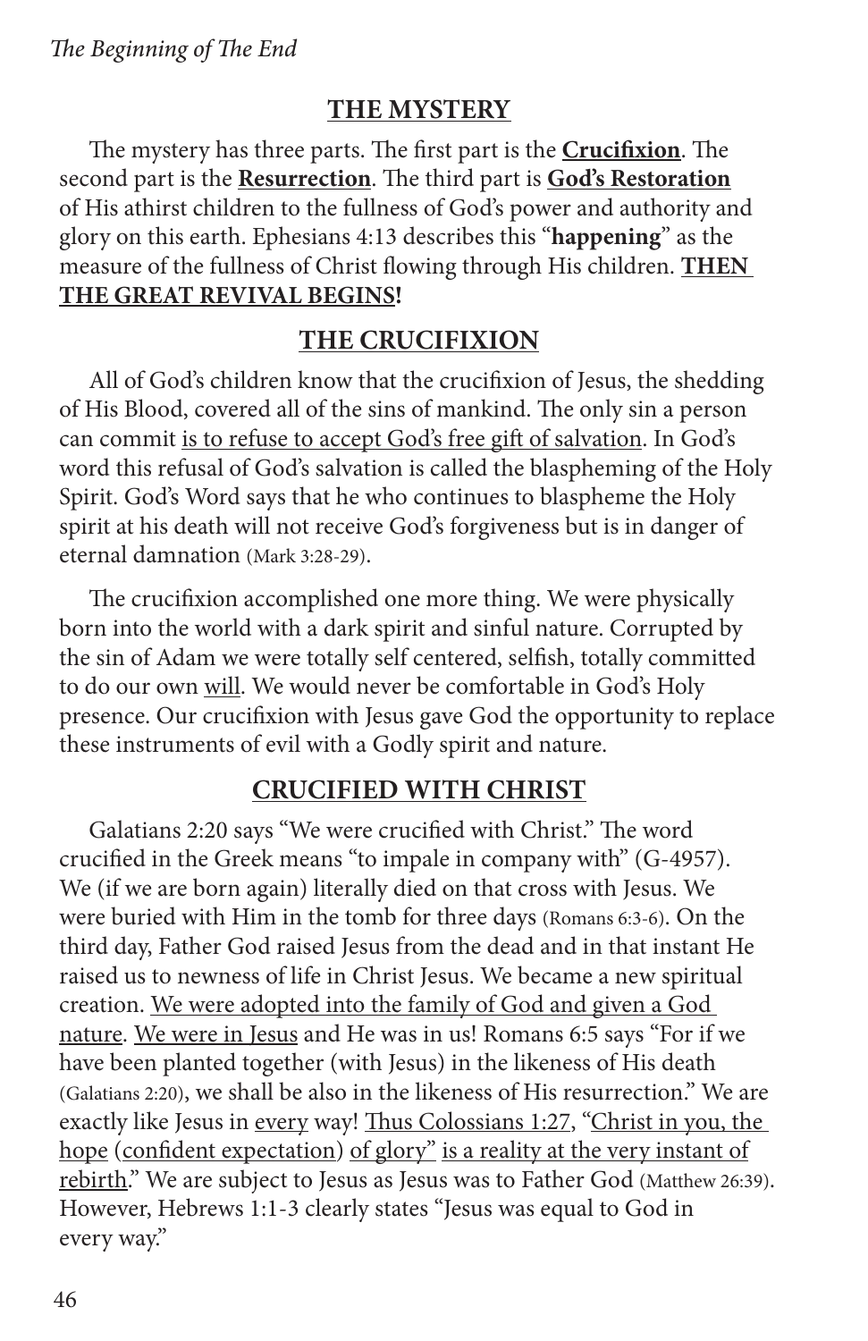## THE MYSTERY

The mystery has three parts. The first part is the **Crucifixion**. The second part is the **Resurrection**. The third part is **God's Restoration** of His athirst children to the fullness of God's power and authority and glory on this earth. Ephesians 4:13 describes this "**happening**" as the measure of the fullness of Christ flowing through His children. **THEN THE GREAT REVIVAL BEGINS!**

## THE CRUCIFIXION

All of God's children know that the crucifixion of Jesus, the shedding of His Blood, covered all of the sins of mankind. The only sin a person can commit is to refuse to accept God's free gift of salvation. In God's word this refusal of God's salvation is called the blaspheming of the Holy Spirit. God's Word says that he who continues to blaspheme the Holy spirit at his death will not receive God's forgiveness but is in danger of eternal damnation (Mark 3:28-29).

The crucifixion accomplished one more thing. We were physically born into the world with a dark spirit and sinful nature. Corrupted by the sin of Adam we were totally self centered, selfish, totally committed to do our own will. We would never be comfortable in God's Holy presence. Our crucifixion with Jesus gave God the opportunity to replace these instruments of evil with a Godly spirit and nature.

## CRUCIFIED WITH CHRIST

Galatians 2:20 says "We were crucified with Christ." The word crucified in the Greek means "to impale in company with" (G-4957). We (if we are born again) literally died on that cross with Jesus. We were buried with Him in the tomb for three days (Romans 6:3-6). On the third day, Father God raised Jesus from the dead and in that instant He raised us to newness of life in Christ Jesus. We became a new spiritual creation. We were adopted into the family of God and given a God nature. We were in Jesus and He was in us! Romans 6:5 says "For if we have been planted together (with Jesus) in the likeness of His death (Galatians 2:20), we shall be also in the likeness of His resurrection." We are exactly like Jesus in every way! Thus Colossians 1:27, "Christ in you, the hope (confident expectation) of glory" is a reality at the very instant of rebirth." We are subject to Jesus as Jesus was to Father God (Matthew 26:39). However, Hebrews 1:1-3 clearly states "Jesus was equal to God in every way."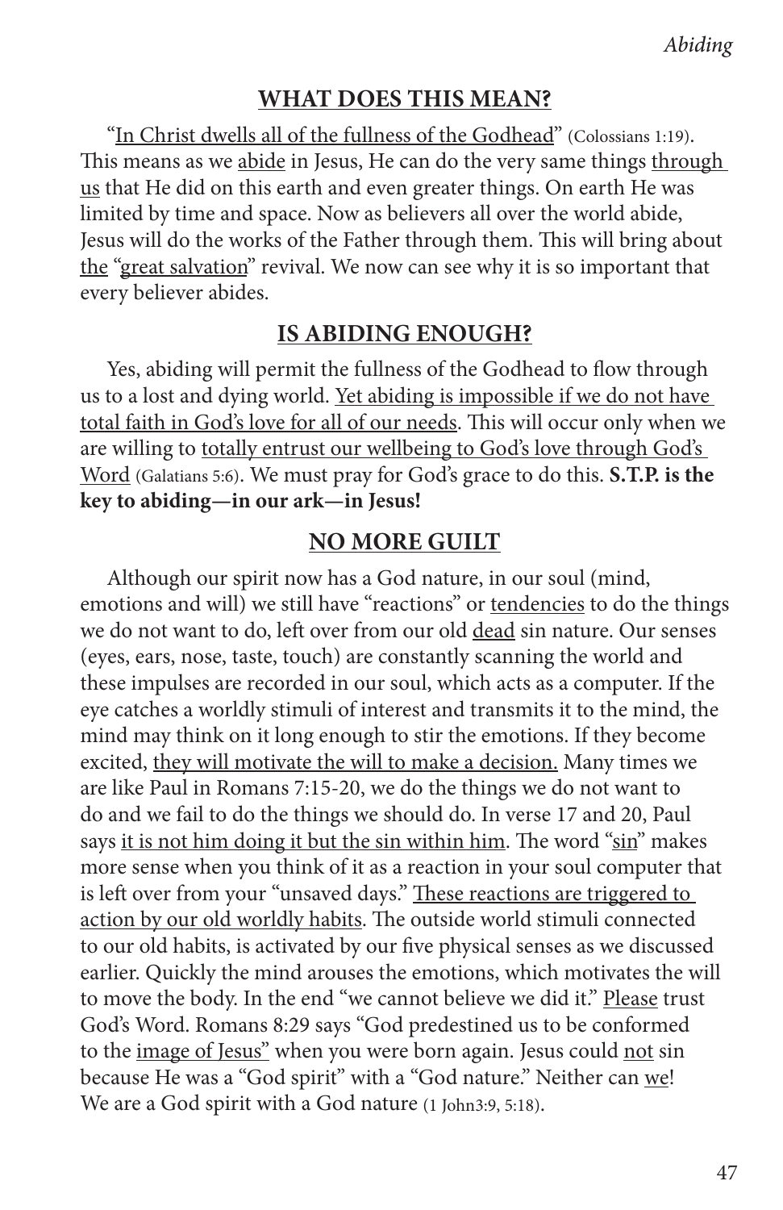## WHAT DOES THIS MEAN?

"<u>In Christ dwells all of the fullness of the Godhead</u>" (Colossians 1:19). This means as we <u>abide</u> in Jesus, He can do the very same things <u>through us</u> that He did on this earth and even greater things. On earth He was limited by time and space. Now as believers all over the world abide, Jesus will do the works of the Father through them. This will bring about <u>the</u> "<u>great salvation</u>" revival. We now can see why it is so important that every believer abides.

## IS ABIDING ENOUGH?

Yes, abiding will permit the fullness of the Godhead to flow through us to a lost and dying world. <u>Yet abiding is impossible if we do not have total faith in God's love for all of our needs</u>. This will occur only when we are willing to <u>totally entrust our wellbeing to God's love through God's Word</u> (Galatians 5:6). We must pray for God's grace to do this. **S.T.P. is the key to abiding—in our ark—in Jesus!**

## NO MORE GUILT

Although our spirit now has a God nature, in our soul (mind, emotions and will) we still have "reactions" or <u>tendencies</u> to do the things we do not want to do, left over from our old <u>dead</u> sin nature. Our senses (eyes, ears, nose, taste, touch) are constantly scanning the world and these impulses are recorded in our soul, which acts as a computer. If the eye catches a worldly stimuli of interest and transmits it to the mind, the mind may think on it long enough to stir the emotions. If they become excited, <u>they will motivate the will to make a decision.</u> Many times we are like Paul in Romans 7:15-20, we do the things we do not want to do and we fail to do the things we should do. In verse 17 and 20, Paul says <u>it is not him doing it but the sin within him</u>. The word "<u>sin</u>" makes more sense when you think of it as a reaction in your soul computer that is left over from your "unsaved days." <u>These reactions are triggered to action by our old worldly habits</u>. The outside world stimuli connected to our old habits, is activated by our five physical senses as we discussed earlier. Quickly the mind arouses the emotions, which motivates the will to move the body. In the end "we cannot believe we did it." <u>Please</u> trust God's Word. Romans 8:29 says "God predestined us to be conformed to the <u>image of Jesus"</u> when you were born again. Jesus could <u>not</u> sin because He was a "God spirit" with a "God nature." Neither can <u>we</u>! We are a God spirit with a God nature (1 John3:9, 5:18).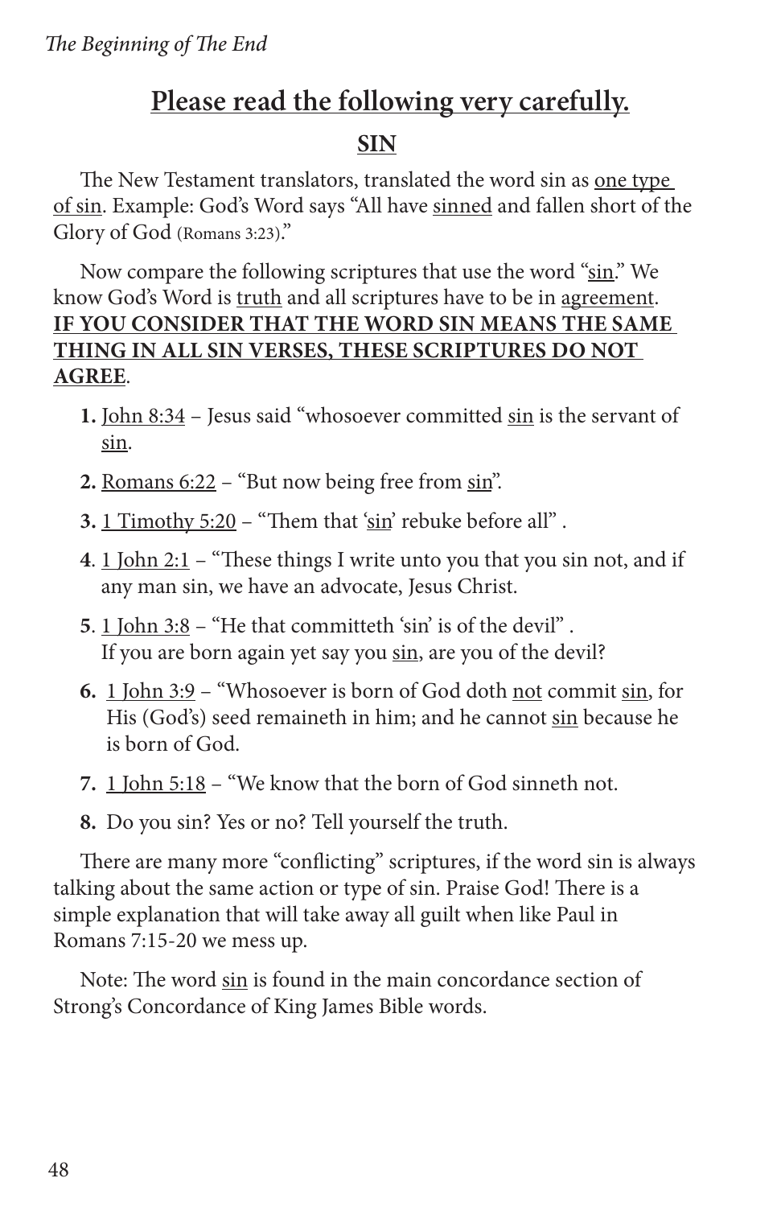## Please read the following very carefully.

### SIN

The New Testament translators, translated the word sin as one type of sin. Example: God's Word says "All have sinned and fallen short of the Glory of God (Romans 3:23)."

Now compare the following scriptures that use the word "sin." We know God's Word is truth and all scriptures have to be in agreement. **IF YOU CONSIDER THAT THE WORD SIN MEANS THE SAME THING IN ALL SIN VERSES, THESE SCRIPTURES DO NOT AGREE**.

1. John 8:34 – Jesus said "whosoever committed sin is the servant of sin.
2. Romans 6:22 – "But now being free from sin".
3. 1 Timothy 5:20 – "Them that 'sin' rebuke before all" .
4. 1 John 2:1 – "These things I write unto you that you sin not, and if any man sin, we have an advocate, Jesus Christ.
5. 1 John 3:8 – "He that committeth 'sin' is of the devil" . If you are born again yet say you sin, are you of the devil?
6. 1 John 3:9 – "Whosoever is born of God doth not commit sin, for His (God's) seed remaineth in him; and he cannot sin because he is born of God.
7. 1 John 5:18 – "We know that the born of God sinneth not.
8. Do you sin? Yes or no? Tell yourself the truth.

There are many more "conflicting" scriptures, if the word sin is always talking about the same action or type of sin. Praise God! There is a simple explanation that will take away all guilt when like Paul in Romans 7:15-20 we mess up.

Note: The word sin is found in the main concordance section of Strong's Concordance of King James Bible words.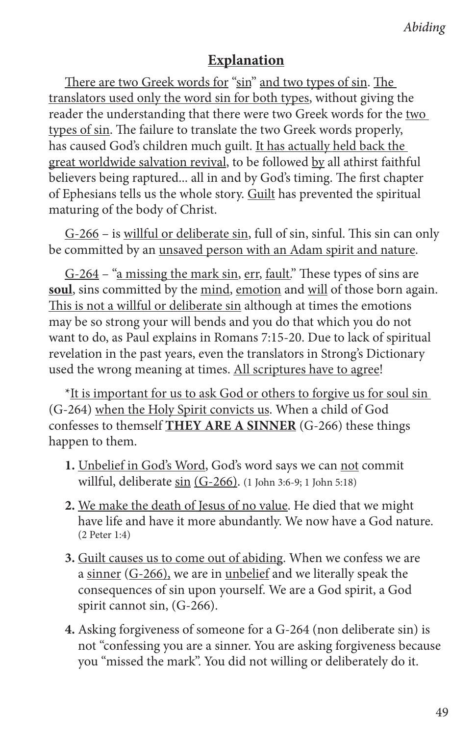## Explanation

There are two Greek words for "sin" and two types of sin. The translators used only the word sin for both types, without giving the reader the understanding that there were two Greek words for the two types of sin. The failure to translate the two Greek words properly, has caused God's children much guilt. It has actually held back the great worldwide salvation revival, to be followed by all athirst faithful believers being raptured... all in and by God's timing. The first chapter of Ephesians tells us the whole story. Guilt has prevented the spiritual maturing of the body of Christ.

G-266 – is willful or deliberate sin, full of sin, sinful. This sin can only be committed by an unsaved person with an Adam spirit and nature.

G-264 – "a missing the mark sin, err, fault." These types of sins are **soul**, sins committed by the mind, emotion and will of those born again. This is not a willful or deliberate sin although at times the emotions may be so strong your will bends and you do that which you do not want to do, as Paul explains in Romans 7:15-20. Due to lack of spiritual revelation in the past years, even the translators in Strong's Dictionary used the wrong meaning at times. All scriptures have to agree!

*It is important for us to ask God or others to forgive us for soul sin (G-264) when the Holy Spirit convicts us. When a child of God confesses to themself **THEY ARE A SINNER** (G-266) these things happen to them.

1. Unbelief in God's Word, God's word says we can not commit willful, deliberate sin (G-266). (1 John 3:6-9; 1 John 5:18)
2. We make the death of Jesus of no value. He died that we might have life and have it more abundantly. We now have a God nature. (2 Peter 1:4)
3. Guilt causes us to come out of abiding. When we confess we are a sinner (G-266), we are in unbelief and we literally speak the consequences of sin upon yourself. We are a God spirit, a God spirit cannot sin, (G-266).
4. Asking forgiveness of someone for a G-264 (non deliberate sin) is not "confessing you are a sinner. You are asking forgiveness because you "missed the mark". You did not willing or deliberately do it.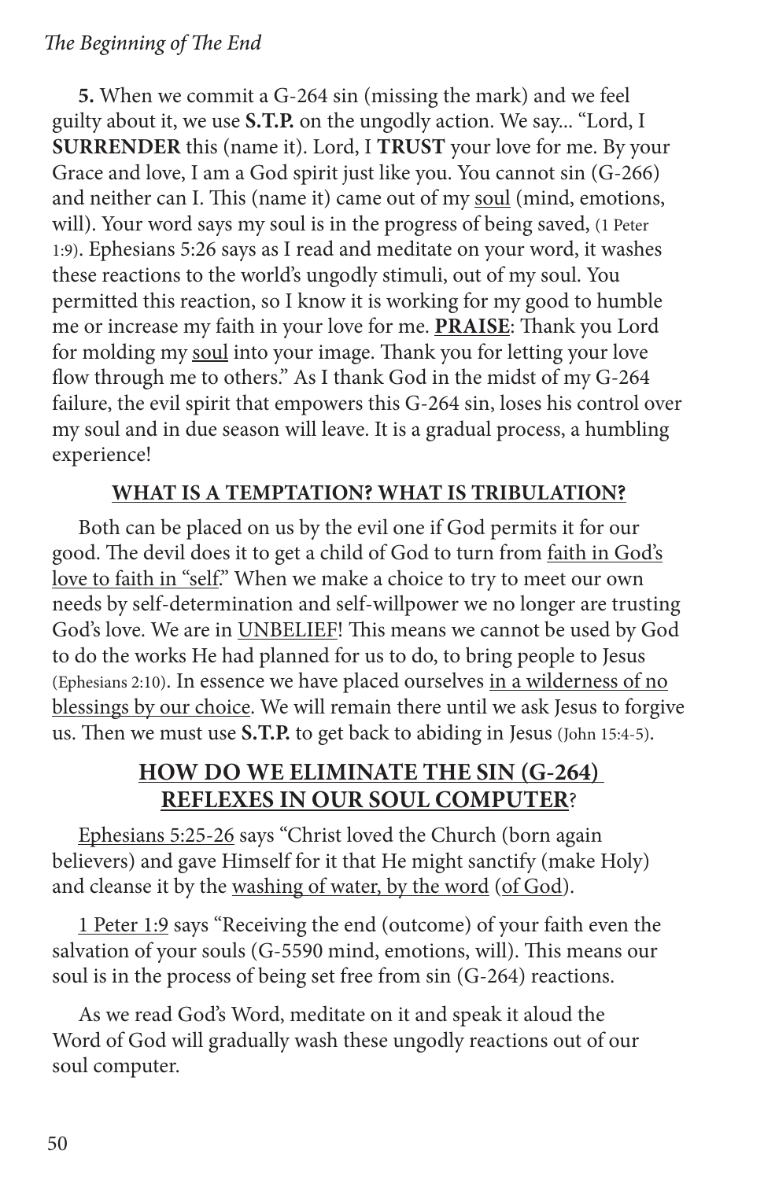**5.** When we commit a G-264 sin (missing the mark) and we feel guilty about it, we use **S.T.P.** on the ungodly action. We say... "Lord, I **SURRENDER** this (name it). Lord, I **TRUST** your love for me. By your Grace and love, I am a God spirit just like you. You cannot sin (G-266) and neither can I. This (name it) came out of my <u>soul</u> (mind, emotions, will). Your word says my soul is in the progress of being saved, (1 Peter 1:9). Ephesians 5:26 says as I read and meditate on your word, it washes these reactions to the world's ungodly stimuli, out of my soul. You permitted this reaction, so I know it is working for my good to humble me or increase my faith in your love for me. <u>**PRAISE**</u>: Thank you Lord for molding my <u>soul</u> into your image. Thank you for letting your love flow through me to others." As I thank God in the midst of my G-264 failure, the evil spirit that empowers this G-264 sin, loses his control over my soul and in due season will leave. It is a gradual process, a humbling experience!

## <u>WHAT IS A TEMPTATION? WHAT IS TRIBULATION?</u>

Both can be placed on us by the evil one if God permits it for our good. The devil does it to get a child of God to turn from <u>faith in God's love to faith in "self."</u> When we make a choice to try to meet our own needs by self-determination and self-willpower we no longer are trusting God's love. We are in <u>UNBELIEF</u>! This means we cannot be used by God to do the works He had planned for us to do, to bring people to Jesus (Ephesians 2:10). In essence we have placed ourselves <u>in a wilderness of no blessings by our choice</u>. We will remain there until we ask Jesus to forgive us. Then we must use **S.T.P.** to get back to abiding in Jesus (John 15:4-5).

## <u>HOW DO WE ELIMINATE THE SIN (G-264) REFLEXES IN OUR SOUL COMPUTER</u>?

<u>Ephesians 5:25-26</u> says "Christ loved the Church (born again believers) and gave Himself for it that He might sanctify (make Holy) and cleanse it by the <u>washing of water, by the word</u> (<u>of God</u>).

<u>1 Peter 1:9</u> says "Receiving the end (outcome) of your faith even the salvation of your souls (G-5590 mind, emotions, will). This means our soul is in the process of being set free from sin (G-264) reactions.

As we read God's Word, meditate on it and speak it aloud the Word of God will gradually wash these ungodly reactions out of our soul computer.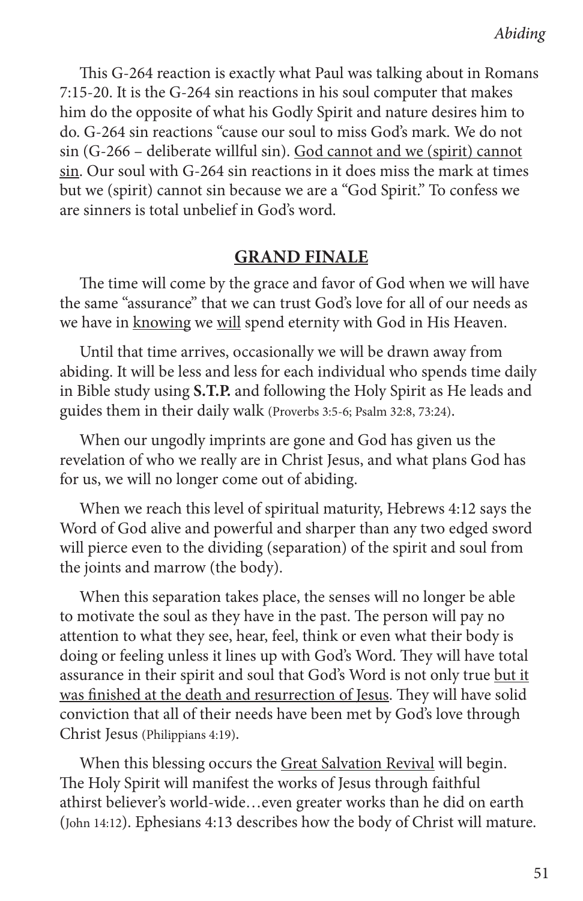This G-264 reaction is exactly what Paul was talking about in Romans 7:15-20. It is the G-264 sin reactions in his soul computer that makes him do the opposite of what his Godly Spirit and nature desires him to do. G-264 sin reactions "cause our soul to miss God's mark. We do not sin (G-266 – deliberate willful sin). <u>God cannot and we (spirit) cannot sin</u>. Our soul with G-264 sin reactions in it does miss the mark at times but we (spirit) cannot sin because we are a "God Spirit." To confess we are sinners is total unbelief in God's word.

## <u>GRAND FINALE</u>

The time will come by the grace and favor of God when we will have the same "assurance" that we can trust God's love for all of our needs as we have in <u>knowing</u> we <u>will</u> spend eternity with God in His Heaven.

Until that time arrives, occasionally we will be drawn away from abiding. It will be less and less for each individual who spends time daily in Bible study using **S.T.P.** and following the Holy Spirit as He leads and guides them in their daily walk (Proverbs 3:5-6; Psalm 32:8, 73:24).

When our ungodly imprints are gone and God has given us the revelation of who we really are in Christ Jesus, and what plans God has for us, we will no longer come out of abiding.

When we reach this level of spiritual maturity, Hebrews 4:12 says the Word of God alive and powerful and sharper than any two edged sword will pierce even to the dividing (separation) of the spirit and soul from the joints and marrow (the body).

When this separation takes place, the senses will no longer be able to motivate the soul as they have in the past. The person will pay no attention to what they see, hear, feel, think or even what their body is doing or feeling unless it lines up with God's Word. They will have total assurance in their spirit and soul that God's Word is not only true <u>but it was finished at the death and resurrection of Jesus</u>. They will have solid conviction that all of their needs have been met by God's love through Christ Jesus (Philippians 4:19).

When this blessing occurs the <u>Great Salvation Revival</u> will begin. The Holy Spirit will manifest the works of Jesus through faithful athirst believer's world-wide…even greater works than he did on earth (John 14:12). Ephesians 4:13 describes how the body of Christ will mature.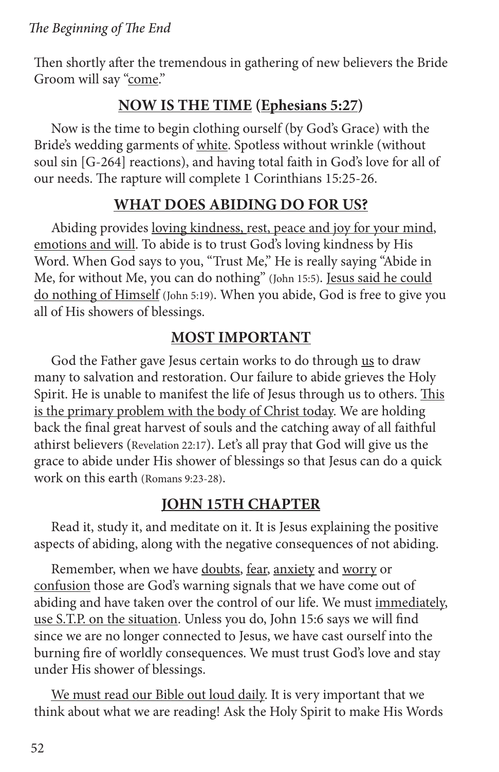Then shortly after the tremendous in gathering of new believers the Bride Groom will say "<u>come</u>."

## <u>NOW IS THE TIME</u> (<u>Ephesians 5:27</u>)

Now is the time to begin clothing ourself (by God's Grace) with the Bride's wedding garments of <u>white</u>. Spotless without wrinkle (without soul sin [G-264] reactions), and having total faith in God's love for all of our needs. The rapture will complete 1 Corinthians 15:25-26.

## <u>WHAT DOES ABIDING DO FOR US?</u>

Abiding provides <u>loving kindness, rest, peace and joy for your mind</u>, <u>emotions and will</u>. To abide is to trust God's loving kindness by His Word. When God says to you, "Trust Me," He is really saying "Abide in Me, for without Me, you can do nothing" (John 15:5). <u>Jesus said he could do nothing of Himself</u> (John 5:19). When you abide, God is free to give you all of His showers of blessings.

## <u>MOST IMPORTANT</u>

God the Father gave Jesus certain works to do through <u>us</u> to draw many to salvation and restoration. Our failure to abide grieves the Holy Spirit. He is unable to manifest the life of Jesus through us to others. <u>This is the primary problem with the body of Christ today</u>. We are holding back the final great harvest of souls and the catching away of all faithful athirst believers (Revelation 22:17). Let's all pray that God will give us the grace to abide under His shower of blessings so that Jesus can do a quick work on this earth (Romans 9:23-28).

## <u>JOHN 15TH CHAPTER</u>

Read it, study it, and meditate on it. It is Jesus explaining the positive aspects of abiding, along with the negative consequences of not abiding.

Remember, when we have <u>doubts</u>, <u>fear</u>, <u>anxiety</u> and <u>worry</u> or <u>confusion</u> those are God's warning signals that we have come out of abiding and have taken over the control of our life. We must <u>immediately, use S.T.P. on the situation</u>. Unless you do, John 15:6 says we will find since we are no longer connected to Jesus, we have cast ourself into the burning fire of worldly consequences. We must trust God's love and stay under His shower of blessings.

<u>We must read our Bible out loud daily</u>. It is very important that we think about what we are reading! Ask the Holy Spirit to make His Words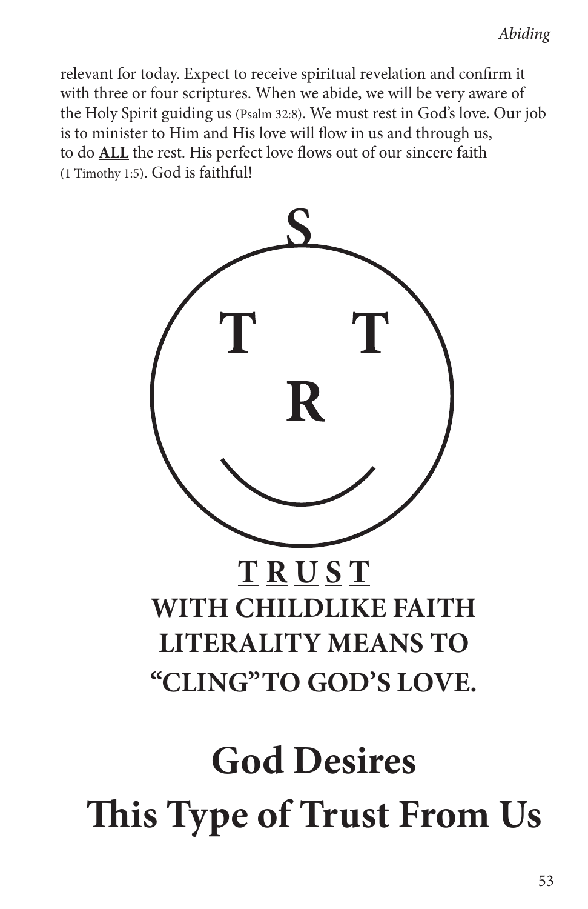relevant for today. Expect to receive spiritual revelation and confirm it with three or four scriptures. When we abide, we will be very aware of the Holy Spirit guiding us (Psalm 32:8). We must rest in God's love. Our job is to minister to Him and His love will flow in us and through us, to do **ALL** the rest. His perfect love flows out of our sincere faith (1 Timothy 1:5). God is faithful!

S

T T

R

**T R U S T**

**WITH CHILDLIKE FAITH**
**LITERALITY MEANS TO**
**"CLING" TO GOD'S LOVE.**

# God Desires This Type of Trust From Us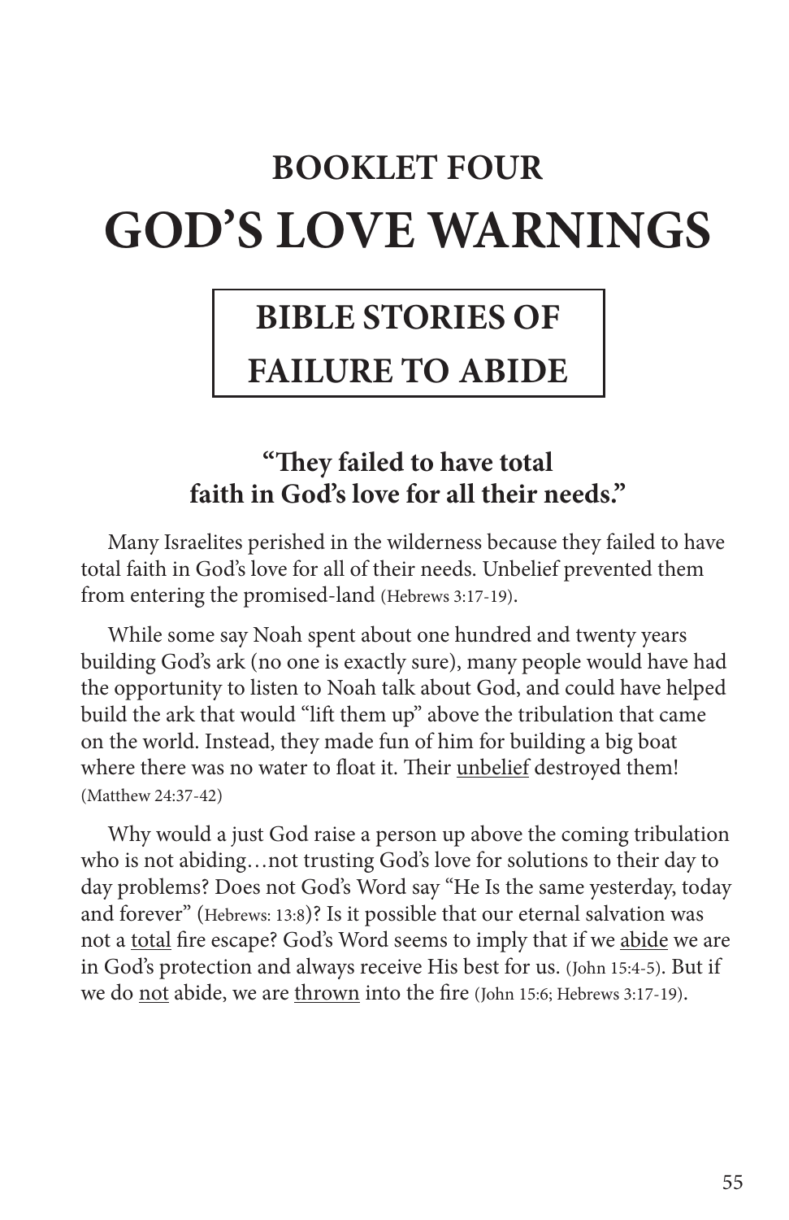# BOOKLET FOUR

# GOD'S LOVE WARNINGS

## BIBLE STORIES OF FAILURE TO ABIDE

### "They failed to have total faith in God's love for all their needs."

Many Israelites perished in the wilderness because they failed to have total faith in God's love for all of their needs. Unbelief prevented them from entering the promised-land (Hebrews 3:17-19).

While some say Noah spent about one hundred and twenty years building God's ark (no one is exactly sure), many people would have had the opportunity to listen to Noah talk about God, and could have helped build the ark that would "lift them up" above the tribulation that came on the world. Instead, they made fun of him for building a big boat where there was no water to float it. Their <u>unbelief</u> destroyed them! (Matthew 24:37-42)

Why would a just God raise a person up above the coming tribulation who is not abiding…not trusting God's love for solutions to their day to day problems? Does not God's Word say "He Is the same yesterday, today and forever" (Hebrews: 13:8)? Is it possible that our eternal salvation was not a <u>total</u> fire escape? God's Word seems to imply that if we <u>abide</u> we are in God's protection and always receive His best for us. (John 15:4-5). But if we do <u>not</u> abide, we are <u>thrown</u> into the fire (John 15:6; Hebrews 3:17-19).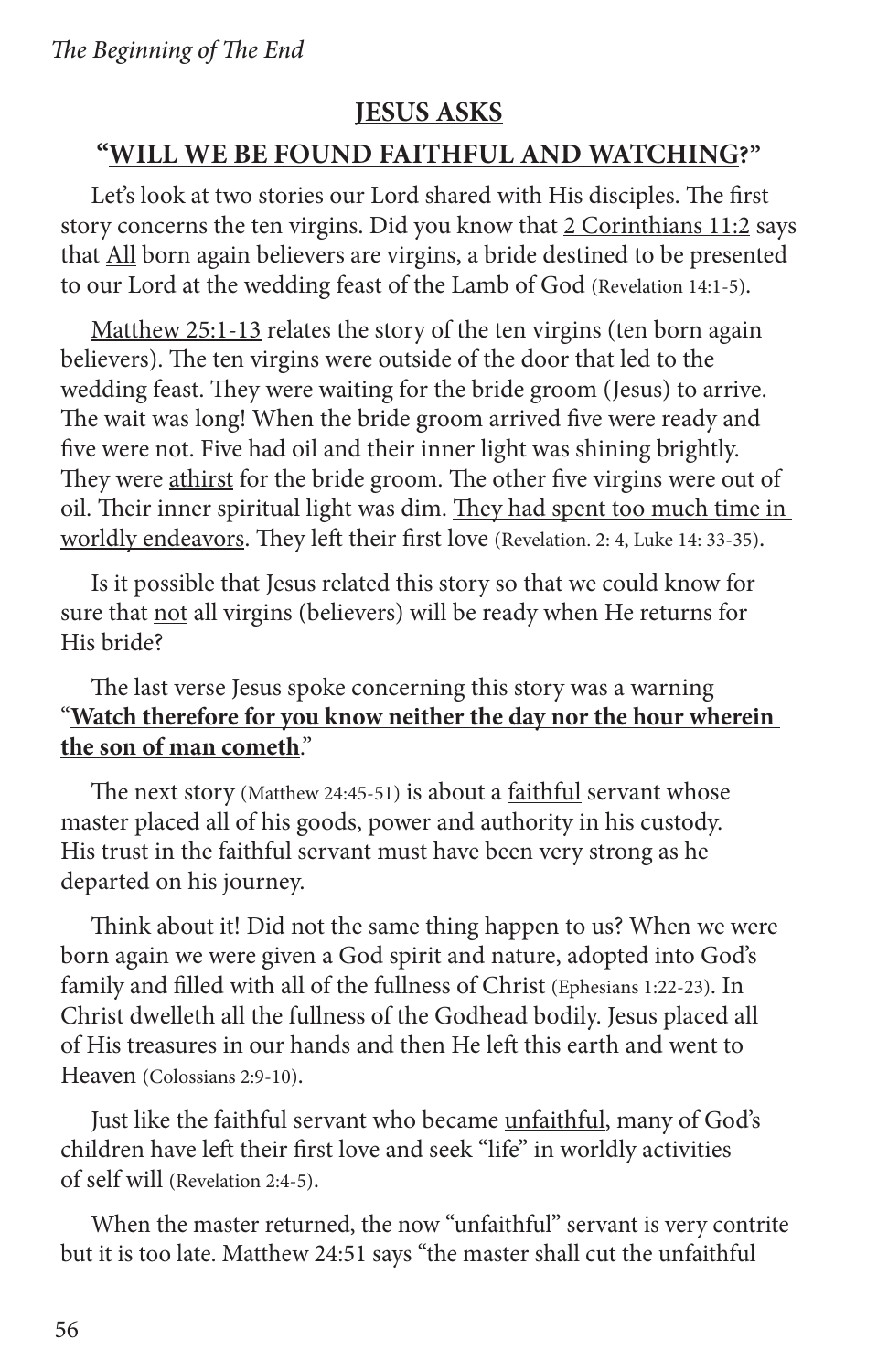## JESUS ASKS

## "WILL WE BE FOUND FAITHFUL AND WATCHING?"

Let's look at two stories our Lord shared with His disciples. The first story concerns the ten virgins. Did you know that 2 Corinthians 11:2 says that All born again believers are virgins, a bride destined to be presented to our Lord at the wedding feast of the Lamb of God (Revelation 14:1-5).

Matthew 25:1-13 relates the story of the ten virgins (ten born again believers). The ten virgins were outside of the door that led to the wedding feast. They were waiting for the bride groom (Jesus) to arrive. The wait was long! When the bride groom arrived five were ready and five were not. Five had oil and their inner light was shining brightly. They were athirst for the bride groom. The other five virgins were out of oil. Their inner spiritual light was dim. They had spent too much time in worldly endeavors. They left their first love (Revelation. 2: 4, Luke 14: 33-35).

Is it possible that Jesus related this story so that we could know for sure that not all virgins (believers) will be ready when He returns for His bride?

The last verse Jesus spoke concerning this story was a warning "**Watch therefore for you know neither the day nor the hour wherein the son of man cometh**."

The next story (Matthew 24:45-51) is about a faithful servant whose master placed all of his goods, power and authority in his custody. His trust in the faithful servant must have been very strong as he departed on his journey.

Think about it! Did not the same thing happen to us? When we were born again we were given a God spirit and nature, adopted into God's family and filled with all of the fullness of Christ (Ephesians 1:22-23). In Christ dwelleth all the fullness of the Godhead bodily. Jesus placed all of His treasures in our hands and then He left this earth and went to Heaven (Colossians 2:9-10).

Just like the faithful servant who became unfaithful, many of God's children have left their first love and seek "life" in worldly activities of self will (Revelation 2:4-5).

When the master returned, the now "unfaithful" servant is very contrite but it is too late. Matthew 24:51 says "the master shall cut the unfaithful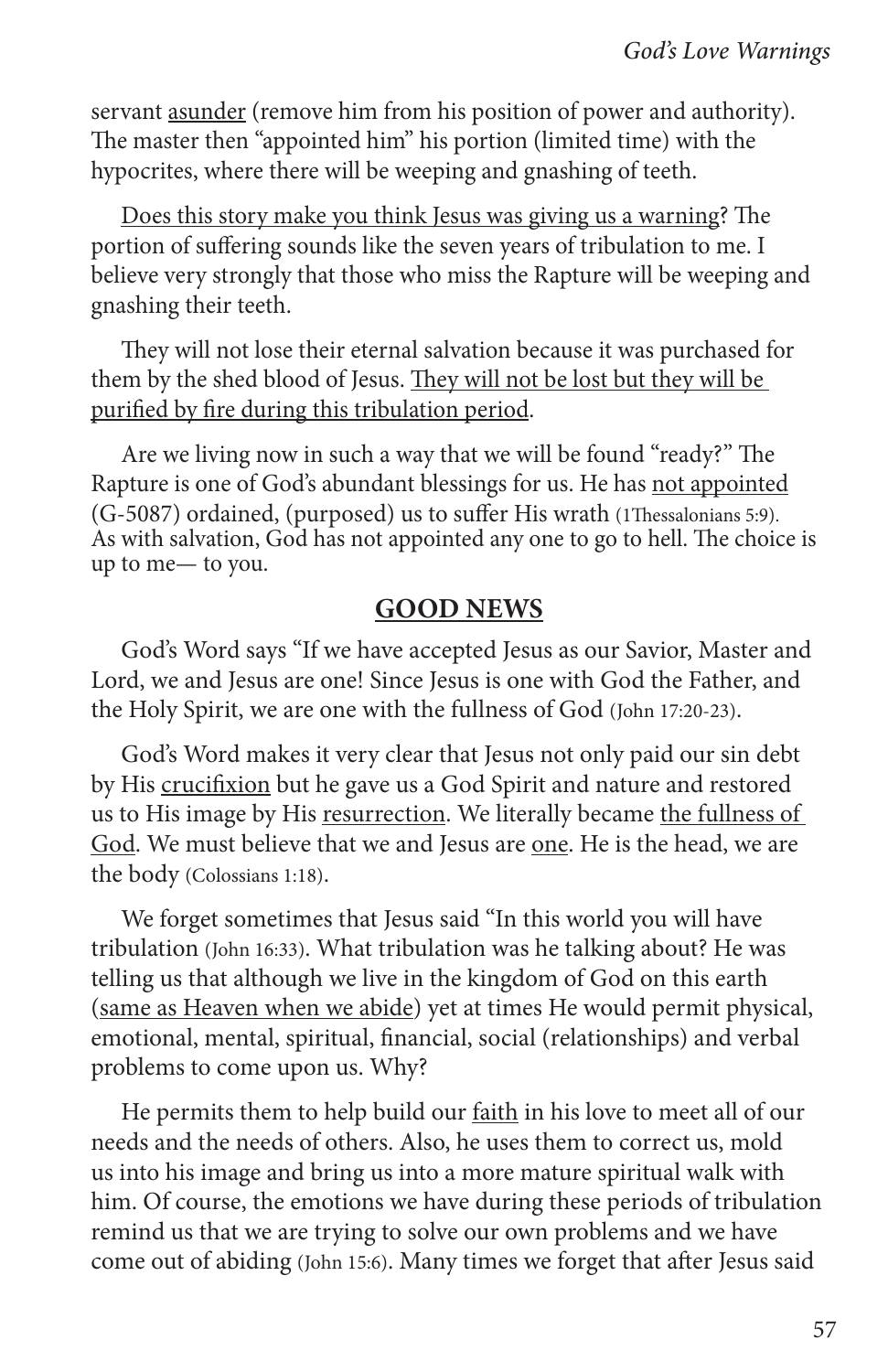servant <u>asunder</u> (remove him from his position of power and authority). The master then "appointed him" his portion (limited time) with the hypocrites, where there will be weeping and gnashing of teeth.

<u>Does this story make you think Jesus was giving us a warning</u>? The portion of suffering sounds like the seven years of tribulation to me. I believe very strongly that those who miss the Rapture will be weeping and gnashing their teeth.

They will not lose their eternal salvation because it was purchased for them by the shed blood of Jesus. <u>They will not be lost but they will be purified by fire during this tribulation period</u>.

Are we living now in such a way that we will be found "ready?" The Rapture is one of God's abundant blessings for us. He has <u>not appointed</u> (G-5087) ordained, (purposed) us to suffer His wrath (1Thessalonians 5:9). As with salvation, God has not appointed any one to go to hell. The choice is up to me— to you.

## <u>GOOD NEWS</u>

God's Word says "If we have accepted Jesus as our Savior, Master and Lord, we and Jesus are one! Since Jesus is one with God the Father, and the Holy Spirit, we are one with the fullness of God (John 17:20-23).

God's Word makes it very clear that Jesus not only paid our sin debt by His <u>crucifixion</u> but he gave us a God Spirit and nature and restored us to His image by His <u>resurrection</u>. We literally became <u>the fullness of God</u>. We must believe that we and Jesus are <u>one</u>. He is the head, we are the body (Colossians 1:18).

We forget sometimes that Jesus said "In this world you will have tribulation (John 16:33). What tribulation was he talking about? He was telling us that although we live in the kingdom of God on this earth (<u>same as Heaven when we abide</u>) yet at times He would permit physical, emotional, mental, spiritual, financial, social (relationships) and verbal problems to come upon us. Why?

He permits them to help build our <u>faith</u> in his love to meet all of our needs and the needs of others. Also, he uses them to correct us, mold us into his image and bring us into a more mature spiritual walk with him. Of course, the emotions we have during these periods of tribulation remind us that we are trying to solve our own problems and we have come out of abiding (John 15:6). Many times we forget that after Jesus said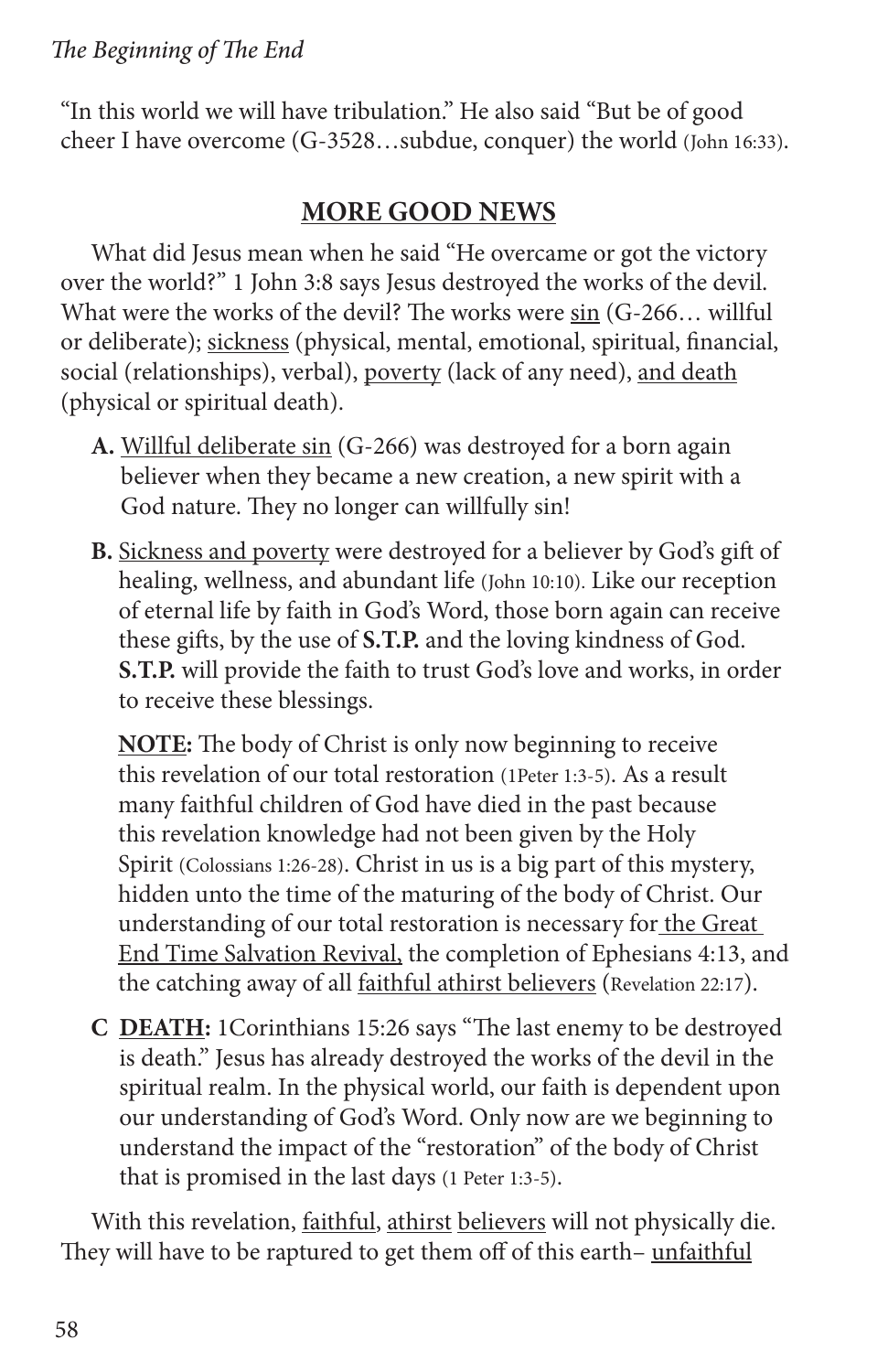"In this world we will have tribulation." He also said "But be of good cheer I have overcome (G-3528…subdue, conquer) the world (John 16:33).

## MORE GOOD NEWS

What did Jesus mean when he said "He overcame or got the victory over the world?" 1 John 3:8 says Jesus destroyed the works of the devil. What were the works of the devil? The works were sin (G-266… willful or deliberate); sickness (physical, mental, emotional, spiritual, financial, social (relationships), verbal), poverty (lack of any need), and death (physical or spiritual death).

**A.** Willful deliberate sin (G-266) was destroyed for a born again believer when they became a new creation, a new spirit with a God nature. They no longer can willfully sin!

**B.** Sickness and poverty were destroyed for a believer by God's gift of healing, wellness, and abundant life (John 10:10). Like our reception of eternal life by faith in God's Word, those born again can receive these gifts, by the use of **S.T.P.** and the loving kindness of God. **S.T.P.** will provide the faith to trust God's love and works, in order to receive these blessings.

**NOTE:** The body of Christ is only now beginning to receive this revelation of our total restoration (1Peter 1:3-5). As a result many faithful children of God have died in the past because this revelation knowledge had not been given by the Holy Spirit (Colossians 1:26-28). Christ in us is a big part of this mystery, hidden unto the time of the maturing of the body of Christ. Our understanding of our total restoration is necessary for the Great End Time Salvation Revival, the completion of Ephesians 4:13, and the catching away of all faithful athirst believers (Revelation 22:17).

**C** **DEATH:** 1Corinthians 15:26 says "The last enemy to be destroyed is death." Jesus has already destroyed the works of the devil in the spiritual realm. In the physical world, our faith is dependent upon our understanding of God's Word. Only now are we beginning to understand the impact of the "restoration" of the body of Christ that is promised in the last days (1 Peter 1:3-5).

With this revelation, faithful, athirst believers will not physically die. They will have to be raptured to get them off of this earth– unfaithful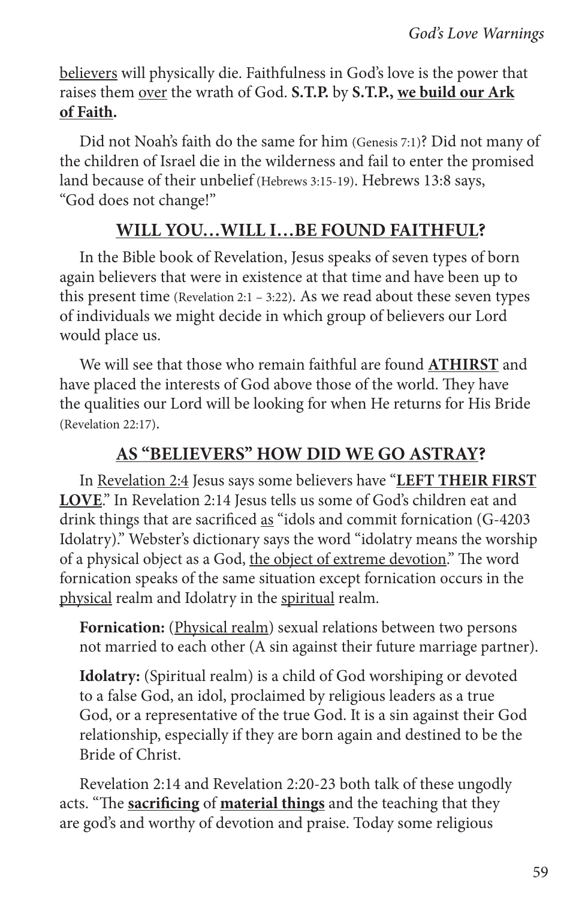<u>believers</u> will physically die. Faithfulness in God's love is the power that raises them <u>over</u> the wrath of God. **S.T.P.** by **S.T.P.,** **<u>we build our Ark of Faith</u>.**

Did not Noah's faith do the same for him (Genesis 7:1)? Did not many of the children of Israel die in the wilderness and fail to enter the promised land because of their unbelief (Hebrews 3:15-19). Hebrews 13:8 says, "God does not change!"

## <u>WILL YOU…WILL I…BE FOUND FAITHFUL</u>?

In the Bible book of Revelation, Jesus speaks of seven types of born again believers that were in existence at that time and have been up to this present time (Revelation 2:1 – 3:22). As we read about these seven types of individuals we might decide in which group of believers our Lord would place us.

We will see that those who remain faithful are found **<u>ATHIRST</u>** and have placed the interests of God above those of the world. They have the qualities our Lord will be looking for when He returns for His Bride (Revelation 22:17).

## <u>AS "BELIEVERS" HOW DID WE GO ASTRAY</u>?

In <u>Revelation 2:4</u> Jesus says some believers have "**<u>LEFT THEIR FIRST LOVE</u>**." In Revelation 2:14 Jesus tells us some of God's children eat and drink things that are sacrificed <u>as</u> "idols and commit fornication (G-4203 Idolatry)." Webster's dictionary says the word "idolatry means the worship of a physical object as a God, <u>the object of extreme devotion</u>." The word fornication speaks of the same situation except fornication occurs in the <u>physical</u> realm and Idolatry in the <u>spiritual</u> realm.

**Fornication:** (<u>Physical realm</u>) sexual relations between two persons not married to each other (A sin against their future marriage partner).

**Idolatry:** (Spiritual realm) is a child of God worshiping or devoted to a false God, an idol, proclaimed by religious leaders as a true God, or a representative of the true God. It is a sin against their God relationship, especially if they are born again and destined to be the Bride of Christ.

Revelation 2:14 and Revelation 2:20-23 both talk of these ungodly acts. "The **<u>sacrificing</u>** of **<u>material things</u>** and the teaching that they are god's and worthy of devotion and praise. Today some religious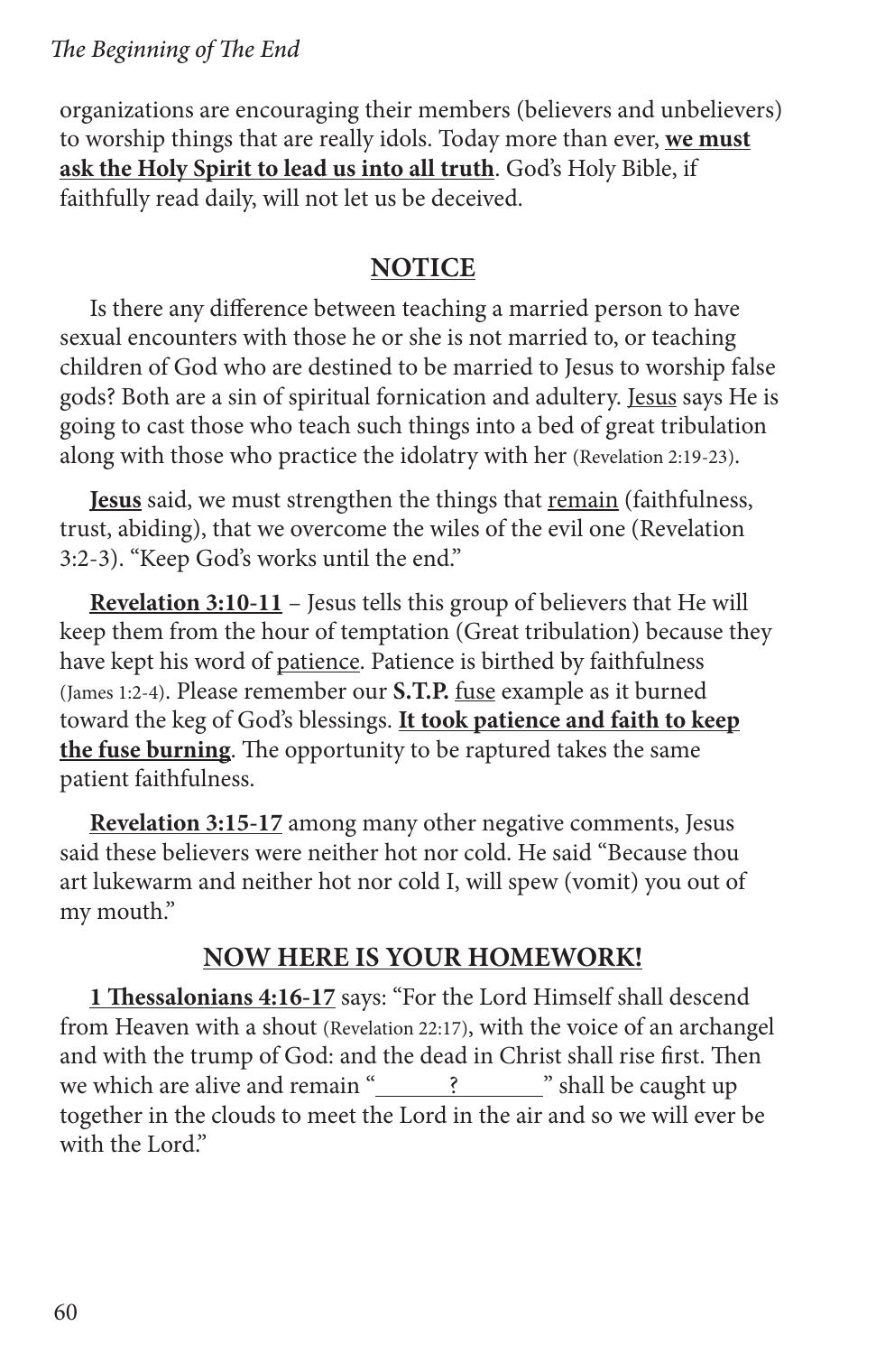organizations are encouraging their members (believers and unbelievers) to worship things that are really idols. Today more than ever, **we must ask the Holy Spirit to lead us into all truth**. God's Holy Bible, if faithfully read daily, will not let us be deceived.

## NOTICE

Is there any difference between teaching a married person to have sexual encounters with those he or she is not married to, or teaching children of God who are destined to be married to Jesus to worship false gods? Both are a sin of spiritual fornication and adultery. Jesus says He is going to cast those who teach such things into a bed of great tribulation along with those who practice the idolatry with her (Revelation 2:19-23).

**Jesus** said, we must strengthen the things that remain (faithfulness, trust, abiding), that we overcome the wiles of the evil one (Revelation 3:2-3). "Keep God's works until the end."

**Revelation 3:10-11** – Jesus tells this group of believers that He will keep them from the hour of temptation (Great tribulation) because they have kept his word of patience. Patience is birthed by faithfulness (James 1:2-4). Please remember our **S.T.P.** fuse example as it burned toward the keg of God's blessings. **It took patience and faith to keep the fuse burning**. The opportunity to be raptured takes the same patient faithfulness.

**Revelation 3:15-17** among many other negative comments, Jesus said these believers were neither hot nor cold. He said "Because thou art lukewarm and neither hot nor cold I, will spew (vomit) you out of my mouth."

## NOW HERE IS YOUR HOMEWORK!

**1 Thessalonians 4:16-17** says: "For the Lord Himself shall descend from Heaven with a shout (Revelation 22:17), with the voice of an archangel and with the trump of God: and the dead in Christ shall rise first. Then we which are alive and remain "\_\_\_\_\_?\_\_\_\_\_" shall be caught up together in the clouds to meet the Lord in the air and so we will ever be with the Lord."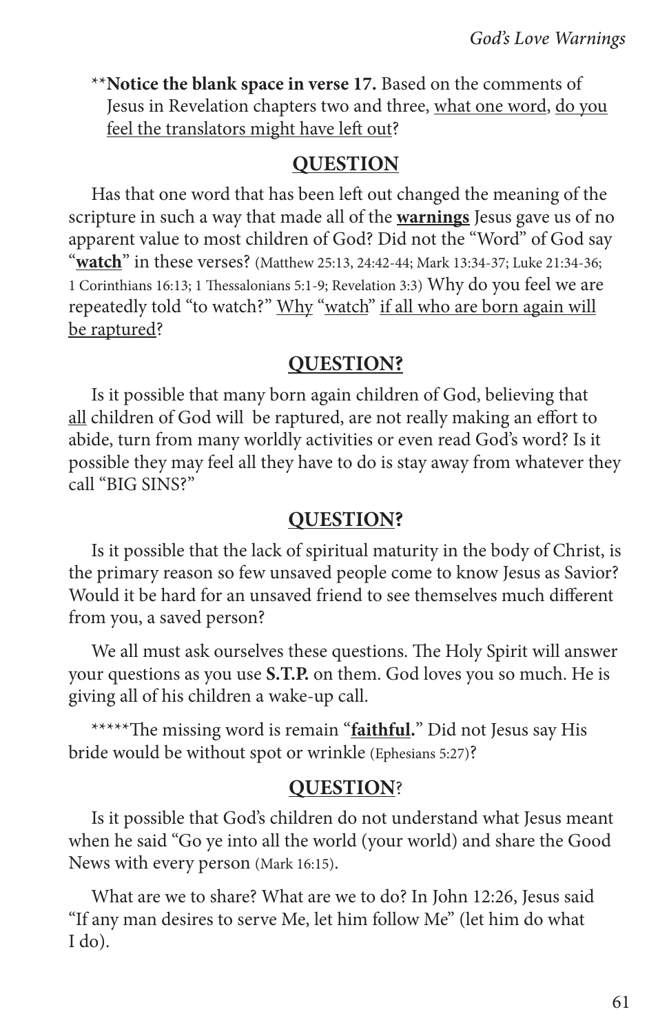\*\***Notice the blank space in verse 17.** Based on the comments of Jesus in Revelation chapters two and three, <u>what one word</u>, <u>do you feel the translators might have left out</u>?

## <u>QUESTION</u>

Has that one word that has been left out changed the meaning of the scripture in such a way that made all of the **<u>warnings</u>** Jesus gave us of no apparent value to most children of God? Did not the "Word" of God say "**<u>watch</u>**" in these verses? (Matthew 25:13, 24:42-44; Mark 13:34-37; Luke 21:34-36; 1 Corinthians 16:13; 1 Thessalonians 5:1-9; Revelation 3:3) Why do you feel we are repeatedly told "to watch?" <u>Why</u> "<u>watch</u>" <u>if all who are born again will be raptured</u>?

## <u>QUESTION?</u>

Is it possible that many born again children of God, believing that <u>all</u> children of God will be raptured, are not really making an effort to abide, turn from many worldly activities or even read God's word? Is it possible they may feel all they have to do is stay away from whatever they call "BIG SINS?"

## <u>QUESTION</u>?

Is it possible that the lack of spiritual maturity in the body of Christ, is the primary reason so few unsaved people come to know Jesus as Savior? Would it be hard for an unsaved friend to see themselves much different from you, a saved person?

We all must ask ourselves these questions. The Holy Spirit will answer your questions as you use **S.T.P.** on them. God loves you so much. He is giving all of his children a wake-up call.

\*\*\*\*\*The missing word is remain "**<u>faithful</u>.**" Did not Jesus say His bride would be without spot or wrinkle (Ephesians 5:27)?

## <u>QUESTION</u>?

Is it possible that God's children do not understand what Jesus meant when he said "Go ye into all the world (your world) and share the Good News with every person (Mark 16:15).

What are we to share? What are we to do? In John 12:26, Jesus said "If any man desires to serve Me, let him follow Me" (let him do what I do).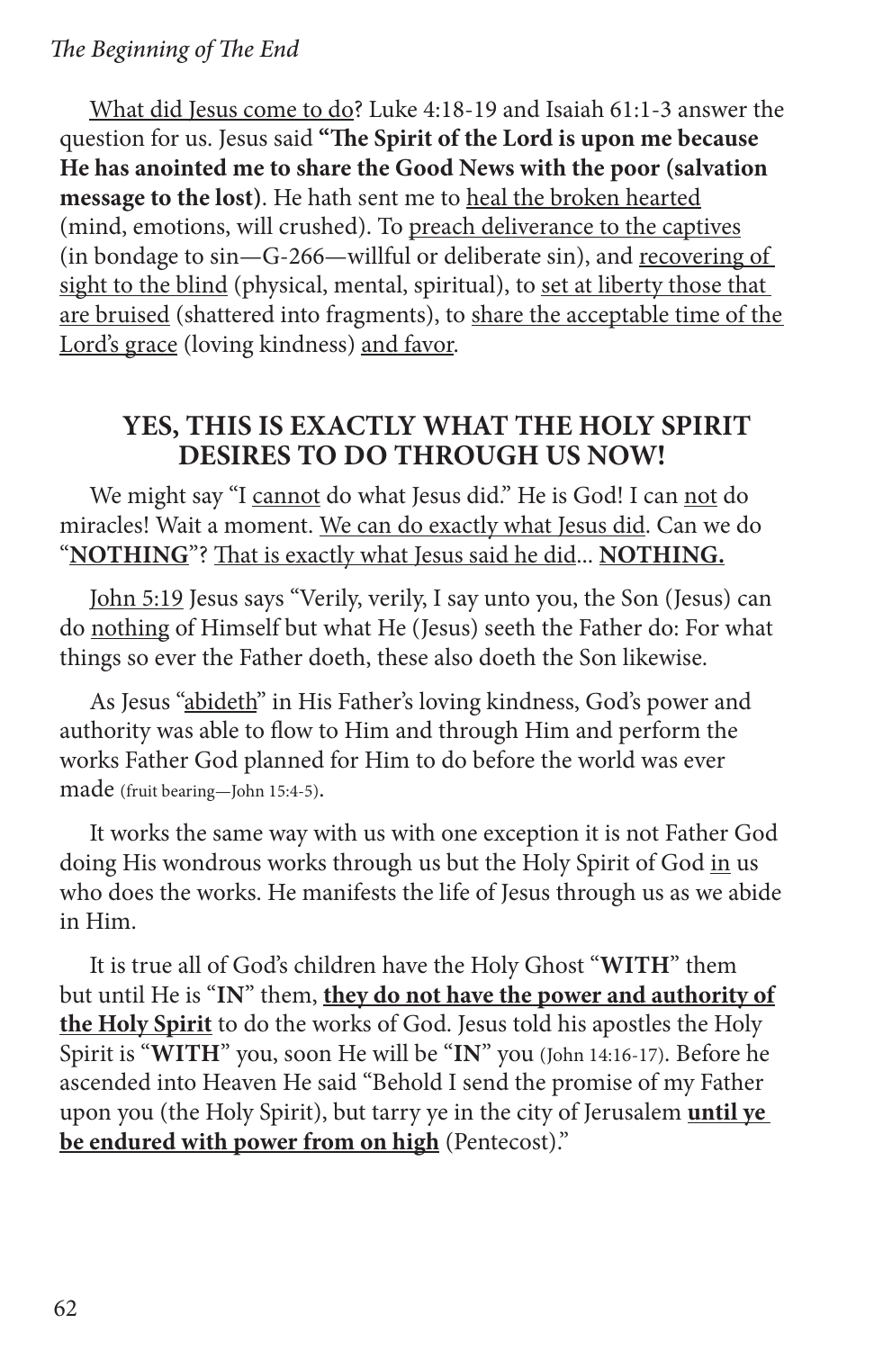<u>What did Jesus come to do</u>? Luke 4:18-19 and Isaiah 61:1-3 answer the question for us. Jesus said **"The Spirit of the Lord is upon me because He has anointed me to share the Good News with the poor (salvation message to the lost)**. He hath sent me to <u>heal the broken hearted</u> (mind, emotions, will crushed). To <u>preach deliverance to the captives</u> (in bondage to sin—G-266—willful or deliberate sin), and <u>recovering of sight to the blind</u> (physical, mental, spiritual), to <u>set at liberty those that are bruised</u> (shattered into fragments), to <u>share the acceptable time of the Lord's grace</u> (loving kindness) <u>and favor</u>.

## YES, THIS IS EXACTLY WHAT THE HOLY SPIRIT DESIRES TO DO THROUGH US NOW!

We might say "I <u>cannot</u> do what Jesus did." He is God! I can <u>not</u> do miracles! Wait a moment. <u>We can do exactly what Jesus did</u>. Can we do "<u>**NOTHING**</u>"? <u>That is exactly what Jesus said he did</u>... <u>**NOTHING.**</u>

<u>John 5:19</u> Jesus says "Verily, verily, I say unto you, the Son (Jesus) can do <u>nothing</u> of Himself but what He (Jesus) seeth the Father do: For what things so ever the Father doeth, these also doeth the Son likewise.

As Jesus "<u>abideth</u>" in His Father's loving kindness, God's power and authority was able to flow to Him and through Him and perform the works Father God planned for Him to do before the world was ever made (fruit bearing—John 15:4-5).

It works the same way with us with one exception it is not Father God doing His wondrous works through us but the Holy Spirit of God <u>in</u> us who does the works. He manifests the life of Jesus through us as we abide in Him.

It is true all of God's children have the Holy Ghost "**WITH**" them but until He is "**IN**" them, <u>**they do not have the power and authority of the Holy Spirit**</u> to do the works of God. Jesus told his apostles the Holy Spirit is "**WITH**" you, soon He will be "**IN**" you (John 14:16-17). Before he ascended into Heaven He said "Behold I send the promise of my Father upon you (the Holy Spirit), but tarry ye in the city of Jerusalem <u>**until ye be endured with power from on high**</u> (Pentecost)."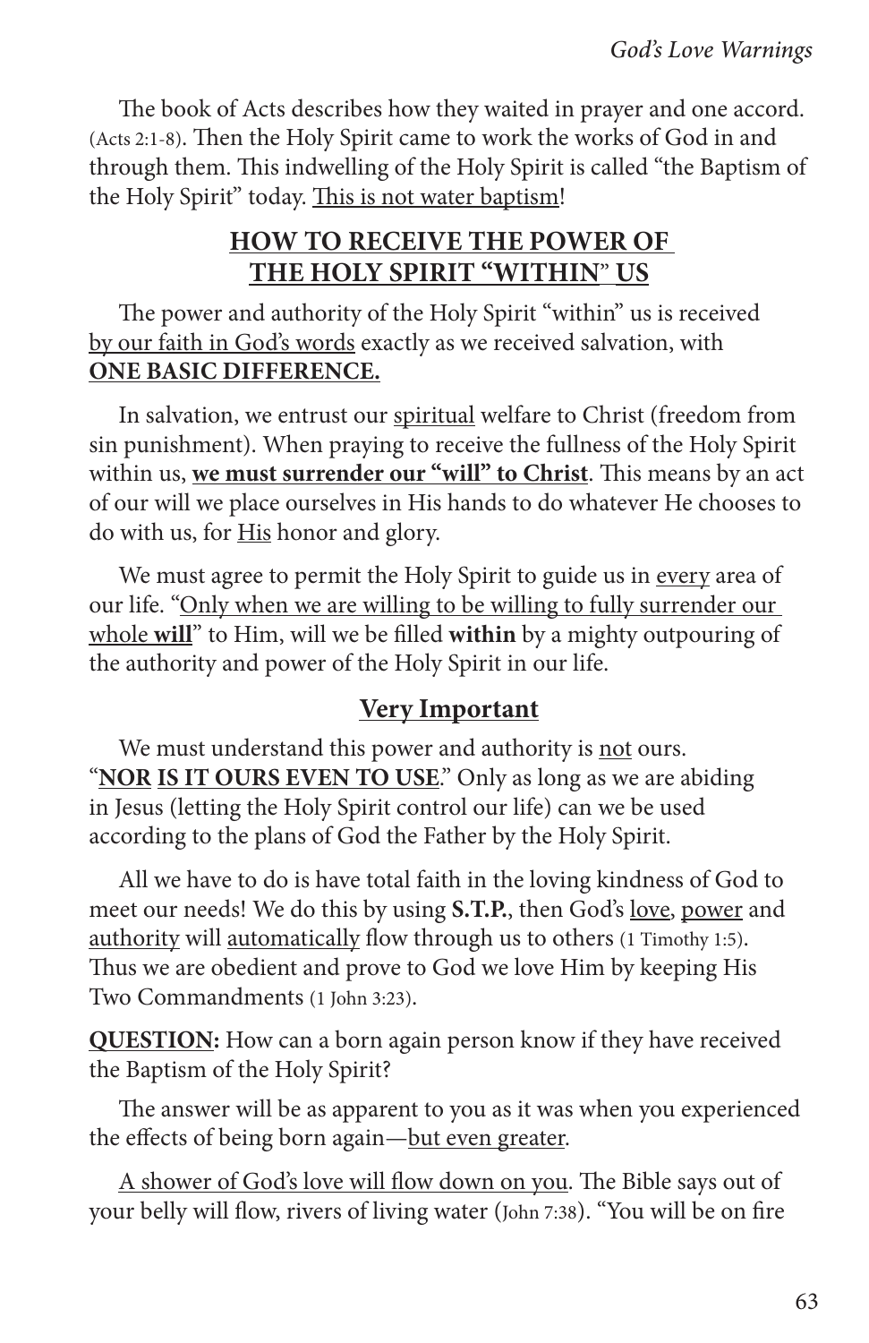The book of Acts describes how they waited in prayer and one accord. (Acts 2:1-8). Then the Holy Spirit came to work the works of God in and through them. This indwelling of the Holy Spirit is called "the Baptism of the Holy Spirit" today. <u>This is not water baptism</u>!

## <u>HOW TO RECEIVE THE POWER OF THE HOLY SPIRIT "WITHIN" US</u>

The power and authority of the Holy Spirit "within" us is received <u>by our faith in God's words</u> exactly as we received salvation, with **<u>ONE BASIC DIFFERENCE.</u>**

In salvation, we entrust our <u>spiritual</u> welfare to Christ (freedom from sin punishment). When praying to receive the fullness of the Holy Spirit within us, **<u>we must surrender our "will" to Christ</u>**. This means by an act of our will we place ourselves in His hands to do whatever He chooses to do with us, for <u>His</u> honor and glory.

We must agree to permit the Holy Spirit to guide us in <u>every</u> area of our life. "<u>Only when we are willing to be willing to fully surrender our whole **will**</u>" to Him, will we be filled **within** by a mighty outpouring of the authority and power of the Holy Spirit in our life.

### <u>Very Important</u>

We must understand this power and authority is <u>not</u> ours. "**<u>NOR IS IT OURS EVEN TO USE</u>**." Only as long as we are abiding in Jesus (letting the Holy Spirit control our life) can we be used according to the plans of God the Father by the Holy Spirit.

All we have to do is have total faith in the loving kindness of God to meet our needs! We do this by using **S.T.P.**, then God's <u>love</u>, <u>power</u> and <u>authority</u> will <u>automatically</u> flow through us to others (1 Timothy 1:5). Thus we are obedient and prove to God we love Him by keeping His Two Commandments (1 John 3:23).

**<u>QUESTION</u>:** How can a born again person know if they have received the Baptism of the Holy Spirit?

The answer will be as apparent to you as it was when you experienced the effects of being born again—<u>but even greater</u>.

<u>A shower of God's love will flow down on you</u>. The Bible says out of your belly will flow, rivers of living water (John 7:38). "You will be on fire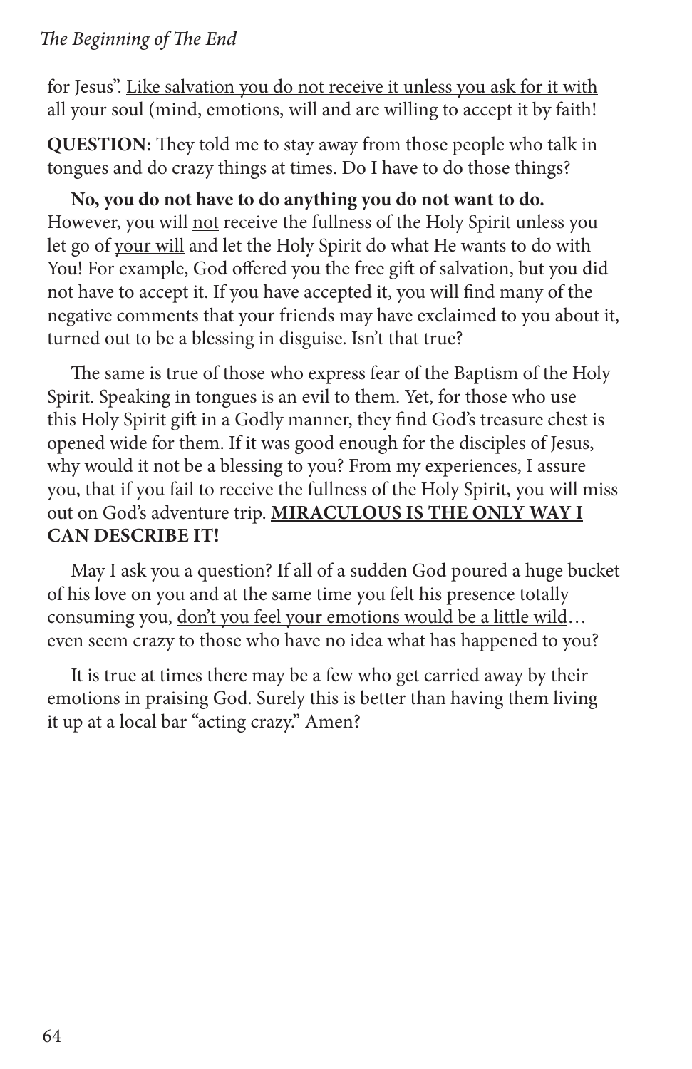for Jesus". <u>Like salvation you do not receive it unless you ask for it with all your soul</u> (mind, emotions, will and are willing to accept it <u>by faith</u>!

**<u>QUESTION:</u>** They told me to stay away from those people who talk in tongues and do crazy things at times. Do I have to do those things?

**<u>No, you do not have to do anything you do not want to do</u>.** However, you will <u>not</u> receive the fullness of the Holy Spirit unless you let go of <u>your will</u> and let the Holy Spirit do what He wants to do with You! For example, God offered you the free gift of salvation, but you did not have to accept it. If you have accepted it, you will find many of the negative comments that your friends may have exclaimed to you about it, turned out to be a blessing in disguise. Isn't that true?

The same is true of those who express fear of the Baptism of the Holy Spirit. Speaking in tongues is an evil to them. Yet, for those who use this Holy Spirit gift in a Godly manner, they find God's treasure chest is opened wide for them. If it was good enough for the disciples of Jesus, why would it not be a blessing to you? From my experiences, I assure you, that if you fail to receive the fullness of the Holy Spirit, you will miss out on God's adventure trip. **<u>MIRACULOUS IS THE ONLY WAY I CAN DESCRIBE IT</u>!**

May I ask you a question? If all of a sudden God poured a huge bucket of his love on you and at the same time you felt his presence totally consuming you, <u>don't you feel your emotions would be a little wild</u>… even seem crazy to those who have no idea what has happened to you?

It is true at times there may be a few who get carried away by their emotions in praising God. Surely this is better than having them living it up at a local bar "acting crazy." Amen?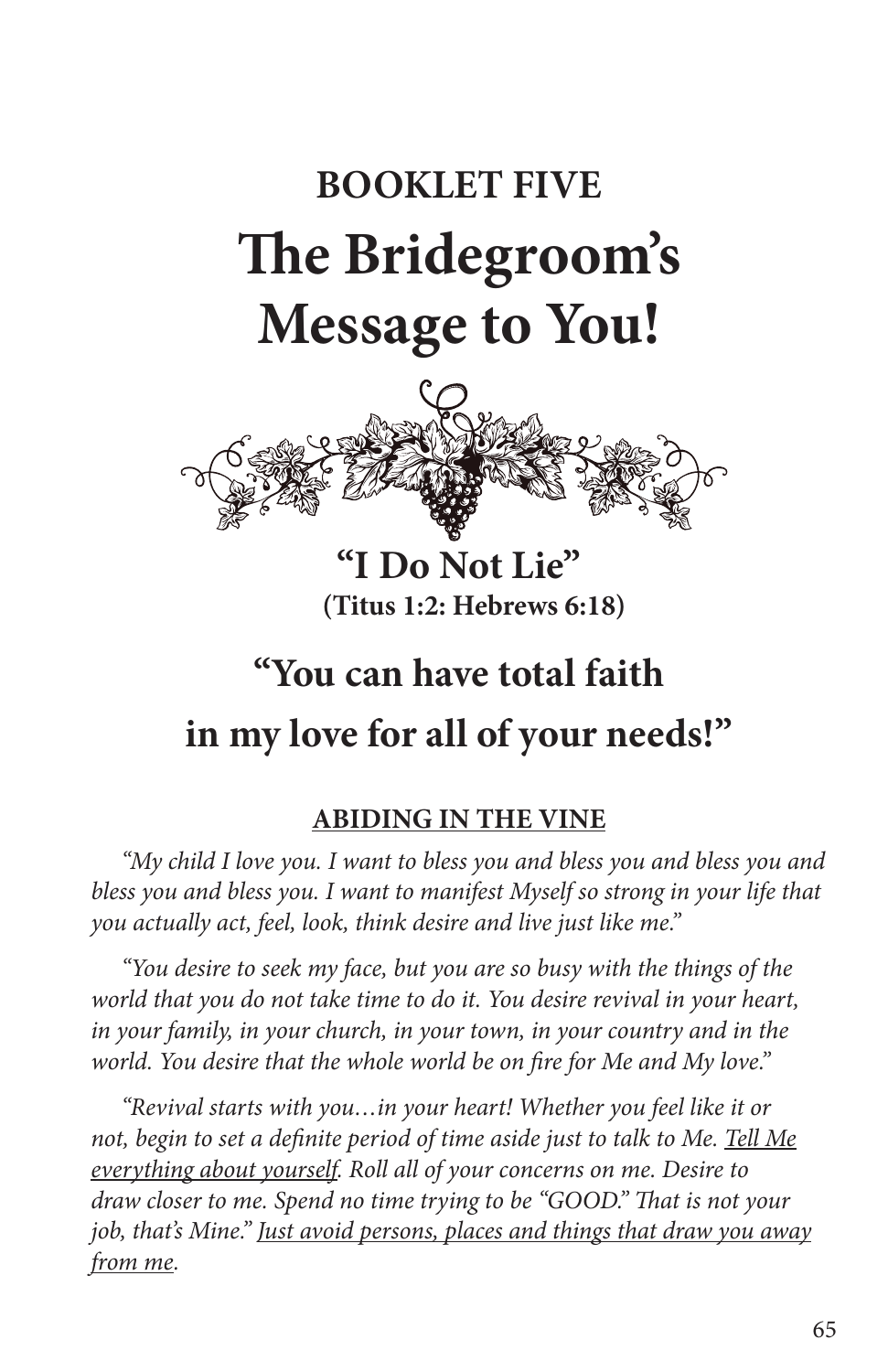# BOOKLET FIVE

# The Bridegroom's Message to You!

## "I Do Not Lie"

**(Titus 1:2: Hebrews 6:18)**

## "You can have total faith in my love for all of your needs!"

**ABIDING IN THE VINE**

*"My child I love you. I want to bless you and bless you and bless you and bless you and bless you. I want to manifest Myself so strong in your life that you actually act, feel, look, think desire and live just like me."*

*"You desire to seek my face, but you are so busy with the things of the world that you do not take time to do it. You desire revival in your heart, in your family, in your church, in your town, in your country and in the world. You desire that the whole world be on fire for Me and My love."*

*"Revival starts with you…in your heart! Whether you feel like it or not, begin to set a definite period of time aside just to talk to Me. <u>Tell Me everything about yourself</u>. Roll all of your concerns on me. Desire to draw closer to me. Spend no time trying to be "GOOD." That is not your job, that's Mine." <u>Just avoid persons, places and things that draw you away from me</u>.*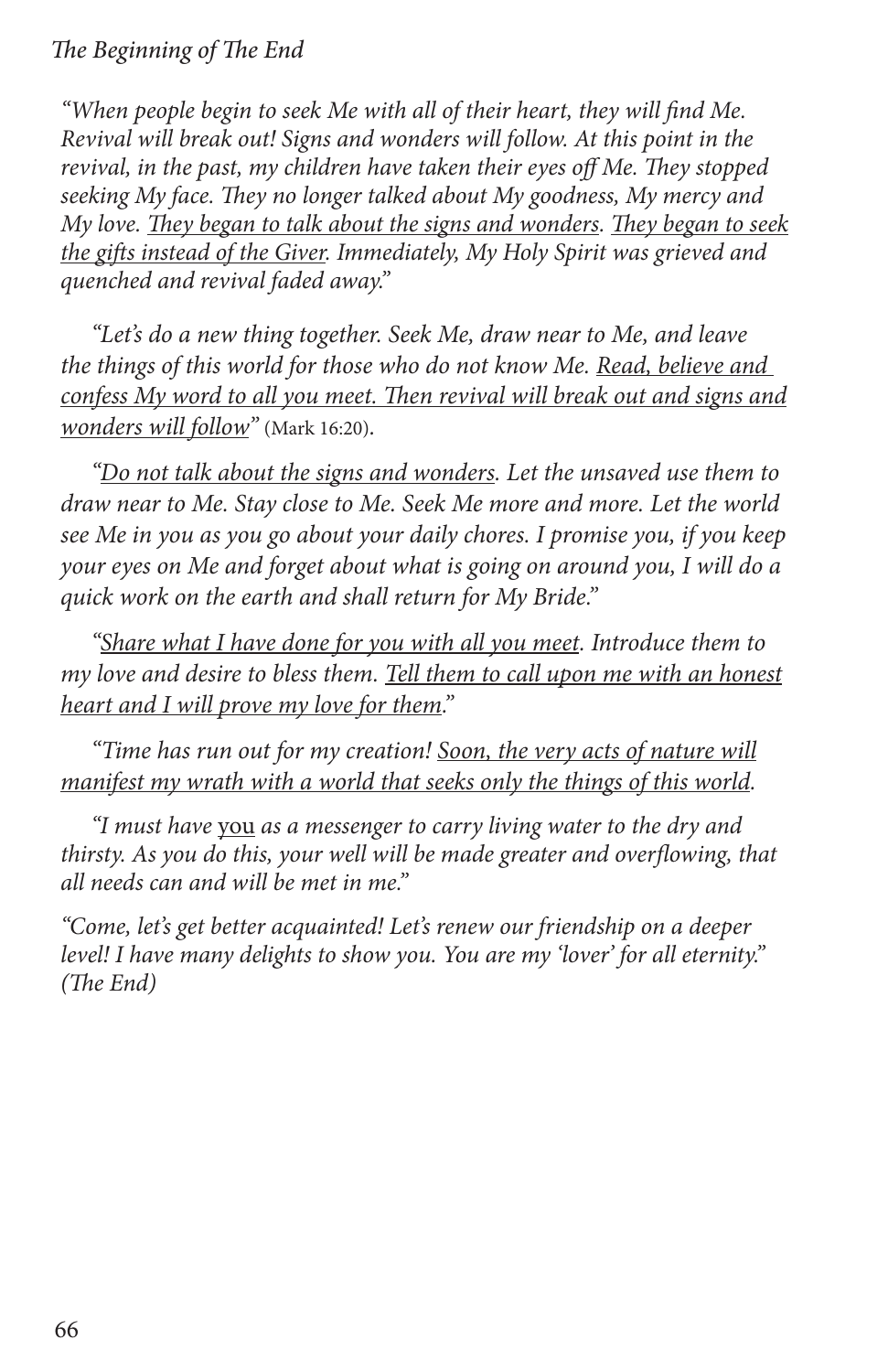*"When people begin to seek Me with all of their heart, they will find Me. Revival will break out! Signs and wonders will follow. At this point in the revival, in the past, my children have taken their eyes off Me. They stopped seeking My face. They no longer talked about My goodness, My mercy and My love. <u>They began to talk about the signs and wonders</u>. <u>They began to seek the gifts instead of the Giver</u>. Immediately, My Holy Spirit was grieved and quenched and revival faded away."*

*"Let's do a new thing together. Seek Me, draw near to Me, and leave the things of this world for those who do not know Me. <u>Read, believe and confess My word to all you meet. Then revival will break out and signs and wonders will follow</u>"* (Mark 16:20).

*"<u>Do not talk about the signs and wonders</u>. Let the unsaved use them to draw near to Me. Stay close to Me. Seek Me more and more. Let the world see Me in you as you go about your daily chores. I promise you, if you keep your eyes on Me and forget about what is going on around you, I will do a quick work on the earth and shall return for My Bride."*

*"<u>Share what I have done for you with all you meet</u>. Introduce them to my love and desire to bless them. <u>Tell them to call upon me with an honest heart and I will prove my love for them</u>."*

*"Time has run out for my creation! <u>Soon, the very acts of nature will manifest my wrath with a world that seeks only the things of this world</u>.*

*"I must have <u>you</u> as a messenger to carry living water to the dry and thirsty. As you do this, your well will be made greater and overflowing, that all needs can and will be met in me."*

*"Come, let's get better acquainted! Let's renew our friendship on a deeper level! I have many delights to show you. You are my 'lover' for all eternity." (The End)*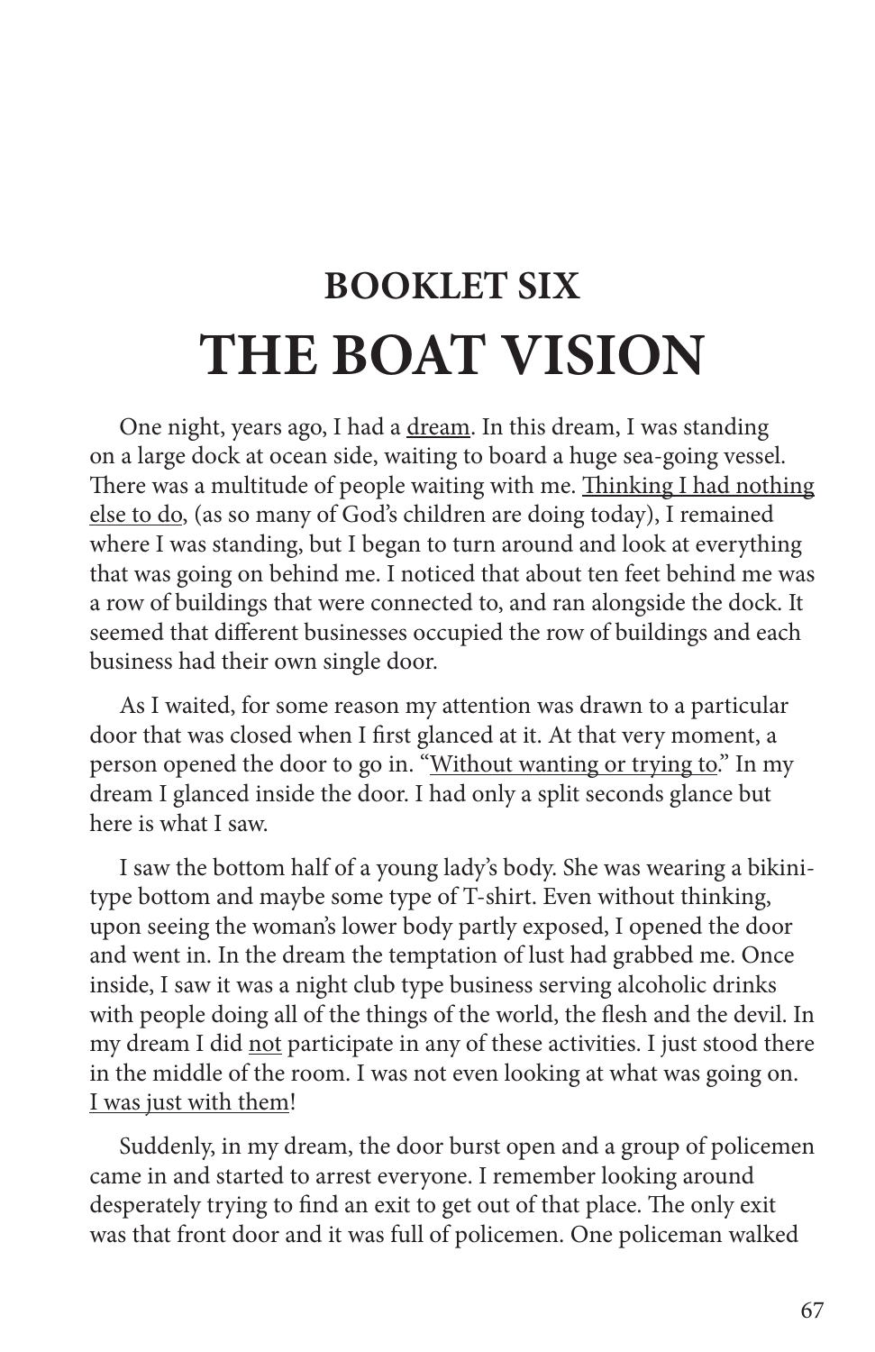# BOOKLET SIX

# THE BOAT VISION

One night, years ago, I had a <u>dream</u>. In this dream, I was standing on a large dock at ocean side, waiting to board a huge sea-going vessel. There was a multitude of people waiting with me. <u>Thinking I had nothing else to do</u>, (as so many of God's children are doing today), I remained where I was standing, but I began to turn around and look at everything that was going on behind me. I noticed that about ten feet behind me was a row of buildings that were connected to, and ran alongside the dock. It seemed that different businesses occupied the row of buildings and each business had their own single door.

As I waited, for some reason my attention was drawn to a particular door that was closed when I first glanced at it. At that very moment, a person opened the door to go in. "<u>Without wanting or trying to</u>." In my dream I glanced inside the door. I had only a split seconds glance but here is what I saw.

I saw the bottom half of a young lady's body. She was wearing a bikini-type bottom and maybe some type of T-shirt. Even without thinking, upon seeing the woman's lower body partly exposed, I opened the door and went in. In the dream the temptation of lust had grabbed me. Once inside, I saw it was a night club type business serving alcoholic drinks with people doing all of the things of the world, the flesh and the devil. In my dream I did <u>not</u> participate in any of these activities. I just stood there in the middle of the room. I was not even looking at what was going on. <u>I was just with them</u>!

Suddenly, in my dream, the door burst open and a group of policemen came in and started to arrest everyone. I remember looking around desperately trying to find an exit to get out of that place. The only exit was that front door and it was full of policemen. One policeman walked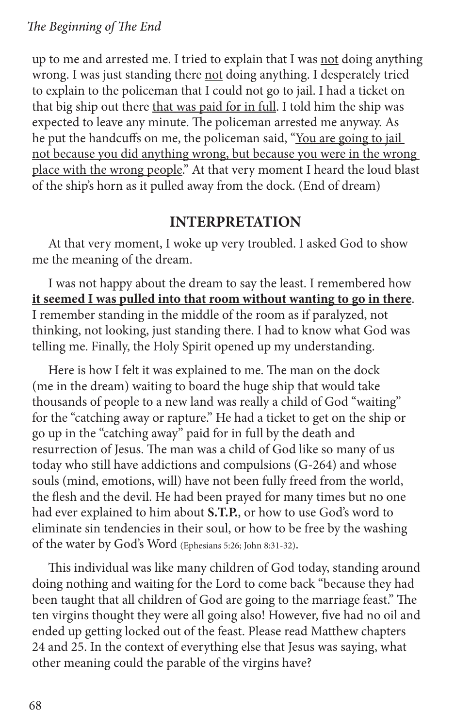up to me and arrested me. I tried to explain that I was <u>not</u> doing anything wrong. I was just standing there <u>not</u> doing anything. I desperately tried to explain to the policeman that I could not go to jail. I had a ticket on that big ship out there <u>that was paid for in full</u>. I told him the ship was expected to leave any minute. The policeman arrested me anyway. As he put the handcuffs on me, the policeman said, "<u>You are going to jail not because you did anything wrong, but because you were in the wrong place with the wrong people</u>." At that very moment I heard the loud blast of the ship's horn as it pulled away from the dock. (End of dream)

## INTERPRETATION

At that very moment, I woke up very troubled. I asked God to show me the meaning of the dream.

I was not happy about the dream to say the least. I remembered how **<u>it seemed I was pulled into that room without wanting to go in there</u>**. I remember standing in the middle of the room as if paralyzed, not thinking, not looking, just standing there. I had to know what God was telling me. Finally, the Holy Spirit opened up my understanding.

Here is how I felt it was explained to me. The man on the dock (me in the dream) waiting to board the huge ship that would take thousands of people to a new land was really a child of God "waiting" for the "catching away or rapture." He had a ticket to get on the ship or go up in the "catching away" paid for in full by the death and resurrection of Jesus. The man was a child of God like so many of us today who still have addictions and compulsions (G-264) and whose souls (mind, emotions, will) have not been fully freed from the world, the flesh and the devil. He had been prayed for many times but no one had ever explained to him about **S.T.P.**, or how to use God's word to eliminate sin tendencies in their soul, or how to be free by the washing of the water by God's Word (Ephesians 5:26; John 8:31-32).

This individual was like many children of God today, standing around doing nothing and waiting for the Lord to come back "because they had been taught that all children of God are going to the marriage feast." The ten virgins thought they were all going also! However, five had no oil and ended up getting locked out of the feast. Please read Matthew chapters 24 and 25. In the context of everything else that Jesus was saying, what other meaning could the parable of the virgins have?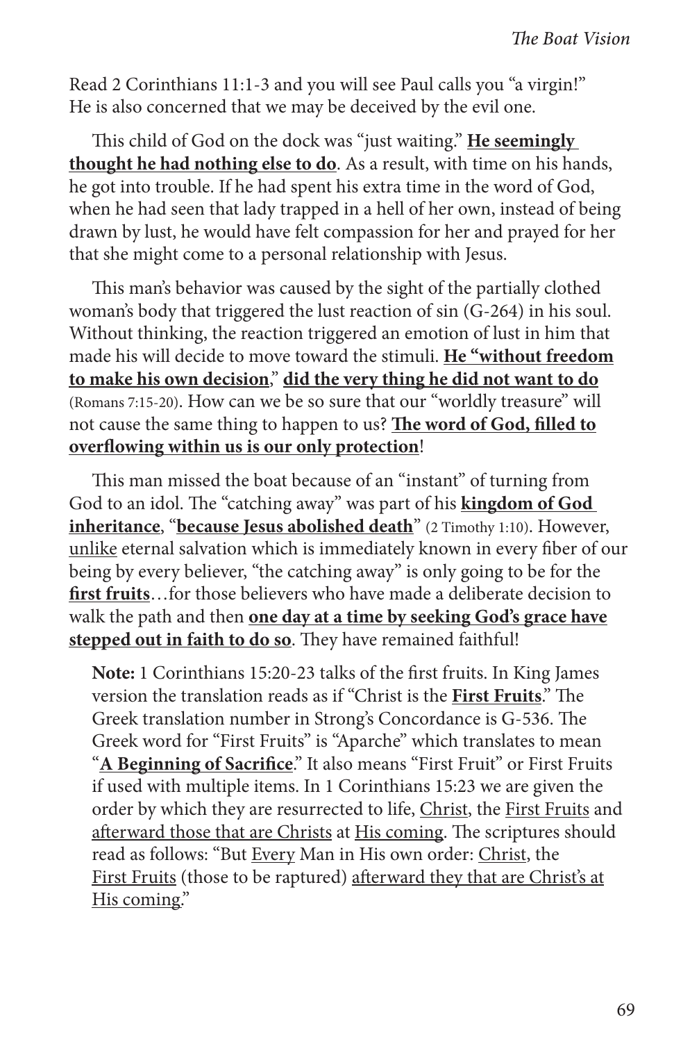Read 2 Corinthians 11:1-3 and you will see Paul calls you "a virgin!" He is also concerned that we may be deceived by the evil one.

This child of God on the dock was "just waiting." **<u>He seemingly thought he had nothing else to do</u>**. As a result, with time on his hands, he got into trouble. If he had spent his extra time in the word of God, when he had seen that lady trapped in a hell of her own, instead of being drawn by lust, he would have felt compassion for her and prayed for her that she might come to a personal relationship with Jesus.

This man's behavior was caused by the sight of the partially clothed woman's body that triggered the lust reaction of sin (G-264) in his soul. Without thinking, the reaction triggered an emotion of lust in him that made his will decide to move toward the stimuli. **<u>He "without freedom to make his own decision</u>**," **<u>did the very thing he did not want to do</u>** (Romans 7:15-20). How can we be so sure that our "worldly treasure" will not cause the same thing to happen to us? **<u>The word of God, filled to overflowing within us is our only protection</u>**!

This man missed the boat because of an "instant" of turning from God to an idol. The "catching away" was part of his **<u>kingdom of God inheritance</u>**, "**<u>because Jesus abolished death</u>**" (2 Timothy 1:10). However, <u>unlike</u> eternal salvation which is immediately known in every fiber of our being by every believer, "the catching away" is only going to be for the **<u>first fruits</u>**…for those believers who have made a deliberate decision to walk the path and then **<u>one day at a time by seeking God's grace have stepped out in faith to do so</u>**. They have remained faithful!

**Note:** 1 Corinthians 15:20-23 talks of the first fruits. In King James version the translation reads as if "Christ is the **<u>First Fruits</u>**." The Greek translation number in Strong's Concordance is G-536. The Greek word for "First Fruits" is "Aparche" which translates to mean "**<u>A Beginning of Sacrifice</u>**." It also means "First Fruit" or First Fruits if used with multiple items. In 1 Corinthians 15:23 we are given the order by which they are resurrected to life, <u>Christ</u>, the <u>First Fruits</u> and <u>afterward those that are Christs</u> at <u>His coming</u>. The scriptures should read as follows: "But <u>Every</u> Man in His own order: <u>Christ</u>, the <u>First Fruits</u> (those to be raptured) <u>afterward they that are Christ's at His coming</u>."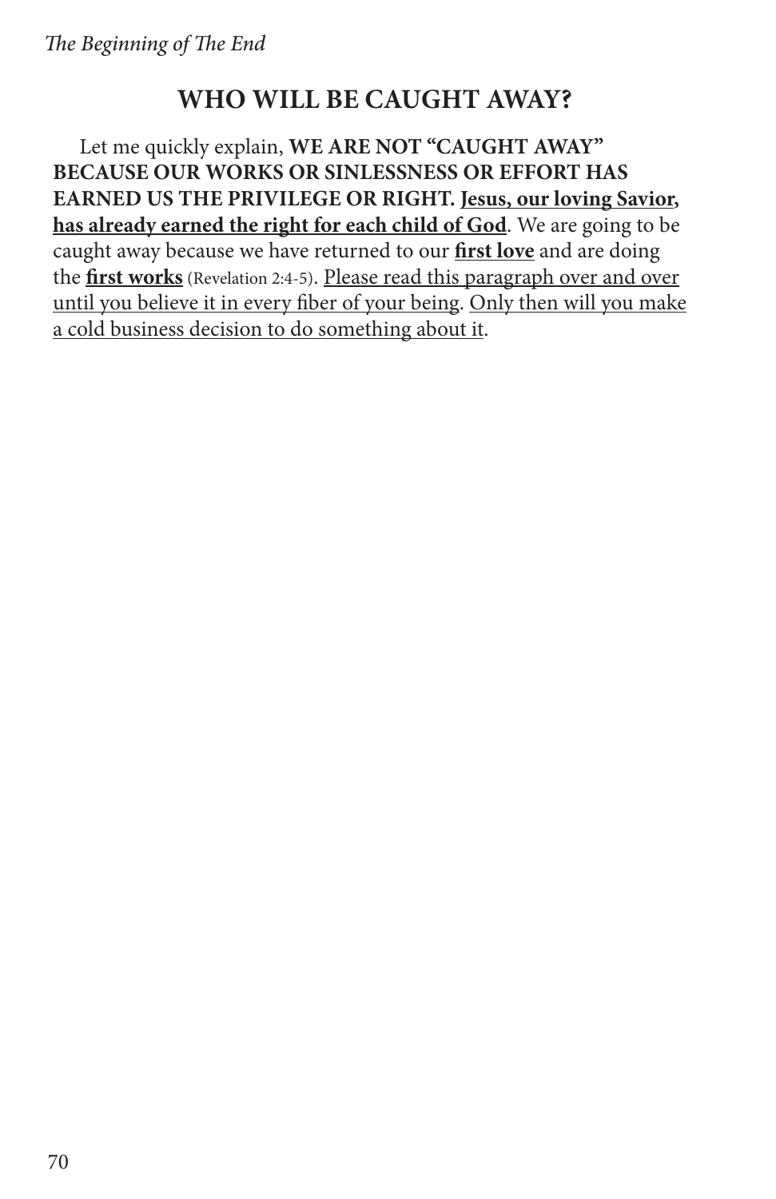## WHO WILL BE CAUGHT AWAY?

Let me quickly explain, **WE ARE NOT "CAUGHT AWAY" BECAUSE OUR WORKS OR SINLESSNESS OR EFFORT HAS EARNED US THE PRIVILEGE OR RIGHT.** <u>**Jesus, our loving Savior, has already earned the right for each child of God**</u>. We are going to be caught away because we have returned to our <u>**first love**</u> and are doing the <u>**first works**</u> (Revelation 2:4-5). <u>Please read this paragraph over and over until you believe it in every fiber of your being</u>. <u>Only then will you make a cold business decision to do something about it</u>.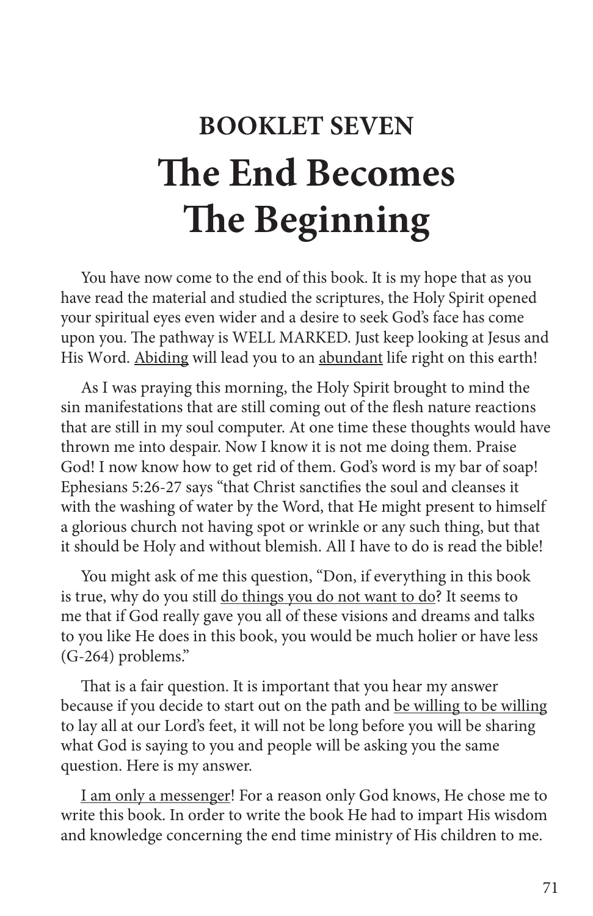# BOOKLET SEVEN
# The End Becomes The Beginning

You have now come to the end of this book. It is my hope that as you have read the material and studied the scriptures, the Holy Spirit opened your spiritual eyes even wider and a desire to seek God's face has come upon you. The pathway is WELL MARKED. Just keep looking at Jesus and His Word. <u>Abiding</u> will lead you to an <u>abundant</u> life right on this earth!

As I was praying this morning, the Holy Spirit brought to mind the sin manifestations that are still coming out of the flesh nature reactions that are still in my soul computer. At one time these thoughts would have thrown me into despair. Now I know it is not me doing them. Praise God! I now know how to get rid of them. God's word is my bar of soap! Ephesians 5:26-27 says "that Christ sanctifies the soul and cleanses it with the washing of water by the Word, that He might present to himself a glorious church not having spot or wrinkle or any such thing, but that it should be Holy and without blemish. All I have to do is read the bible!

You might ask of me this question, "Don, if everything in this book is true, why do you still <u>do things you do not want to do</u>? It seems to me that if God really gave you all of these visions and dreams and talks to you like He does in this book, you would be much holier or have less (G-264) problems."

That is a fair question. It is important that you hear my answer because if you decide to start out on the path and <u>be willing to be willing</u> to lay all at our Lord's feet, it will not be long before you will be sharing what God is saying to you and people will be asking you the same question. Here is my answer.

<u>I am only a messenger</u>! For a reason only God knows, He chose me to write this book. In order to write the book He had to impart His wisdom and knowledge concerning the end time ministry of His children to me.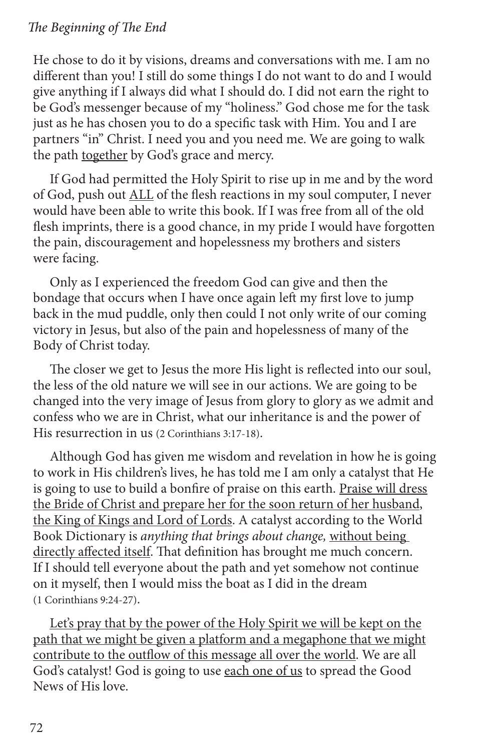He chose to do it by visions, dreams and conversations with me. I am no different than you! I still do some things I do not want to do and I would give anything if I always did what I should do. I did not earn the right to be God's messenger because of my "holiness." God chose me for the task just as he has chosen you to do a specific task with Him. You and I are partners "in" Christ. I need you and you need me. We are going to walk the path <u>together</u> by God's grace and mercy.

If God had permitted the Holy Spirit to rise up in me and by the word of God, push out <u>ALL</u> of the flesh reactions in my soul computer, I never would have been able to write this book. If I was free from all of the old flesh imprints, there is a good chance, in my pride I would have forgotten the pain, discouragement and hopelessness my brothers and sisters were facing.

Only as I experienced the freedom God can give and then the bondage that occurs when I have once again left my first love to jump back in the mud puddle, only then could I not only write of our coming victory in Jesus, but also of the pain and hopelessness of many of the Body of Christ today.

The closer we get to Jesus the more His light is reflected into our soul, the less of the old nature we will see in our actions. We are going to be changed into the very image of Jesus from glory to glory as we admit and confess who we are in Christ, what our inheritance is and the power of His resurrection in us (2 Corinthians 3:17-18).

Although God has given me wisdom and revelation in how he is going to work in His children's lives, he has told me I am only a catalyst that He is going to use to build a bonfire of praise on this earth. <u>Praise will dress the Bride of Christ and prepare her for the soon return of her husband, the King of Kings and Lord of Lords</u>. A catalyst according to the World Book Dictionary is *anything that brings about change,* <u>without being directly affected itself</u>. That definition has brought me much concern. If I should tell everyone about the path and yet somehow not continue on it myself, then I would miss the boat as I did in the dream (1 Corinthians 9:24-27).

<u>Let's pray that by the power of the Holy Spirit we will be kept on the path that we might be given a platform and a megaphone that we might contribute to the outflow of this message all over the world</u>. We are all God's catalyst! God is going to use <u>each one of us</u> to spread the Good News of His love.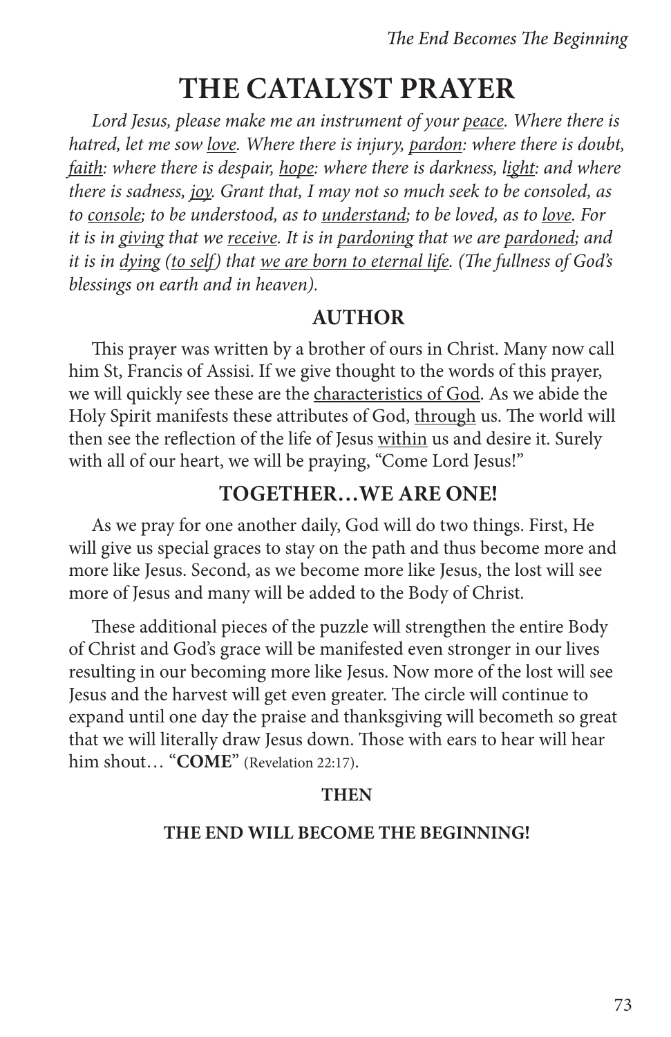# THE CATALYST PRAYER

*Lord Jesus, please make me an instrument of your <u>peace</u>. Where there is hatred, let me sow <u>love</u>. Where there is injury, <u>pardon</u>: where there is doubt, <u>faith</u>: where there is despair, <u>hope</u>: where there is darkness, <u>light</u>: and where there is sadness, <u>joy</u>. Grant that, I may not so much seek to be consoled, as to <u>console</u>; to be understood, as to <u>understand</u>; to be loved, as to <u>love</u>. For it is in <u>giving</u> that we <u>receive</u>. It is in <u>pardoning</u> that we are <u>pardoned</u>; and it is in <u>dying</u> (<u>to self</u>) that <u>we are born to eternal life</u>. (The fullness of God's blessings on earth and in heaven).*

## AUTHOR

This prayer was written by a brother of ours in Christ. Many now call him St, Francis of Assisi. If we give thought to the words of this prayer, we will quickly see these are the <u>characteristics of God</u>. As we abide the Holy Spirit manifests these attributes of God, <u>through</u> us. The world will then see the reflection of the life of Jesus <u>within</u> us and desire it. Surely with all of our heart, we will be praying, "Come Lord Jesus!"

## TOGETHER…WE ARE ONE!

As we pray for one another daily, God will do two things. First, He will give us special graces to stay on the path and thus become more and more like Jesus. Second, as we become more like Jesus, the lost will see more of Jesus and many will be added to the Body of Christ.

These additional pieces of the puzzle will strengthen the entire Body of Christ and God's grace will be manifested even stronger in our lives resulting in our becoming more like Jesus. Now more of the lost will see Jesus and the harvest will get even greater. The circle will continue to expand until one day the praise and thanksgiving will becometh so great that we will literally draw Jesus down. Those with ears to hear will hear him shout… "**COME**" (Revelation 22:17).

**THEN**

**THE END WILL BECOME THE BEGINNING!**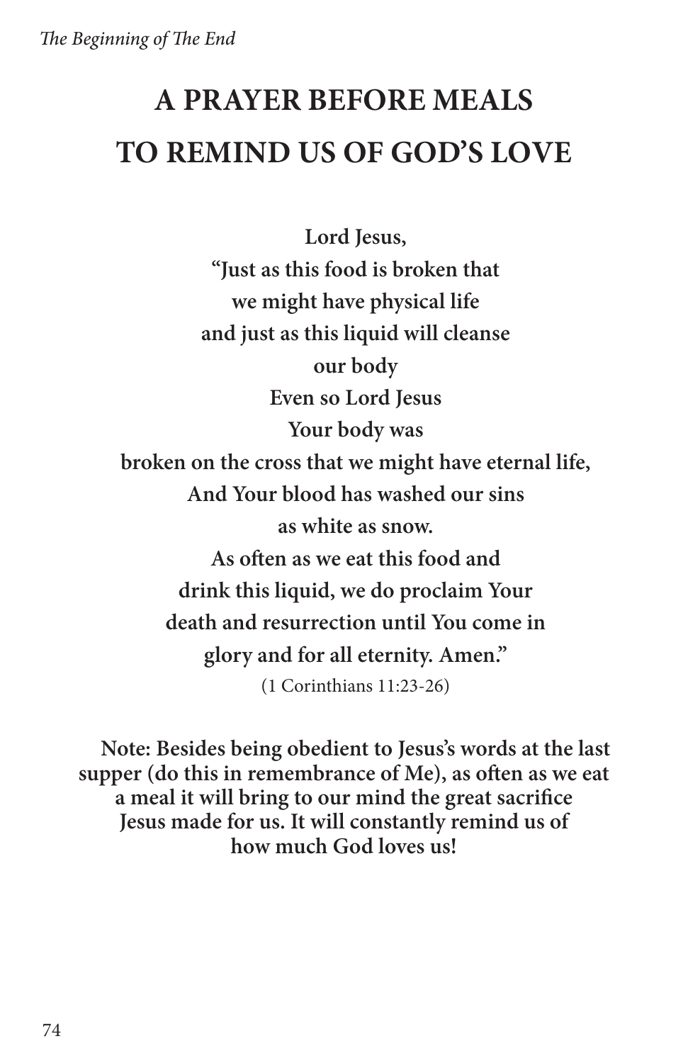# A PRAYER BEFORE MEALS TO REMIND US OF GOD'S LOVE

**Lord Jesus,**
**"Just as this food is broken that**
**we might have physical life**
**and just as this liquid will cleanse**
**our body**
**Even so Lord Jesus**
**Your body was**
**broken on the cross that we might have eternal life,**
**And Your blood has washed our sins**
**as white as snow.**
**As often as we eat this food and**
**drink this liquid, we do proclaim Your**
**death and resurrection until You come in**
**glory and for all eternity. Amen."**
(1 Corinthians 11:23-26)

**Note: Besides being obedient to Jesus's words at the last supper (do this in remembrance of Me), as often as we eat a meal it will bring to our mind the great sacrifice Jesus made for us. It will constantly remind us of how much God loves us!**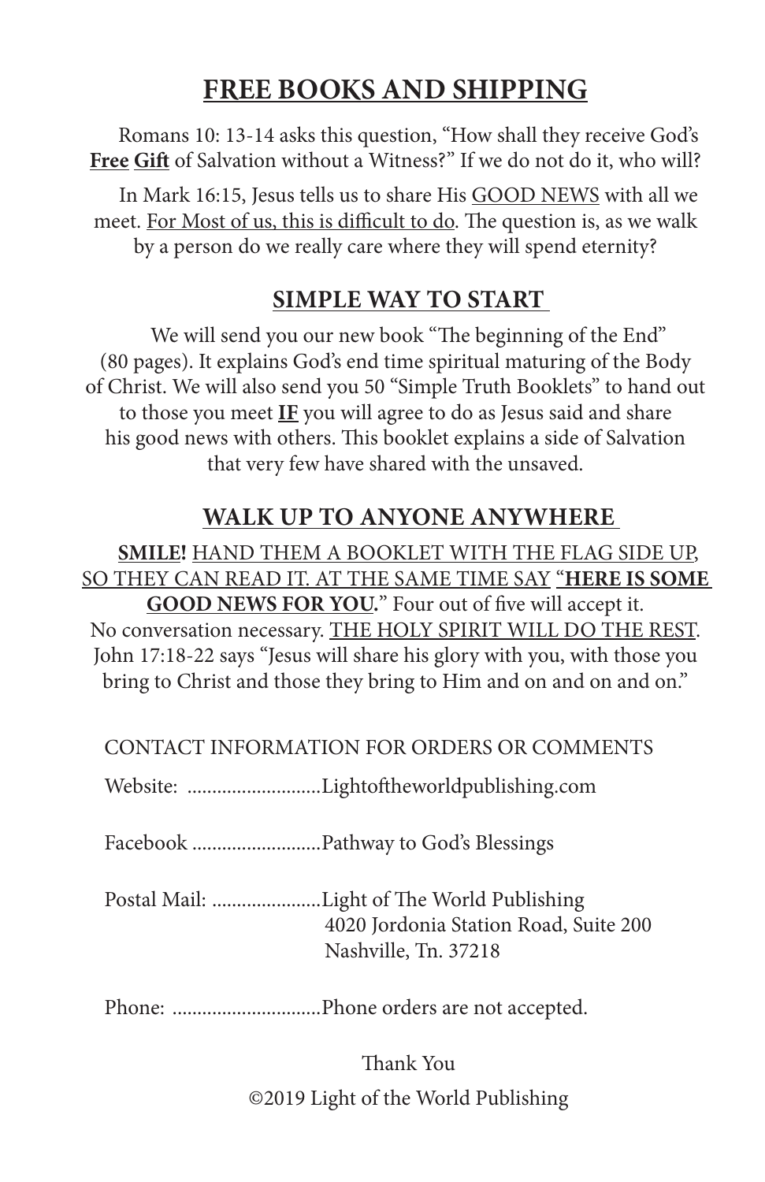## FREE BOOKS AND SHIPPING

Romans 10: 13-14 asks this question, "How shall they receive God's **Free Gift** of Salvation without a Witness?" If we do not do it, who will?

In Mark 16:15, Jesus tells us to share His GOOD NEWS with all we meet. For Most of us, this is difficult to do. The question is, as we walk by a person do we really care where they will spend eternity?

## SIMPLE WAY TO START

We will send you our new book "The beginning of the End" (80 pages). It explains God's end time spiritual maturing of the Body of Christ. We will also send you 50 "Simple Truth Booklets" to hand out to those you meet **IF** you will agree to do as Jesus said and share his good news with others. This booklet explains a side of Salvation that very few have shared with the unsaved.

## WALK UP TO ANYONE ANYWHERE

**SMILE!** HAND THEM A BOOKLET WITH THE FLAG SIDE UP, SO THEY CAN READ IT. AT THE SAME TIME SAY "**HERE IS SOME GOOD NEWS FOR YOU.**" Four out of five will accept it. No conversation necessary. THE HOLY SPIRIT WILL DO THE REST. John 17:18-22 says "Jesus will share his glory with you, with those you bring to Christ and those they bring to Him and on and on and on."

CONTACT INFORMATION FOR ORDERS OR COMMENTS

Website: ...........................Lightoftheworldpublishing.com

Facebook ..........................Pathway to God's Blessings

Postal Mail: ......................Light of The World Publishing
4020 Jordonia Station Road, Suite 200
Nashville, Tn. 37218

Phone: ..............................Phone orders are not accepted.

Thank You

©2019 Light of the World Publishing